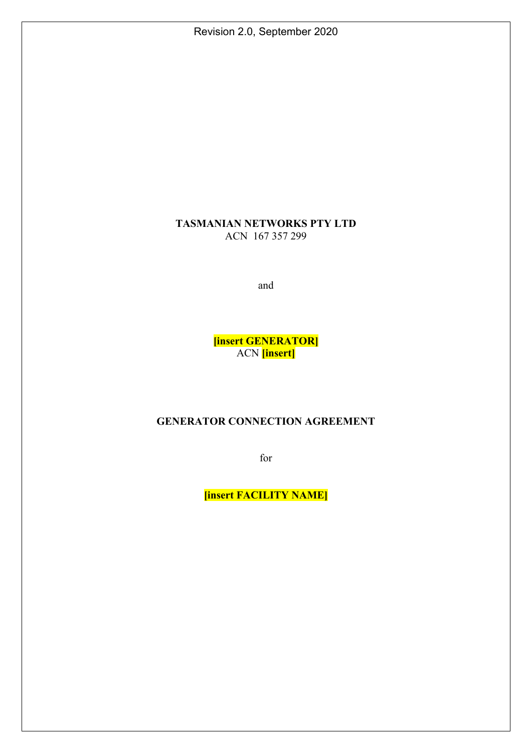Revision 2.0, September 2020

**TASMANIAN NETWORKS PTY LTD**
ACN 167 357 299

and

**[insert GENERATOR]**
ACN **[insert]**

**GENERATOR CONNECTION AGREEMENT**

for

**[insert FACILITY NAME]**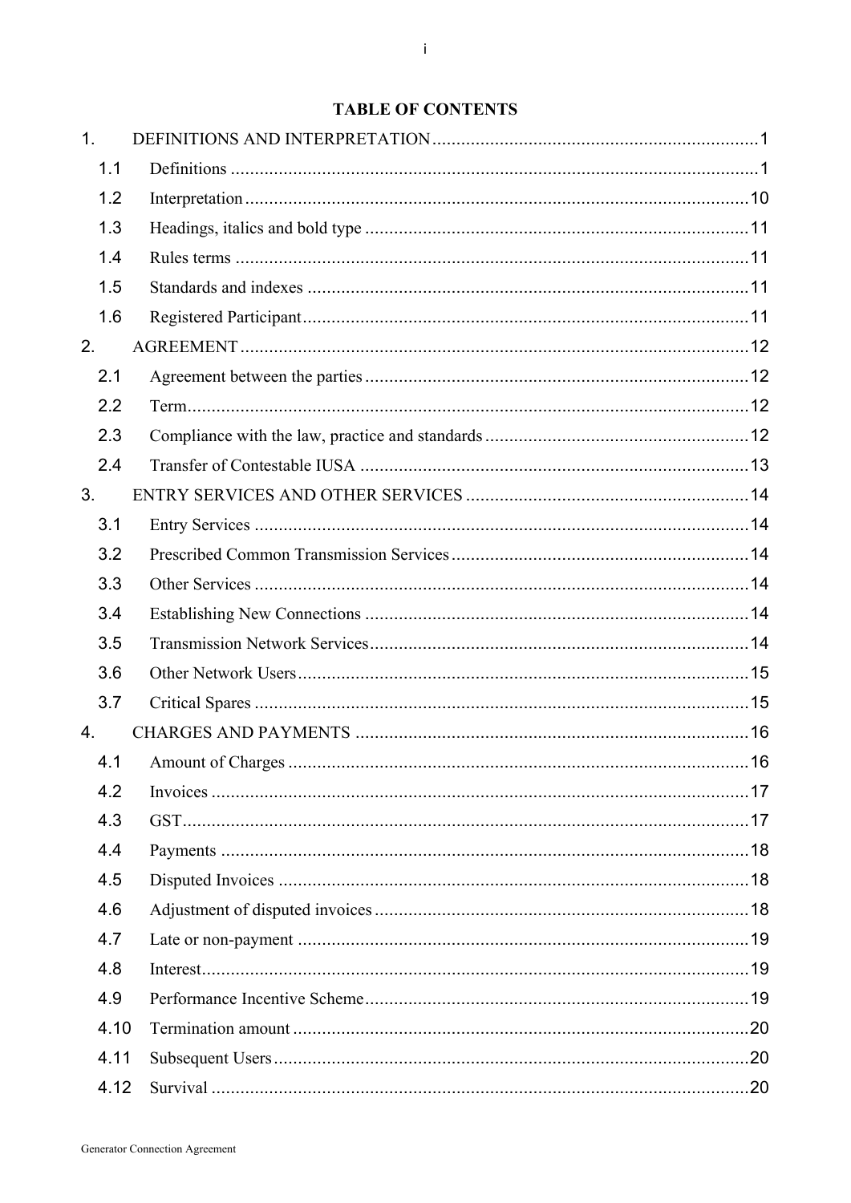**TABLE OF CONTENTS**

1. DEFINITIONS AND INTERPRETATION ..... 1
   - 1.1 Definitions ..... 1
   - 1.2 Interpretation ..... 10
   - 1.3 Headings, italics and bold type ..... 11
   - 1.4 Rules terms ..... 11
   - 1.5 Standards and indexes ..... 11
   - 1.6 Registered Participant ..... 11
2. AGREEMENT ..... 12
   - 2.1 Agreement between the parties ..... 12
   - 2.2 Term ..... 12
   - 2.3 Compliance with the law, practice and standards ..... 12
   - 2.4 Transfer of Contestable IUSA ..... 13
3. ENTRY SERVICES AND OTHER SERVICES ..... 14
   - 3.1 Entry Services ..... 14
   - 3.2 Prescribed Common Transmission Services ..... 14
   - 3.3 Other Services ..... 14
   - 3.4 Establishing New Connections ..... 14
   - 3.5 Transmission Network Services ..... 14
   - 3.6 Other Network Users ..... 15
   - 3.7 Critical Spares ..... 15
4. CHARGES AND PAYMENTS ..... 16
   - 4.1 Amount of Charges ..... 16
   - 4.2 Invoices ..... 17
   - 4.3 GST ..... 17
   - 4.4 Payments ..... 18
   - 4.5 Disputed Invoices ..... 18
   - 4.6 Adjustment of disputed invoices ..... 18
   - 4.7 Late or non-payment ..... 19
   - 4.8 Interest ..... 19
   - 4.9 Performance Incentive Scheme ..... 19
   - 4.10 Termination amount ..... 20
   - 4.11 Subsequent Users ..... 20
   - 4.12 Survival ..... 20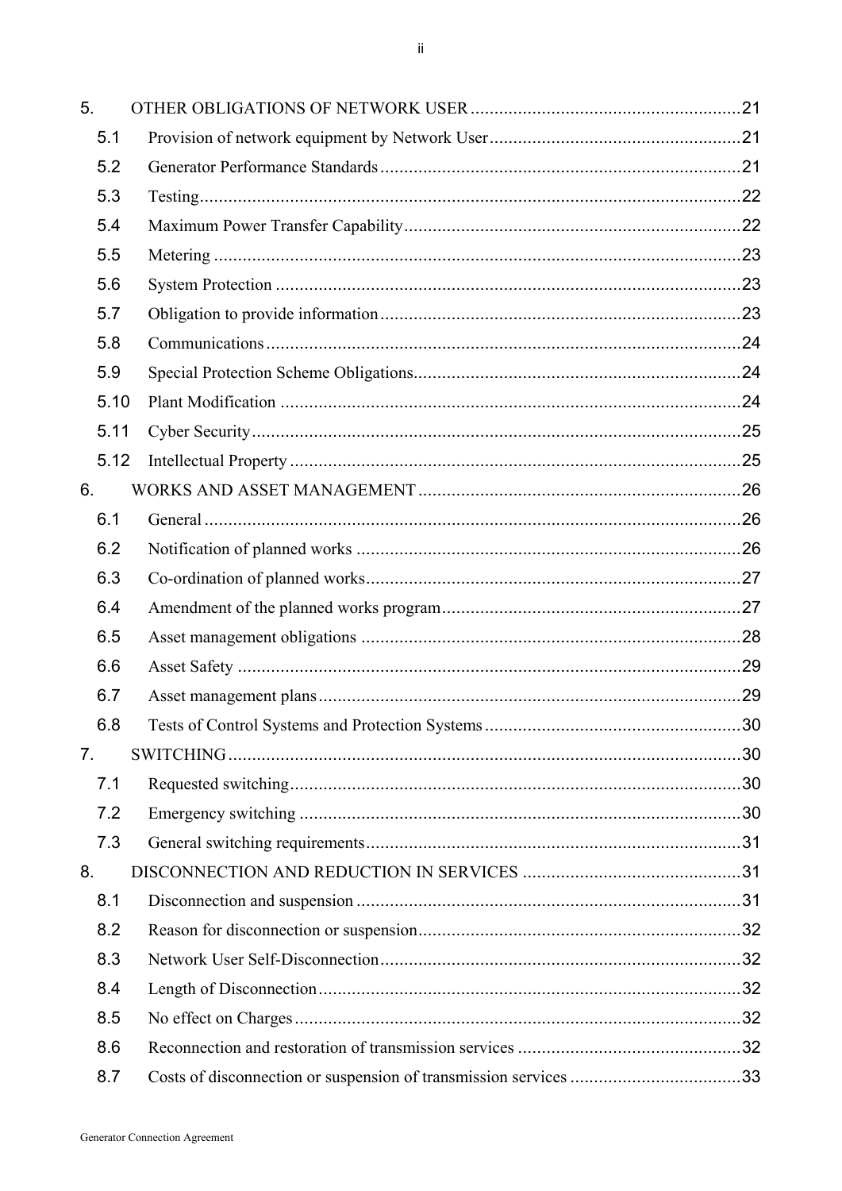| | | |
|---|---|---|
| 5. | OTHER OBLIGATIONS OF NETWORK USER | 21 |
| 5.1 | Provision of network equipment by Network User | 21 |
| 5.2 | Generator Performance Standards | 21 |
| 5.3 | Testing | 22 |
| 5.4 | Maximum Power Transfer Capability | 22 |
| 5.5 | Metering | 23 |
| 5.6 | System Protection | 23 |
| 5.7 | Obligation to provide information | 23 |
| 5.8 | Communications | 24 |
| 5.9 | Special Protection Scheme Obligations | 24 |
| 5.10 | Plant Modification | 24 |
| 5.11 | Cyber Security | 25 |
| 5.12 | Intellectual Property | 25 |
| 6. | WORKS AND ASSET MANAGEMENT | 26 |
| 6.1 | General | 26 |
| 6.2 | Notification of planned works | 26 |
| 6.3 | Co-ordination of planned works | 27 |
| 6.4 | Amendment of the planned works program | 27 |
| 6.5 | Asset management obligations | 28 |
| 6.6 | Asset Safety | 29 |
| 6.7 | Asset management plans | 29 |
| 6.8 | Tests of Control Systems and Protection Systems | 30 |
| 7. | SWITCHING | 30 |
| 7.1 | Requested switching | 30 |
| 7.2 | Emergency switching | 30 |
| 7.3 | General switching requirements | 31 |
| 8. | DISCONNECTION AND REDUCTION IN SERVICES | 31 |
| 8.1 | Disconnection and suspension | 31 |
| 8.2 | Reason for disconnection or suspension | 32 |
| 8.3 | Network User Self-Disconnection | 32 |
| 8.4 | Length of Disconnection | 32 |
| 8.5 | No effect on Charges | 32 |
| 8.6 | Reconnection and restoration of transmission services | 32 |
| 8.7 | Costs of disconnection or suspension of transmission services | 33 |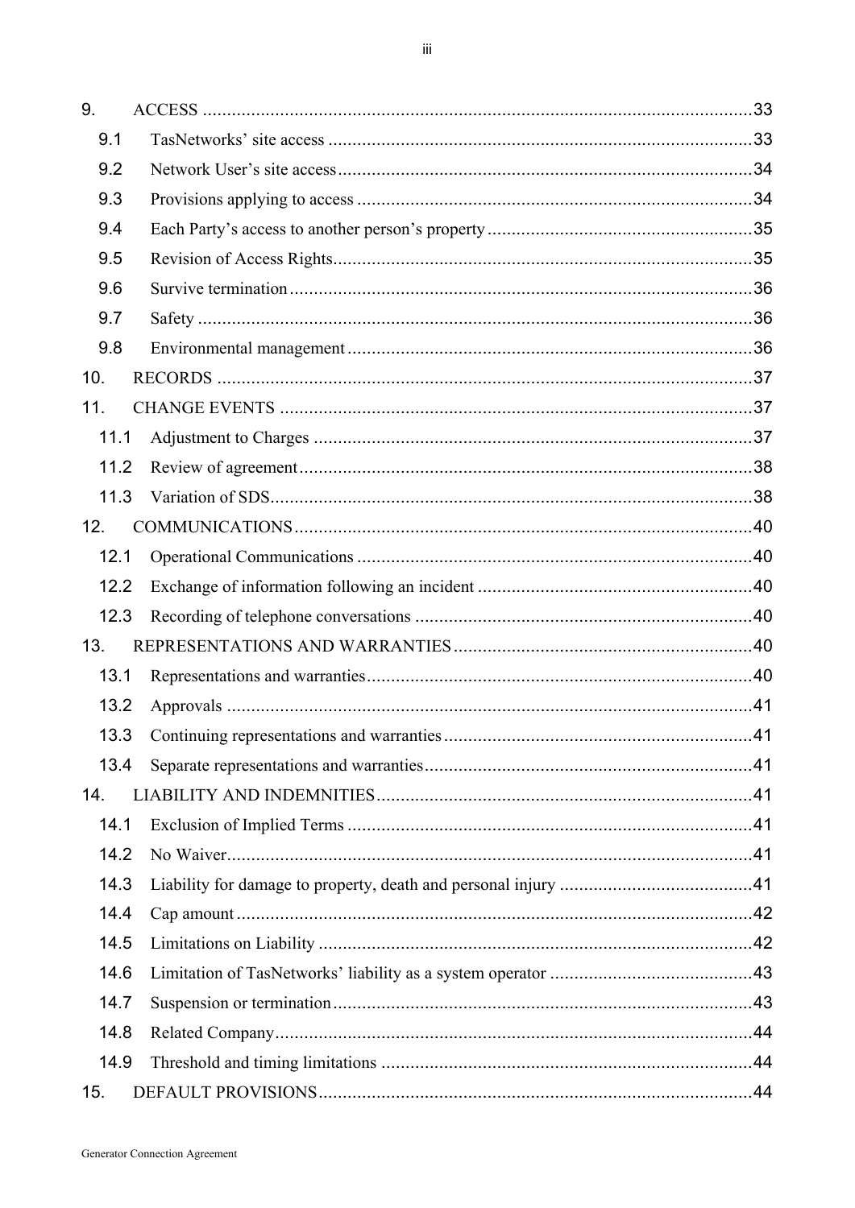| | | |
|---|---|---|
| 9. | ACCESS | 33 |
| 9.1 | TasNetworks' site access | 33 |
| 9.2 | Network User's site access | 34 |
| 9.3 | Provisions applying to access | 34 |
| 9.4 | Each Party's access to another person's property | 35 |
| 9.5 | Revision of Access Rights | 35 |
| 9.6 | Survive termination | 36 |
| 9.7 | Safety | 36 |
| 9.8 | Environmental management | 36 |
| 10. | RECORDS | 37 |
| 11. | CHANGE EVENTS | 37 |
| 11.1 | Adjustment to Charges | 37 |
| 11.2 | Review of agreement | 38 |
| 11.3 | Variation of SDS | 38 |
| 12. | COMMUNICATIONS | 40 |
| 12.1 | Operational Communications | 40 |
| 12.2 | Exchange of information following an incident | 40 |
| 12.3 | Recording of telephone conversations | 40 |
| 13. | REPRESENTATIONS AND WARRANTIES | 40 |
| 13.1 | Representations and warranties | 40 |
| 13.2 | Approvals | 41 |
| 13.3 | Continuing representations and warranties | 41 |
| 13.4 | Separate representations and warranties | 41 |
| 14. | LIABILITY AND INDEMNITIES | 41 |
| 14.1 | Exclusion of Implied Terms | 41 |
| 14.2 | No Waiver | 41 |
| 14.3 | Liability for damage to property, death and personal injury | 41 |
| 14.4 | Cap amount | 42 |
| 14.5 | Limitations on Liability | 42 |
| 14.6 | Limitation of TasNetworks' liability as a system operator | 43 |
| 14.7 | Suspension or termination | 43 |
| 14.8 | Related Company | 44 |
| 14.9 | Threshold and timing limitations | 44 |
| 15. | DEFAULT PROVISIONS | 44 |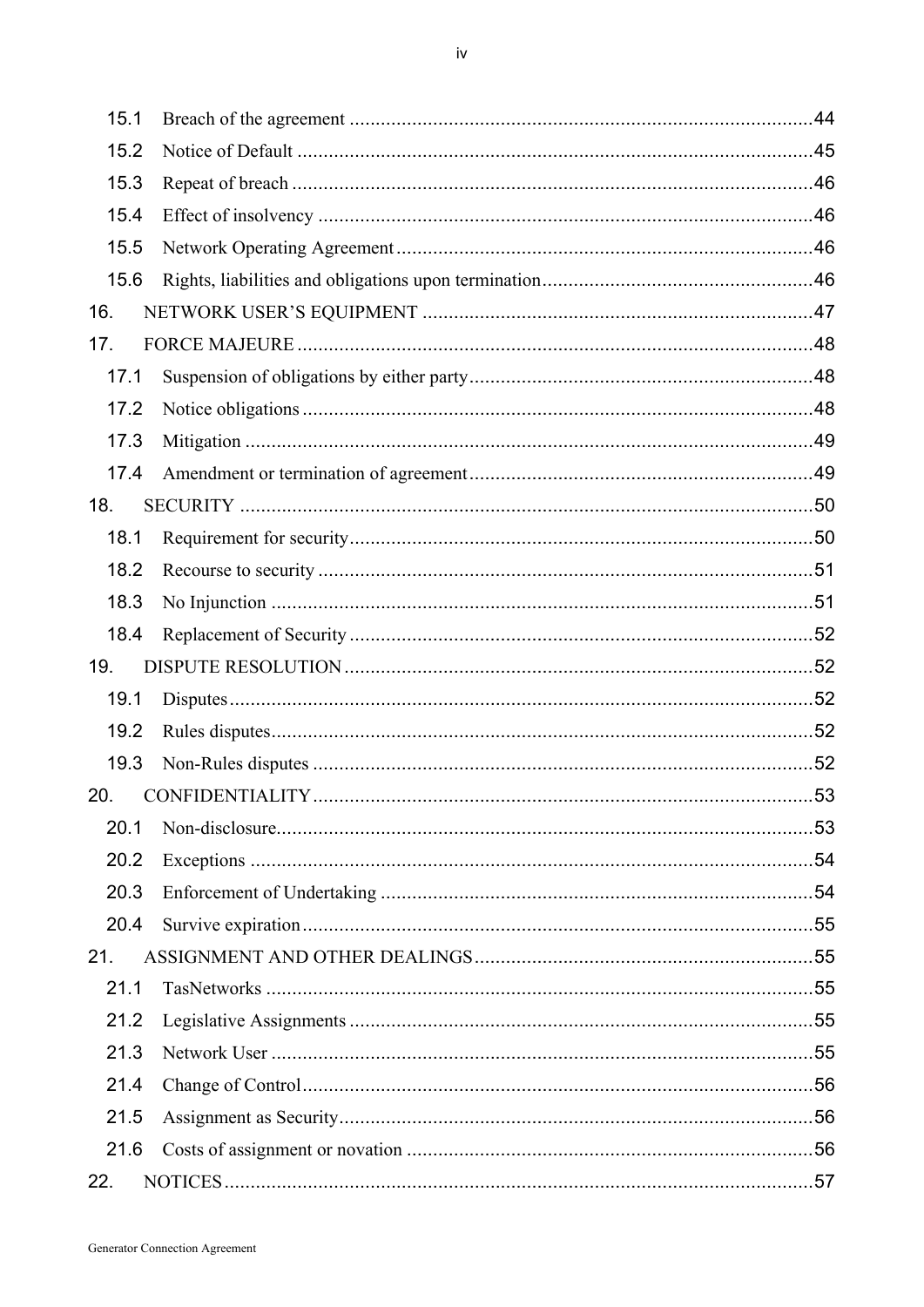| | | |
|---|---|---|
| 15.1 | Breach of the agreement | 44 |
| 15.2 | Notice of Default | 45 |
| 15.3 | Repeat of breach | 46 |
| 15.4 | Effect of insolvency | 46 |
| 15.5 | Network Operating Agreement | 46 |
| 15.6 | Rights, liabilities and obligations upon termination | 46 |
| 16. | NETWORK USER'S EQUIPMENT | 47 |
| 17. | FORCE MAJEURE | 48 |
| 17.1 | Suspension of obligations by either party | 48 |
| 17.2 | Notice obligations | 48 |
| 17.3 | Mitigation | 49 |
| 17.4 | Amendment or termination of agreement | 49 |
| 18. | SECURITY | 50 |
| 18.1 | Requirement for security | 50 |
| 18.2 | Recourse to security | 51 |
| 18.3 | No Injunction | 51 |
| 18.4 | Replacement of Security | 52 |
| 19. | DISPUTE RESOLUTION | 52 |
| 19.1 | Disputes | 52 |
| 19.2 | Rules disputes | 52 |
| 19.3 | Non-Rules disputes | 52 |
| 20. | CONFIDENTIALITY | 53 |
| 20.1 | Non-disclosure | 53 |
| 20.2 | Exceptions | 54 |
| 20.3 | Enforcement of Undertaking | 54 |
| 20.4 | Survive expiration | 55 |
| 21. | ASSIGNMENT AND OTHER DEALINGS | 55 |
| 21.1 | TasNetworks | 55 |
| 21.2 | Legislative Assignments | 55 |
| 21.3 | Network User | 55 |
| 21.4 | Change of Control | 56 |
| 21.5 | Assignment as Security | 56 |
| 21.6 | Costs of assignment or novation | 56 |
| 22. | NOTICES | 57 |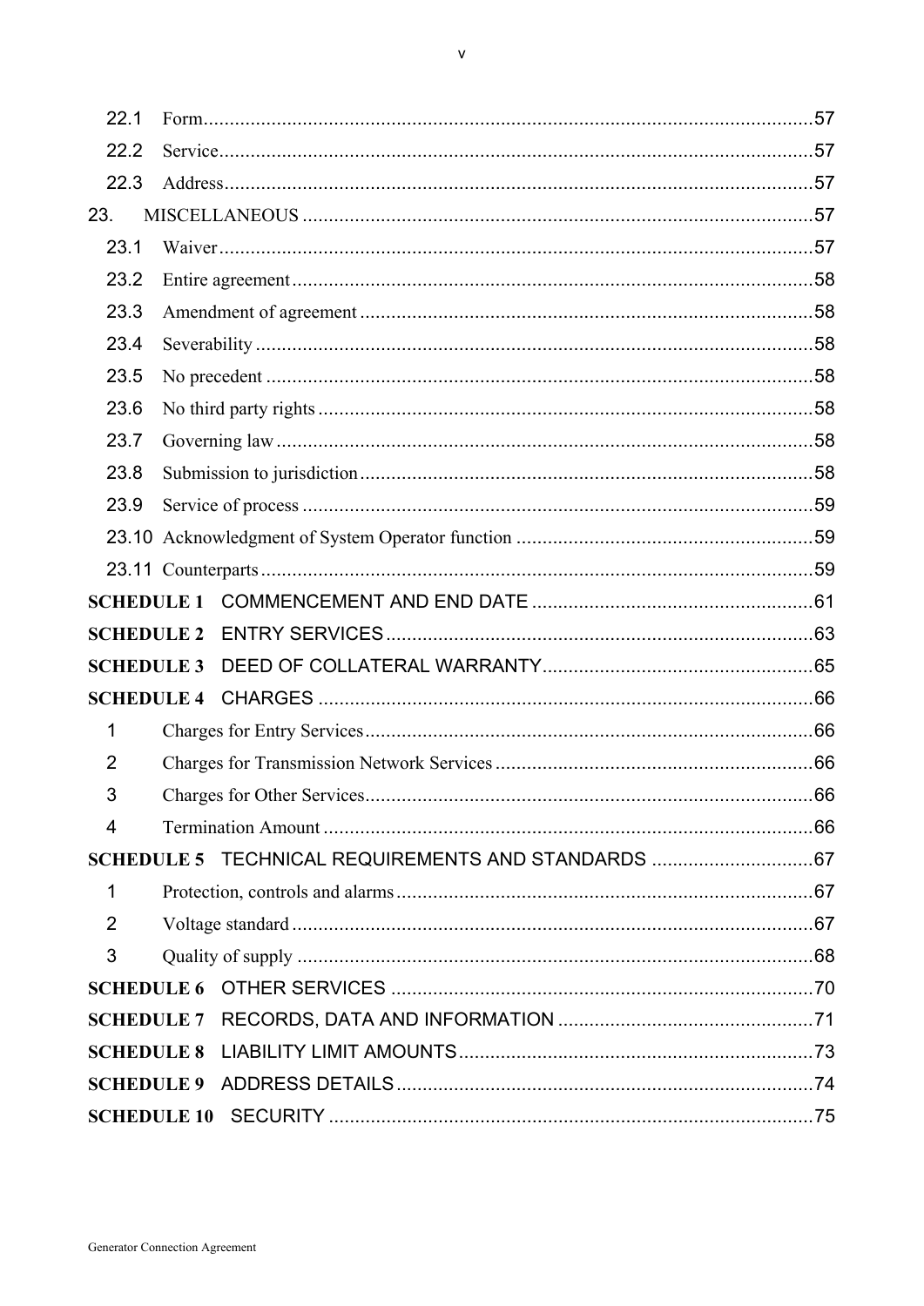22.1 Form ... 57

22.2 Service ... 57

22.3 Address ... 57

23. MISCELLANEOUS ... 57

23.1 Waiver ... 57

23.2 Entire agreement ... 58

23.3 Amendment of agreement ... 58

23.4 Severability ... 58

23.5 No precedent ... 58

23.6 No third party rights ... 58

23.7 Governing law ... 58

23.8 Submission to jurisdiction ... 58

23.9 Service of process ... 59

23.10 Acknowledgment of System Operator function ... 59

23.11 Counterparts ... 59

**SCHEDULE 1** COMMENCEMENT AND END DATE ... 61

**SCHEDULE 2** ENTRY SERVICES ... 63

**SCHEDULE 3** DEED OF COLLATERAL WARRANTY ... 65

**SCHEDULE 4** CHARGES ... 66

1 Charges for Entry Services ... 66

2 Charges for Transmission Network Services ... 66

3 Charges for Other Services ... 66

4 Termination Amount ... 66

**SCHEDULE 5** TECHNICAL REQUIREMENTS AND STANDARDS ... 67

1 Protection, controls and alarms ... 67

2 Voltage standard ... 67

3 Quality of supply ... 68

**SCHEDULE 6** OTHER SERVICES ... 70

**SCHEDULE 7** RECORDS, DATA AND INFORMATION ... 71

**SCHEDULE 8** LIABILITY LIMIT AMOUNTS ... 73

**SCHEDULE 9** ADDRESS DETAILS ... 74

**SCHEDULE 10** SECURITY ... 75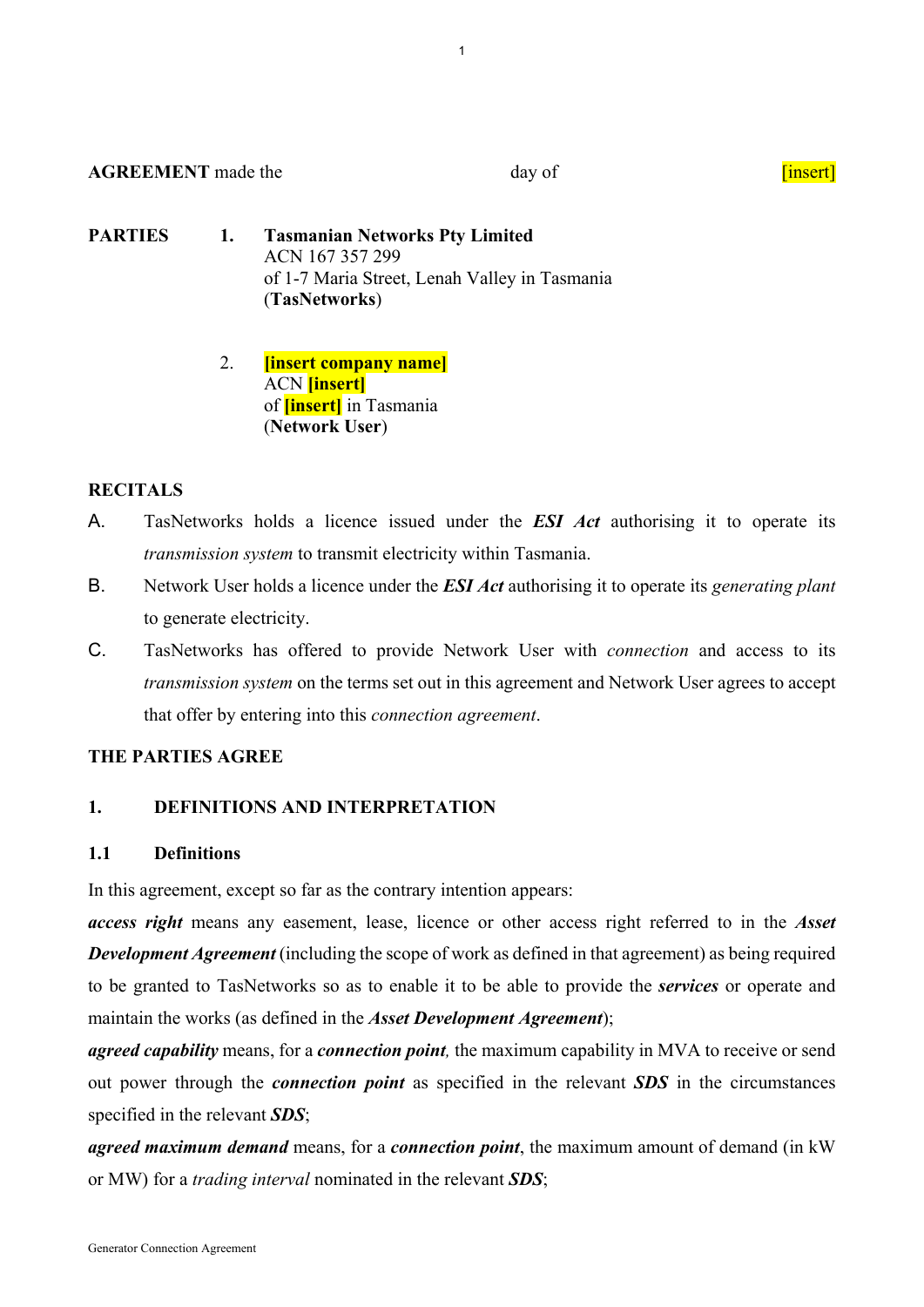**AGREEMENT** made the day of [insert]

**PARTIES**

1. **Tasmanian Networks Pty Limited**
   ACN 167 357 299
   of 1-7 Maria Street, Lenah Valley in Tasmania
   (**TasNetworks**)

2. **[insert company name]**
   ACN **[insert]**
   of **[insert]** in Tasmania
   (**Network User**)

**RECITALS**

A. TasNetworks holds a licence issued under the ***ESI Act*** authorising it to operate its *transmission system* to transmit electricity within Tasmania.

B. Network User holds a licence under the ***ESI Act*** authorising it to operate its *generating plant* to generate electricity.

C. TasNetworks has offered to provide Network User with *connection* and access to its *transmission system* on the terms set out in this agreement and Network User agrees to accept that offer by entering into this *connection agreement*.

**THE PARTIES AGREE**

## 1. DEFINITIONS AND INTERPRETATION

### 1.1 Definitions

In this agreement, except so far as the contrary intention appears:

***access right*** means any easement, lease, licence or other access right referred to in the ***Asset Development Agreement*** (including the scope of work as defined in that agreement) as being required to be granted to TasNetworks so as to enable it to be able to provide the ***services*** or operate and maintain the works (as defined in the ***Asset Development Agreement***);

***agreed capability*** means, for a ***connection point****,* the maximum capability in MVA to receive or send out power through the ***connection point*** as specified in the relevant ***SDS*** in the circumstances specified in the relevant ***SDS***;

***agreed maximum demand*** means, for a ***connection point***, the maximum amount of demand (in kW or MW) for a *trading interval* nominated in the relevant ***SDS***;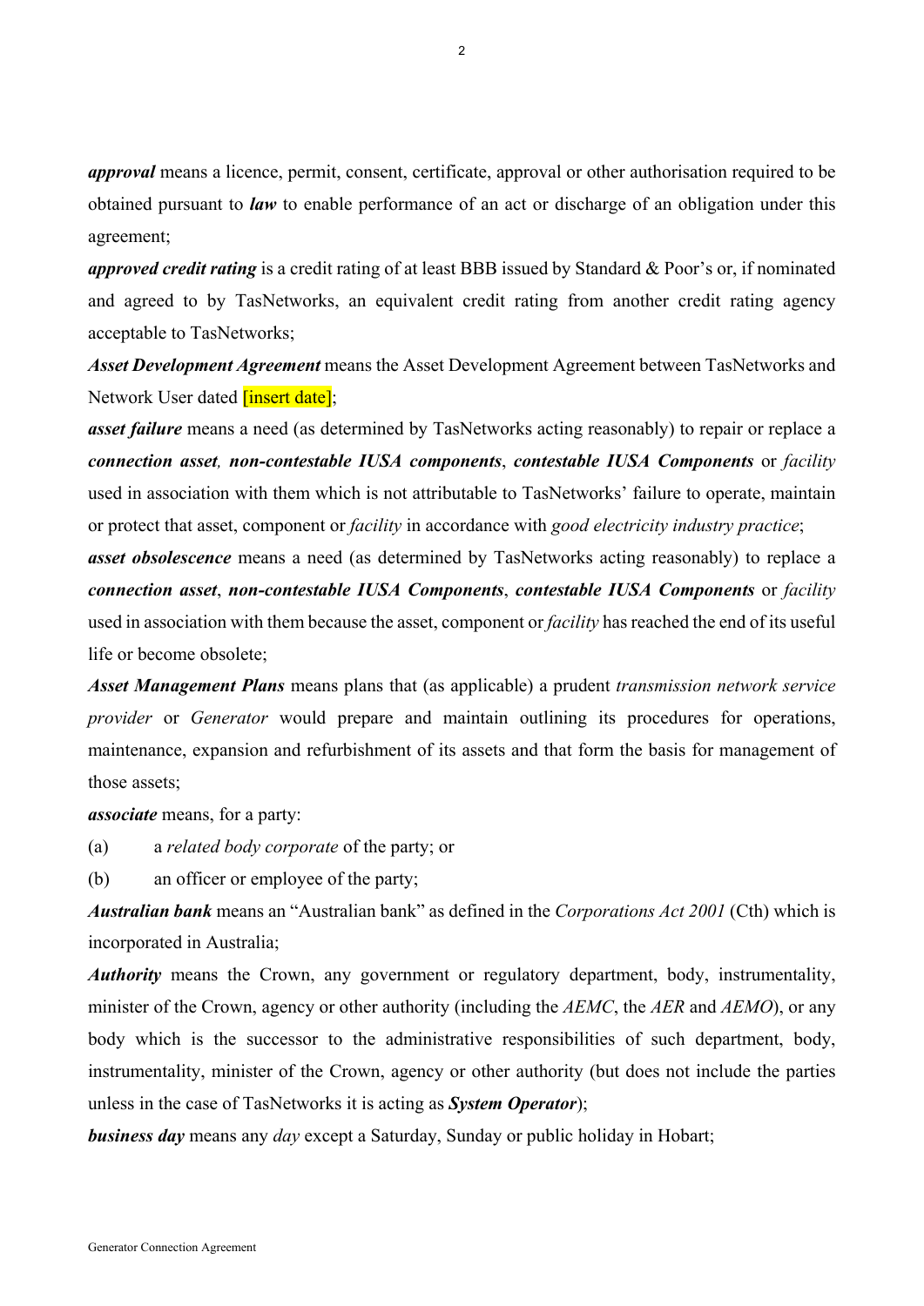***approval*** means a licence, permit, consent, certificate, approval or other authorisation required to be obtained pursuant to ***law*** to enable performance of an act or discharge of an obligation under this agreement;

***approved credit rating*** is a credit rating of at least BBB issued by Standard & Poor's or, if nominated and agreed to by TasNetworks, an equivalent credit rating from another credit rating agency acceptable to TasNetworks;

***Asset Development Agreement*** means the Asset Development Agreement between TasNetworks and Network User dated [insert date];

***asset failure*** means a need (as determined by TasNetworks acting reasonably) to repair or replace a ***connection asset, non-contestable IUSA components***, ***contestable IUSA Components*** or *facility* used in association with them which is not attributable to TasNetworks' failure to operate, maintain or protect that asset, component or *facility* in accordance with *good electricity industry practice*;

***asset obsolescence*** means a need (as determined by TasNetworks acting reasonably) to replace a ***connection asset***, ***non-contestable IUSA Components***, ***contestable IUSA Components*** or *facility* used in association with them because the asset, component or *facility* has reached the end of its useful life or become obsolete;

***Asset Management Plans*** means plans that (as applicable) a prudent *transmission network service provider* or *Generator* would prepare and maintain outlining its procedures for operations, maintenance, expansion and refurbishment of its assets and that form the basis for management of those assets;

***associate*** means, for a party:

(a) a *related body corporate* of the party; or

(b) an officer or employee of the party;

***Australian bank*** means an "Australian bank" as defined in the *Corporations Act 2001* (Cth) which is incorporated in Australia;

***Authority*** means the Crown, any government or regulatory department, body, instrumentality, minister of the Crown, agency or other authority (including the *AEMC*, the *AER* and *AEMO*), or any body which is the successor to the administrative responsibilities of such department, body, instrumentality, minister of the Crown, agency or other authority (but does not include the parties unless in the case of TasNetworks it is acting as ***System Operator***);

***business day*** means any *day* except a Saturday, Sunday or public holiday in Hobart;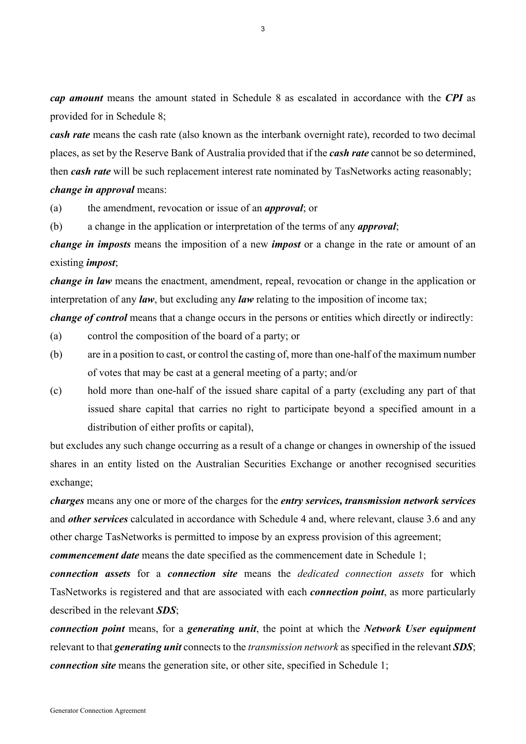***cap amount*** means the amount stated in Schedule 8 as escalated in accordance with the ***CPI*** as provided for in Schedule 8;

***cash rate*** means the cash rate (also known as the interbank overnight rate), recorded to two decimal places, as set by the Reserve Bank of Australia provided that if the ***cash rate*** cannot be so determined, then ***cash rate*** will be such replacement interest rate nominated by TasNetworks acting reasonably;

***change in approval*** means:

(a) the amendment, revocation or issue of an ***approval***; or

(b) a change in the application or interpretation of the terms of any ***approval***;

***change in imposts*** means the imposition of a new ***impost*** or a change in the rate or amount of an existing ***impost***;

***change in law*** means the enactment, amendment, repeal, revocation or change in the application or interpretation of any ***law***, but excluding any ***law*** relating to the imposition of income tax;

***change of control*** means that a change occurs in the persons or entities which directly or indirectly:

(a) control the composition of the board of a party; or

(b) are in a position to cast, or control the casting of, more than one-half of the maximum number of votes that may be cast at a general meeting of a party; and/or

(c) hold more than one-half of the issued share capital of a party (excluding any part of that issued share capital that carries no right to participate beyond a specified amount in a distribution of either profits or capital),

but excludes any such change occurring as a result of a change or changes in ownership of the issued shares in an entity listed on the Australian Securities Exchange or another recognised securities exchange;

***charges*** means any one or more of the charges for the ***entry services, transmission network services*** and ***other services*** calculated in accordance with Schedule 4 and, where relevant, clause 3.6 and any other charge TasNetworks is permitted to impose by an express provision of this agreement;

***commencement date*** means the date specified as the commencement date in Schedule 1;

***connection assets*** for a ***connection site*** means the *dedicated connection assets* for which TasNetworks is registered and that are associated with each ***connection point***, as more particularly described in the relevant ***SDS***;

***connection point*** means, for a ***generating unit***, the point at which the ***Network User equipment*** relevant to that ***generating unit*** connects to the *transmission network* as specified in the relevant ***SDS***;

***connection site*** means the generation site, or other site, specified in Schedule 1;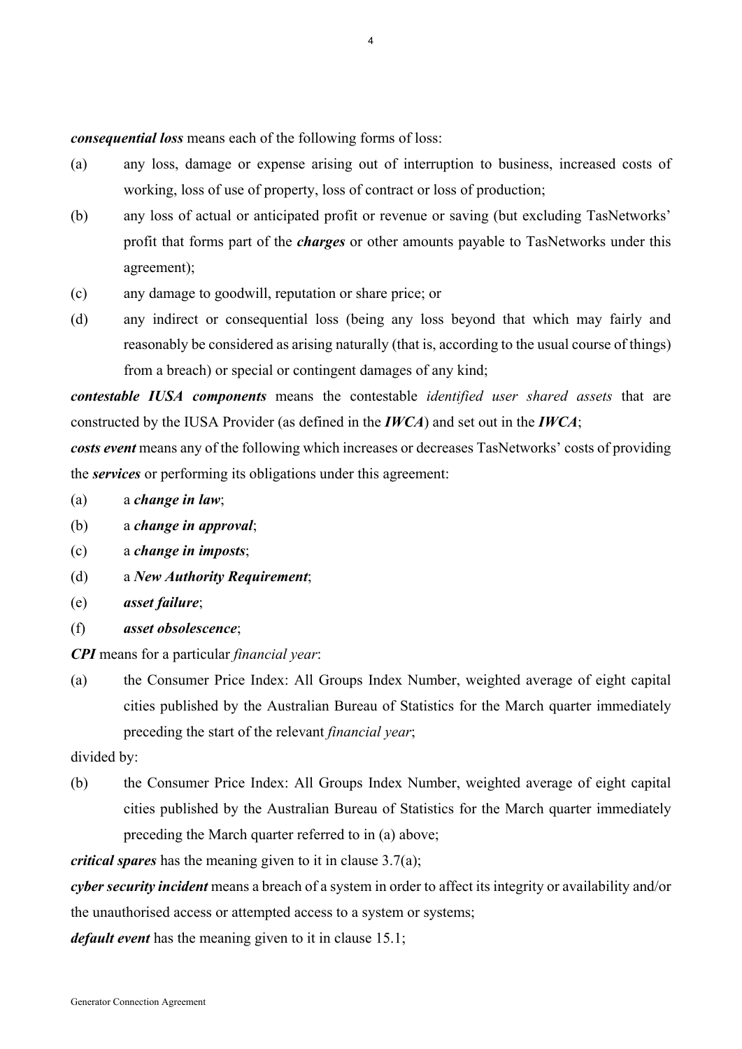***consequential loss*** means each of the following forms of loss:

(a) any loss, damage or expense arising out of interruption to business, increased costs of working, loss of use of property, loss of contract or loss of production;

(b) any loss of actual or anticipated profit or revenue or saving (but excluding TasNetworks' profit that forms part of the ***charges*** or other amounts payable to TasNetworks under this agreement);

(c) any damage to goodwill, reputation or share price; or

(d) any indirect or consequential loss (being any loss beyond that which may fairly and reasonably be considered as arising naturally (that is, according to the usual course of things) from a breach) or special or contingent damages of any kind;

***contestable IUSA components*** means the contestable *identified user shared assets* that are constructed by the IUSA Provider (as defined in the ***IWCA***) and set out in the ***IWCA***;

***costs event*** means any of the following which increases or decreases TasNetworks' costs of providing the ***services*** or performing its obligations under this agreement:

(a) a ***change in law***;

(b) a ***change in approval***;

(c) a ***change in imposts***;

(d) a ***New Authority Requirement***;

(e) ***asset failure***;

(f) ***asset obsolescence***;

***CPI*** means for a particular *financial year*:

(a) the Consumer Price Index: All Groups Index Number, weighted average of eight capital cities published by the Australian Bureau of Statistics for the March quarter immediately preceding the start of the relevant *financial year*;

divided by:

(b) the Consumer Price Index: All Groups Index Number, weighted average of eight capital cities published by the Australian Bureau of Statistics for the March quarter immediately preceding the March quarter referred to in (a) above;

***critical spares*** has the meaning given to it in clause 3.7(a);

***cyber security incident*** means a breach of a system in order to affect its integrity or availability and/or the unauthorised access or attempted access to a system or systems;

***default event*** has the meaning given to it in clause 15.1;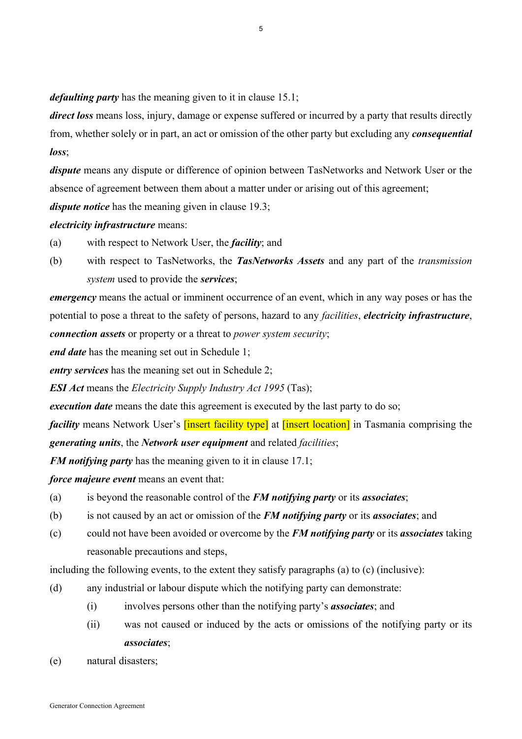***defaulting party*** has the meaning given to it in clause 15.1;

***direct loss*** means loss, injury, damage or expense suffered or incurred by a party that results directly from, whether solely or in part, an act or omission of the other party but excluding any ***consequential loss***;

***dispute*** means any dispute or difference of opinion between TasNetworks and Network User or the absence of agreement between them about a matter under or arising out of this agreement;

***dispute notice*** has the meaning given in clause 19.3;

***electricity infrastructure*** means:

(a) with respect to Network User, the ***facility***; and

(b) with respect to TasNetworks, the ***TasNetworks Assets*** and any part of the *transmission system* used to provide the ***services***;

***emergency*** means the actual or imminent occurrence of an event, which in any way poses or has the potential to pose a threat to the safety of persons, hazard to any *facilities*, ***electricity infrastructure***, ***connection assets*** or property or a threat to *power system security*;

***end date*** has the meaning set out in Schedule 1;

***entry services*** has the meaning set out in Schedule 2;

***ESI Act*** means the *Electricity Supply Industry Act 1995* (Tas);

***execution date*** means the date this agreement is executed by the last party to do so;

***facility*** means Network User's [insert facility type] at [insert location] in Tasmania comprising the ***generating units***, the ***Network user equipment*** and related *facilities*;

***FM notifying party*** has the meaning given to it in clause 17.1;

***force majeure event*** means an event that:

(a) is beyond the reasonable control of the ***FM notifying party*** or its ***associates***;

(b) is not caused by an act or omission of the ***FM notifying party*** or its ***associates***; and

(c) could not have been avoided or overcome by the ***FM notifying party*** or its ***associates*** taking reasonable precautions and steps,

including the following events, to the extent they satisfy paragraphs (a) to (c) (inclusive):

(d) any industrial or labour dispute which the notifying party can demonstrate:

(i) involves persons other than the notifying party's ***associates***; and

(ii) was not caused or induced by the acts or omissions of the notifying party or its ***associates***;

(e) natural disasters;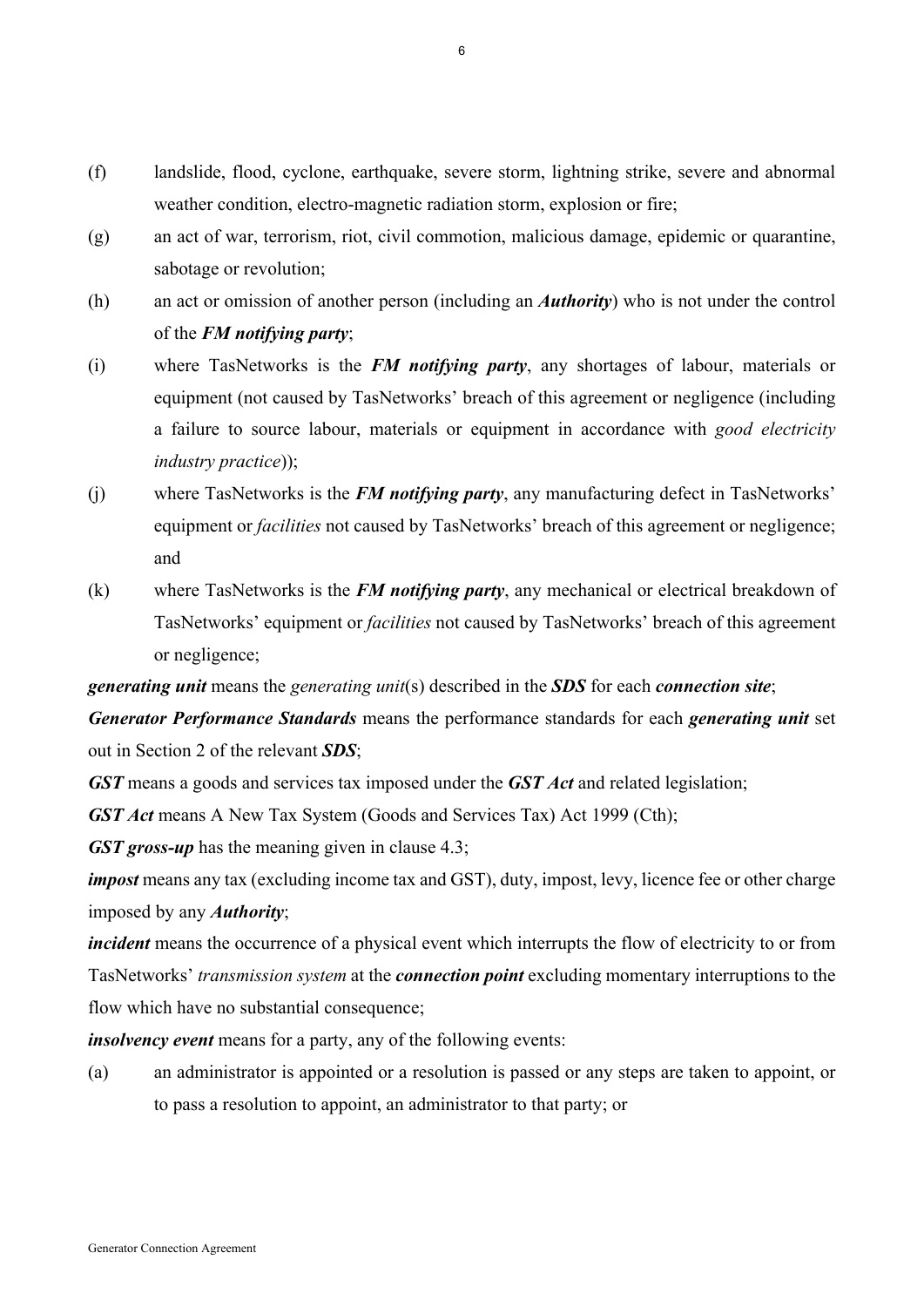(f) landslide, flood, cyclone, earthquake, severe storm, lightning strike, severe and abnormal weather condition, electro-magnetic radiation storm, explosion or fire;

(g) an act of war, terrorism, riot, civil commotion, malicious damage, epidemic or quarantine, sabotage or revolution;

(h) an act or omission of another person (including an ***Authority***) who is not under the control of the ***FM notifying party***;

(i) where TasNetworks is the ***FM notifying party***, any shortages of labour, materials or equipment (not caused by TasNetworks' breach of this agreement or negligence (including a failure to source labour, materials or equipment in accordance with *good electricity industry practice*));

(j) where TasNetworks is the ***FM notifying party***, any manufacturing defect in TasNetworks' equipment or *facilities* not caused by TasNetworks' breach of this agreement or negligence; and

(k) where TasNetworks is the ***FM notifying party***, any mechanical or electrical breakdown of TasNetworks' equipment or *facilities* not caused by TasNetworks' breach of this agreement or negligence;

***generating unit*** means the *generating unit*(s) described in the ***SDS*** for each ***connection site***;

***Generator Performance Standards*** means the performance standards for each ***generating unit*** set out in Section 2 of the relevant ***SDS***;

***GST*** means a goods and services tax imposed under the ***GST Act*** and related legislation;

***GST Act*** means A New Tax System (Goods and Services Tax) Act 1999 (Cth);

***GST gross-up*** has the meaning given in clause 4.3;

***impost*** means any tax (excluding income tax and GST), duty, impost, levy, licence fee or other charge imposed by any ***Authority***;

***incident*** means the occurrence of a physical event which interrupts the flow of electricity to or from TasNetworks' *transmission system* at the ***connection point*** excluding momentary interruptions to the flow which have no substantial consequence;

***insolvency event*** means for a party, any of the following events:

(a) an administrator is appointed or a resolution is passed or any steps are taken to appoint, or to pass a resolution to appoint, an administrator to that party; or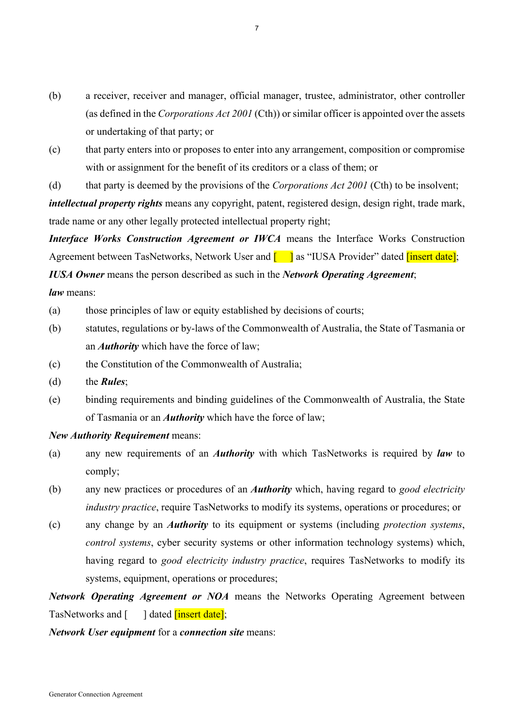(b) a receiver, receiver and manager, official manager, trustee, administrator, other controller (as defined in the *Corporations Act 2001* (Cth)) or similar officer is appointed over the assets or undertaking of that party; or

(c) that party enters into or proposes to enter into any arrangement, composition or compromise with or assignment for the benefit of its creditors or a class of them; or

(d) that party is deemed by the provisions of the *Corporations Act 2001* (Cth) to be insolvent;

***intellectual property rights*** means any copyright, patent, registered design, design right, trade mark, trade name or any other legally protected intellectual property right;

***Interface Works Construction Agreement or IWCA*** means the Interface Works Construction Agreement between TasNetworks, Network User and [ ] as "IUSA Provider" dated [insert date];

***IUSA Owner*** means the person described as such in the ***Network Operating Agreement***;

***law*** means:

(a) those principles of law or equity established by decisions of courts;

(b) statutes, regulations or by-laws of the Commonwealth of Australia, the State of Tasmania or an ***Authority*** which have the force of law;

(c) the Constitution of the Commonwealth of Australia;

(d) the ***Rules***;

(e) binding requirements and binding guidelines of the Commonwealth of Australia, the State of Tasmania or an ***Authority*** which have the force of law;

***New Authority Requirement*** means:

(a) any new requirements of an ***Authority*** with which TasNetworks is required by ***law*** to comply;

(b) any new practices or procedures of an ***Authority*** which, having regard to *good electricity industry practice*, require TasNetworks to modify its systems, operations or procedures; or

(c) any change by an ***Authority*** to its equipment or systems (including *protection systems*, *control systems*, cyber security systems or other information technology systems) which, having regard to *good electricity industry practice*, requires TasNetworks to modify its systems, equipment, operations or procedures;

***Network Operating Agreement or NOA*** means the Networks Operating Agreement between TasNetworks and [ ] dated [insert date];

***Network User equipment*** for a ***connection site*** means: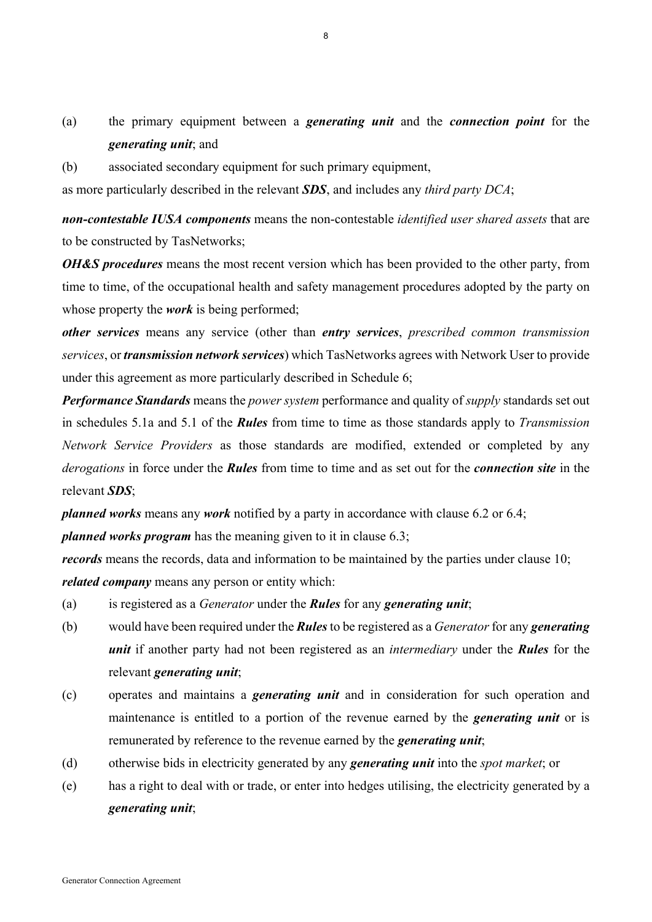(a) the primary equipment between a ***generating unit*** and the ***connection point*** for the ***generating unit***; and

(b) associated secondary equipment for such primary equipment,

as more particularly described in the relevant ***SDS***, and includes any *third party DCA*;

***non-contestable IUSA components*** means the non-contestable *identified user shared assets* that are to be constructed by TasNetworks;

***OH&S procedures*** means the most recent version which has been provided to the other party, from time to time, of the occupational health and safety management procedures adopted by the party on whose property the ***work*** is being performed;

***other services*** means any service (other than ***entry services***, *prescribed common transmission services*, or ***transmission network services***) which TasNetworks agrees with Network User to provide under this agreement as more particularly described in Schedule 6;

***Performance Standards*** means the *power system* performance and quality of *supply* standards set out in schedules 5.1a and 5.1 of the ***Rules*** from time to time as those standards apply to *Transmission Network Service Providers* as those standards are modified, extended or completed by any *derogations* in force under the ***Rules*** from time to time and as set out for the ***connection site*** in the relevant ***SDS***;

***planned works*** means any ***work*** notified by a party in accordance with clause 6.2 or 6.4;

***planned works program*** has the meaning given to it in clause 6.3;

***records*** means the records, data and information to be maintained by the parties under clause 10;

***related company*** means any person or entity which:

(a) is registered as a *Generator* under the ***Rules*** for any ***generating unit***;

(b) would have been required under the ***Rules*** to be registered as a *Generator* for any ***generating unit*** if another party had not been registered as an *intermediary* under the ***Rules*** for the relevant ***generating unit***;

(c) operates and maintains a ***generating unit*** and in consideration for such operation and maintenance is entitled to a portion of the revenue earned by the ***generating unit*** or is remunerated by reference to the revenue earned by the ***generating unit***;

(d) otherwise bids in electricity generated by any ***generating unit*** into the *spot market*; or

(e) has a right to deal with or trade, or enter into hedges utilising, the electricity generated by a ***generating unit***;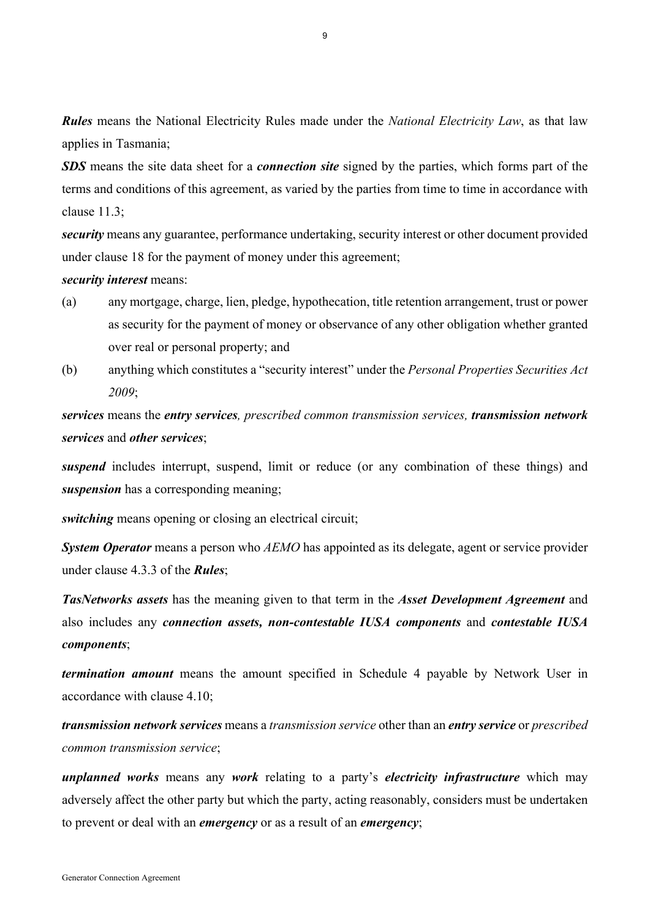***Rules*** means the National Electricity Rules made under the *National Electricity Law*, as that law applies in Tasmania;

***SDS*** means the site data sheet for a ***connection site*** signed by the parties, which forms part of the terms and conditions of this agreement, as varied by the parties from time to time in accordance with clause 11.3;

***security*** means any guarantee, performance undertaking, security interest or other document provided under clause 18 for the payment of money under this agreement;

***security interest*** means:

(a) any mortgage, charge, lien, pledge, hypothecation, title retention arrangement, trust or power as security for the payment of money or observance of any other obligation whether granted over real or personal property; and

(b) anything which constitutes a "security interest" under the *Personal Properties Securities Act 2009*;

***services*** means the ***entry services****, prescribed common transmission services,* ***transmission network services*** and ***other services***;

***suspend*** includes interrupt, suspend, limit or reduce (or any combination of these things) and ***suspension*** has a corresponding meaning;

***switching*** means opening or closing an electrical circuit;

***System Operator*** means a person who *AEMO* has appointed as its delegate, agent or service provider under clause 4.3.3 of the ***Rules***;

***TasNetworks assets*** has the meaning given to that term in the ***Asset Development Agreement*** and also includes any ***connection assets, non-contestable IUSA components*** and ***contestable IUSA components***;

***termination amount*** means the amount specified in Schedule 4 payable by Network User in accordance with clause 4.10;

***transmission network services*** means a *transmission service* other than an ***entry service*** or *prescribed common transmission service*;

***unplanned works*** means any ***work*** relating to a party's ***electricity infrastructure*** which may adversely affect the other party but which the party, acting reasonably, considers must be undertaken to prevent or deal with an ***emergency*** or as a result of an ***emergency***;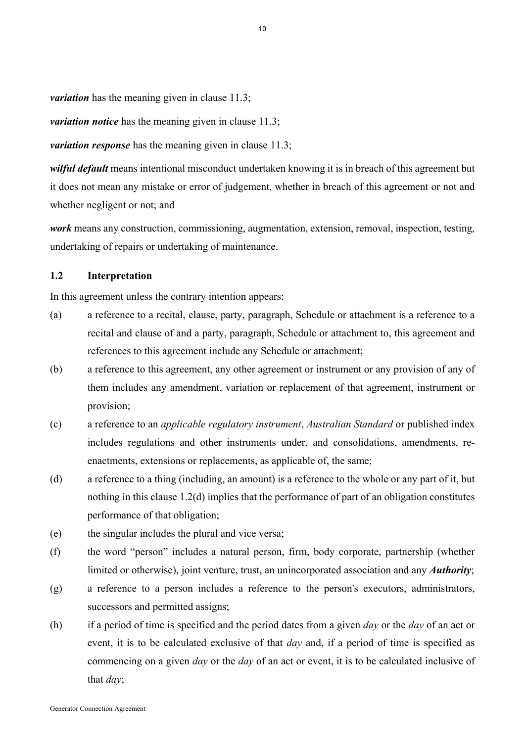***variation*** has the meaning given in clause 11.3;

***variation notice*** has the meaning given in clause 11.3;

***variation response*** has the meaning given in clause 11.3;

***wilful default*** means intentional misconduct undertaken knowing it is in breach of this agreement but it does not mean any mistake or error of judgement, whether in breach of this agreement or not and whether negligent or not; and

***work*** means any construction, commissioning, augmentation, extension, removal, inspection, testing, undertaking of repairs or undertaking of maintenance.

### 1.2 Interpretation

In this agreement unless the contrary intention appears:

(a) a reference to a recital, clause, party, paragraph, Schedule or attachment is a reference to a recital and clause of and a party, paragraph, Schedule or attachment to, this agreement and references to this agreement include any Schedule or attachment;

(b) a reference to this agreement, any other agreement or instrument or any provision of any of them includes any amendment, variation or replacement of that agreement, instrument or provision;

(c) a reference to an *applicable regulatory instrument*, *Australian Standard* or published index includes regulations and other instruments under, and consolidations, amendments, re-enactments, extensions or replacements, as applicable of, the same;

(d) a reference to a thing (including, an amount) is a reference to the whole or any part of it, but nothing in this clause 1.2(d) implies that the performance of part of an obligation constitutes performance of that obligation;

(e) the singular includes the plural and vice versa;

(f) the word "person" includes a natural person, firm, body corporate, partnership (whether limited or otherwise), joint venture, trust, an unincorporated association and any ***Authority***;

(g) a reference to a person includes a reference to the person's executors, administrators, successors and permitted assigns;

(h) if a period of time is specified and the period dates from a given *day* or the *day* of an act or event, it is to be calculated exclusive of that *day* and, if a period of time is specified as commencing on a given *day* or the *day* of an act or event, it is to be calculated inclusive of that *day*;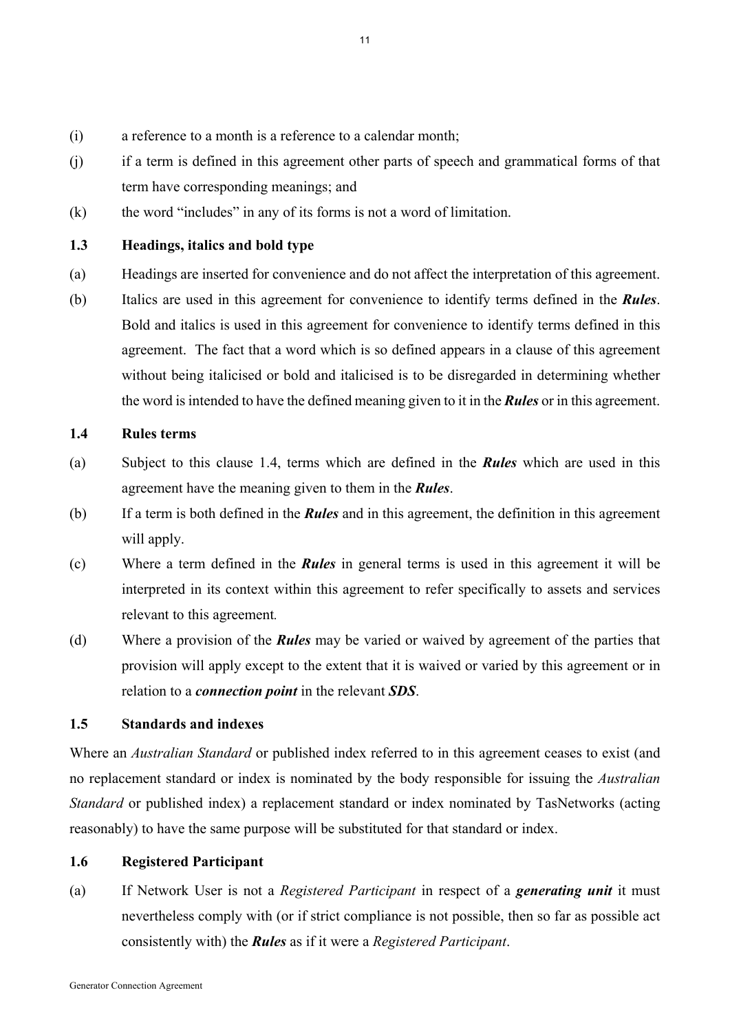(i) a reference to a month is a reference to a calendar month;

(j) if a term is defined in this agreement other parts of speech and grammatical forms of that term have corresponding meanings; and

(k) the word "includes" in any of its forms is not a word of limitation.

### 1.3 Headings, italics and bold type

(a) Headings are inserted for convenience and do not affect the interpretation of this agreement.

(b) Italics are used in this agreement for convenience to identify terms defined in the ***Rules***. Bold and italics is used in this agreement for convenience to identify terms defined in this agreement. The fact that a word which is so defined appears in a clause of this agreement without being italicised or bold and italicised is to be disregarded in determining whether the word is intended to have the defined meaning given to it in the ***Rules*** or in this agreement.

### 1.4 Rules terms

(a) Subject to this clause 1.4, terms which are defined in the ***Rules*** which are used in this agreement have the meaning given to them in the ***Rules***.

(b) If a term is both defined in the ***Rules*** and in this agreement, the definition in this agreement will apply.

(c) Where a term defined in the ***Rules*** in general terms is used in this agreement it will be interpreted in its context within this agreement to refer specifically to assets and services relevant to this agreement.

(d) Where a provision of the ***Rules*** may be varied or waived by agreement of the parties that provision will apply except to the extent that it is waived or varied by this agreement or in relation to a ***connection point*** in the relevant ***SDS***.

### 1.5 Standards and indexes

Where an *Australian Standard* or published index referred to in this agreement ceases to exist (and no replacement standard or index is nominated by the body responsible for issuing the *Australian Standard* or published index) a replacement standard or index nominated by TasNetworks (acting reasonably) to have the same purpose will be substituted for that standard or index.

### 1.6 Registered Participant

(a) If Network User is not a *Registered Participant* in respect of a ***generating unit*** it must nevertheless comply with (or if strict compliance is not possible, then so far as possible act consistently with) the ***Rules*** as if it were a *Registered Participant*.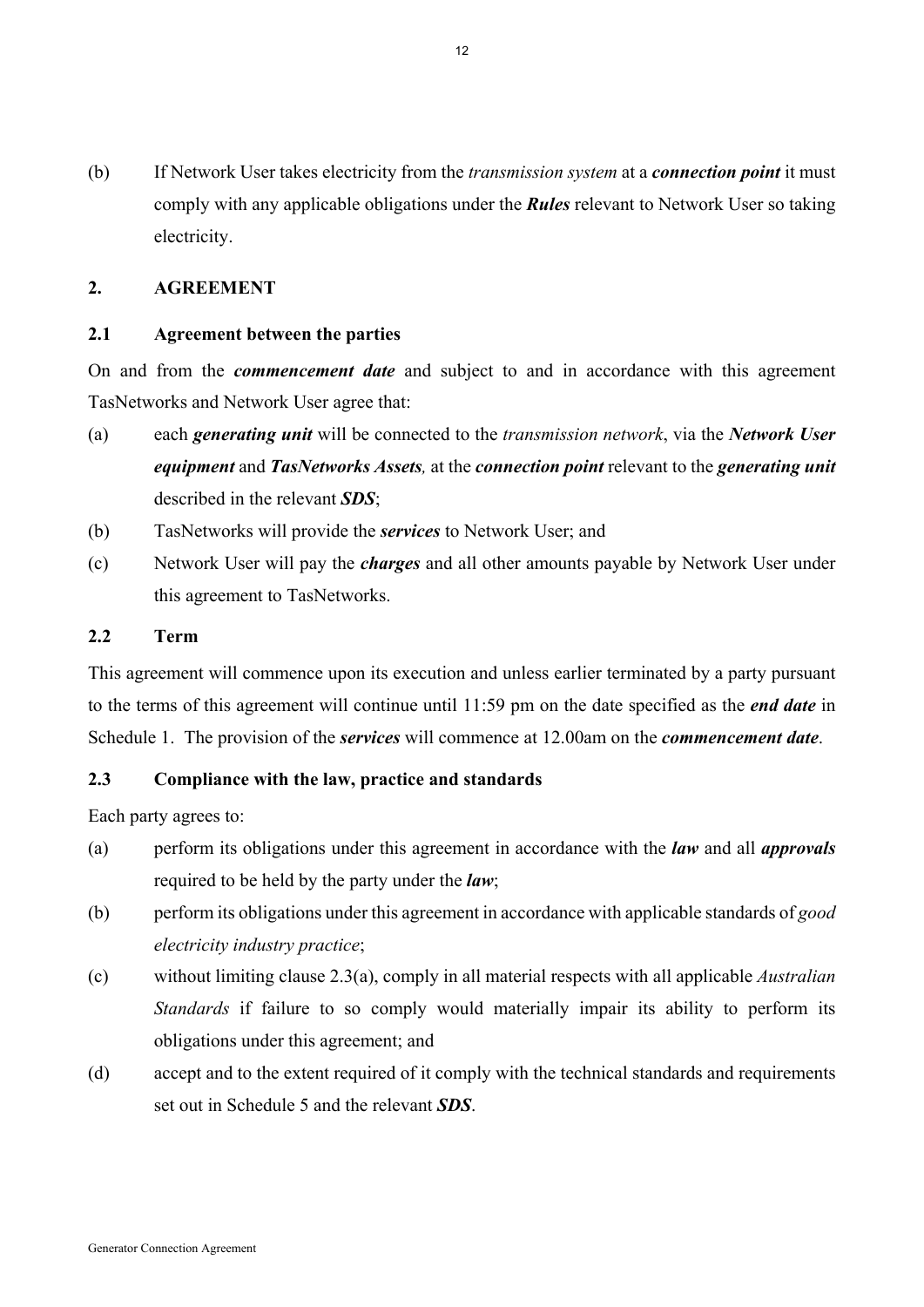(b) If Network User takes electricity from the *transmission system* at a ***connection point*** it must comply with any applicable obligations under the ***Rules*** relevant to Network User so taking electricity.

## 2. AGREEMENT

### 2.1 Agreement between the parties

On and from the ***commencement date*** and subject to and in accordance with this agreement TasNetworks and Network User agree that:

(a) each ***generating unit*** will be connected to the *transmission network*, via the ***Network User equipment*** and ***TasNetworks Assets,*** at the ***connection point*** relevant to the ***generating unit*** described in the relevant ***SDS***;

(b) TasNetworks will provide the ***services*** to Network User; and

(c) Network User will pay the ***charges*** and all other amounts payable by Network User under this agreement to TasNetworks.

### 2.2 Term

This agreement will commence upon its execution and unless earlier terminated by a party pursuant to the terms of this agreement will continue until 11:59 pm on the date specified as the ***end date*** in Schedule 1. The provision of the ***services*** will commence at 12.00am on the ***commencement date***.

### 2.3 Compliance with the law, practice and standards

Each party agrees to:

(a) perform its obligations under this agreement in accordance with the ***law*** and all ***approvals*** required to be held by the party under the ***law***;

(b) perform its obligations under this agreement in accordance with applicable standards of *good electricity industry practice*;

(c) without limiting clause 2.3(a), comply in all material respects with all applicable *Australian Standards* if failure to so comply would materially impair its ability to perform its obligations under this agreement; and

(d) accept and to the extent required of it comply with the technical standards and requirements set out in Schedule 5 and the relevant ***SDS***.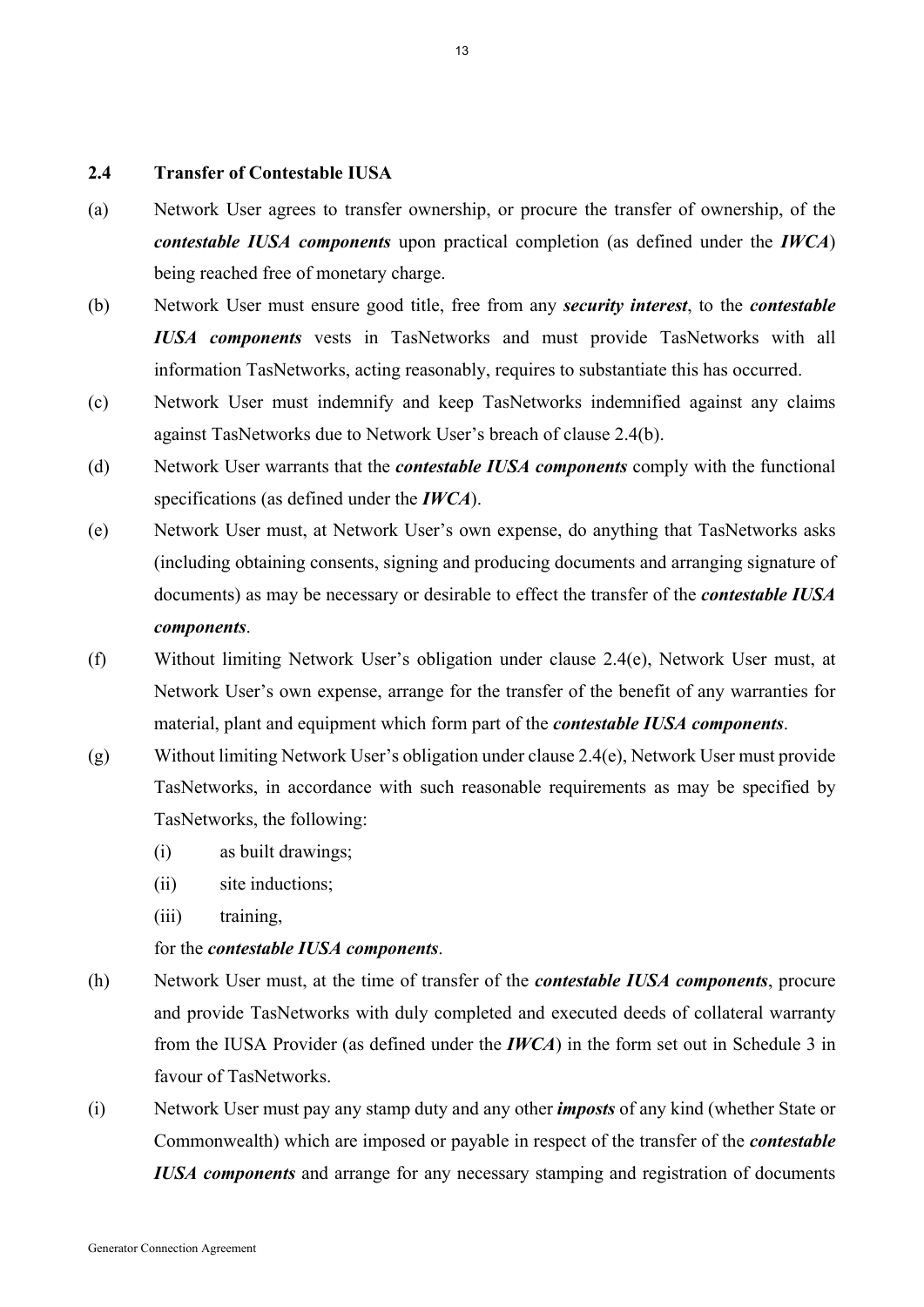### 2.4 Transfer of Contestable IUSA

(a) Network User agrees to transfer ownership, or procure the transfer of ownership, of the ***contestable IUSA components*** upon practical completion (as defined under the ***IWCA***) being reached free of monetary charge.

(b) Network User must ensure good title, free from any ***security interest***, to the ***contestable IUSA components*** vests in TasNetworks and must provide TasNetworks with all information TasNetworks, acting reasonably, requires to substantiate this has occurred.

(c) Network User must indemnify and keep TasNetworks indemnified against any claims against TasNetworks due to Network User's breach of clause 2.4(b).

(d) Network User warrants that the ***contestable IUSA components*** comply with the functional specifications (as defined under the ***IWCA***).

(e) Network User must, at Network User's own expense, do anything that TasNetworks asks (including obtaining consents, signing and producing documents and arranging signature of documents) as may be necessary or desirable to effect the transfer of the ***contestable IUSA components***.

(f) Without limiting Network User's obligation under clause 2.4(e), Network User must, at Network User's own expense, arrange for the transfer of the benefit of any warranties for material, plant and equipment which form part of the ***contestable IUSA components***.

(g) Without limiting Network User's obligation under clause 2.4(e), Network User must provide TasNetworks, in accordance with such reasonable requirements as may be specified by TasNetworks, the following:

    (i) as built drawings;

    (ii) site inductions;

    (iii) training,

    for the ***contestable IUSA components***.

(h) Network User must, at the time of transfer of the ***contestable IUSA components***, procure and provide TasNetworks with duly completed and executed deeds of collateral warranty from the IUSA Provider (as defined under the ***IWCA***) in the form set out in Schedule 3 in favour of TasNetworks.

(i) Network User must pay any stamp duty and any other ***imposts*** of any kind (whether State or Commonwealth) which are imposed or payable in respect of the transfer of the ***contestable IUSA components*** and arrange for any necessary stamping and registration of documents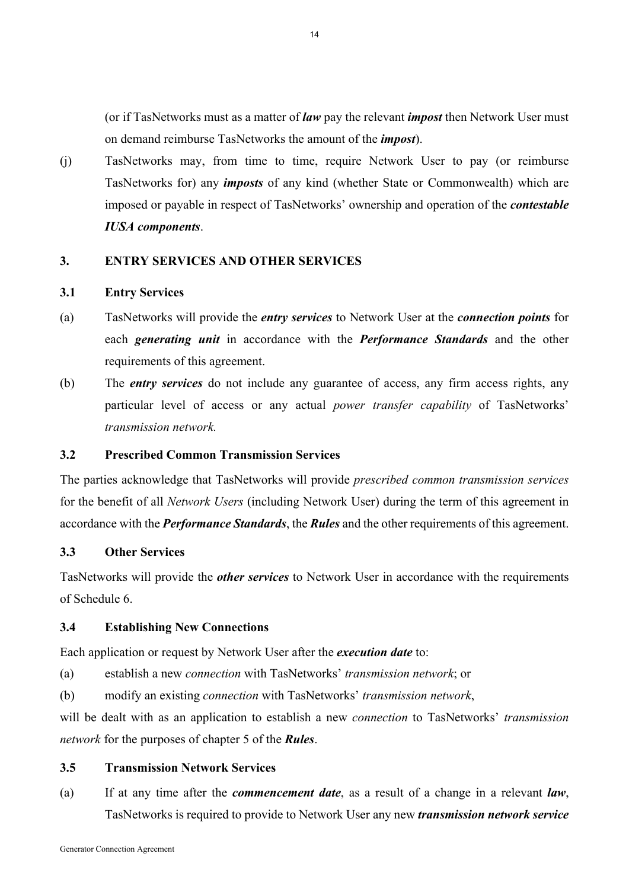(or if TasNetworks must as a matter of ***law*** pay the relevant ***impost*** then Network User must on demand reimburse TasNetworks the amount of the ***impost***).

(j) TasNetworks may, from time to time, require Network User to pay (or reimburse TasNetworks for) any ***imposts*** of any kind (whether State or Commonwealth) which are imposed or payable in respect of TasNetworks' ownership and operation of the ***contestable IUSA components***.

## 3. ENTRY SERVICES AND OTHER SERVICES

### 3.1 Entry Services

(a) TasNetworks will provide the ***entry services*** to Network User at the ***connection points*** for each ***generating unit*** in accordance with the ***Performance Standards*** and the other requirements of this agreement.

(b) The ***entry services*** do not include any guarantee of access, any firm access rights, any particular level of access or any actual *power transfer capability* of TasNetworks' *transmission network.*

### 3.2 Prescribed Common Transmission Services

The parties acknowledge that TasNetworks will provide *prescribed common transmission services* for the benefit of all *Network Users* (including Network User) during the term of this agreement in accordance with the ***Performance Standards***, the ***Rules*** and the other requirements of this agreement.

### 3.3 Other Services

TasNetworks will provide the ***other services*** to Network User in accordance with the requirements of Schedule 6.

### 3.4 Establishing New Connections

Each application or request by Network User after the ***execution date*** to:

(a) establish a new *connection* with TasNetworks' *transmission network*; or

(b) modify an existing *connection* with TasNetworks' *transmission network*,

will be dealt with as an application to establish a new *connection* to TasNetworks' *transmission network* for the purposes of chapter 5 of the ***Rules***.

### 3.5 Transmission Network Services

(a) If at any time after the ***commencement date***, as a result of a change in a relevant ***law***, TasNetworks is required to provide to Network User any new ***transmission network service***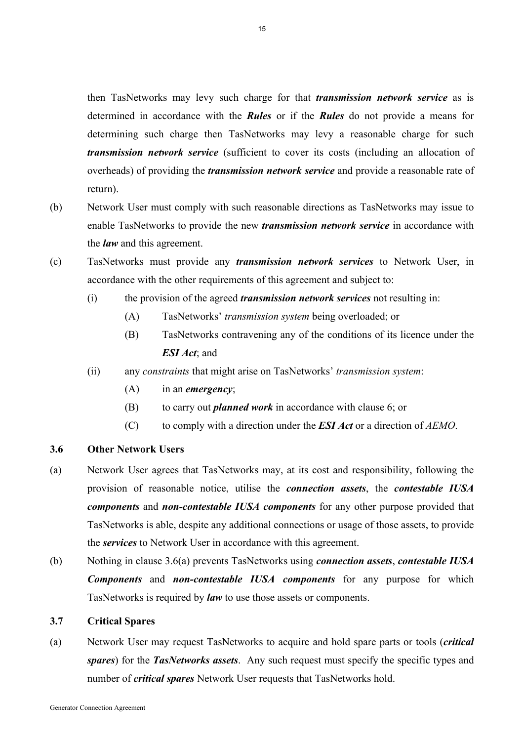then TasNetworks may levy such charge for that ***transmission network service*** as is determined in accordance with the ***Rules*** or if the ***Rules*** do not provide a means for determining such charge then TasNetworks may levy a reasonable charge for such ***transmission network service*** (sufficient to cover its costs (including an allocation of overheads) of providing the ***transmission network service*** and provide a reasonable rate of return).

(b) Network User must comply with such reasonable directions as TasNetworks may issue to enable TasNetworks to provide the new ***transmission network service*** in accordance with the ***law*** and this agreement.

(c) TasNetworks must provide any ***transmission network services*** to Network User, in accordance with the other requirements of this agreement and subject to:

   (i) the provision of the agreed ***transmission network services*** not resulting in:

      (A) TasNetworks' *transmission system* being overloaded; or

      (B) TasNetworks contravening any of the conditions of its licence under the ***ESI Act***; and

   (ii) any *constraints* that might arise on TasNetworks' *transmission system*:

      (A) in an ***emergency***;

      (B) to carry out ***planned work*** in accordance with clause 6; or

      (C) to comply with a direction under the ***ESI Act*** or a direction of *AEMO*.

### 3.6 Other Network Users

(a) Network User agrees that TasNetworks may, at its cost and responsibility, following the provision of reasonable notice, utilise the ***connection assets***, the ***contestable IUSA components*** and ***non-contestable IUSA components*** for any other purpose provided that TasNetworks is able, despite any additional connections or usage of those assets, to provide the ***services*** to Network User in accordance with this agreement.

(b) Nothing in clause 3.6(a) prevents TasNetworks using ***connection assets***, ***contestable IUSA Components*** and ***non-contestable IUSA components*** for any purpose for which TasNetworks is required by ***law*** to use those assets or components.

### 3.7 Critical Spares

(a) Network User may request TasNetworks to acquire and hold spare parts or tools (***critical spares***) for the ***TasNetworks assets***. Any such request must specify the specific types and number of ***critical spares*** Network User requests that TasNetworks hold.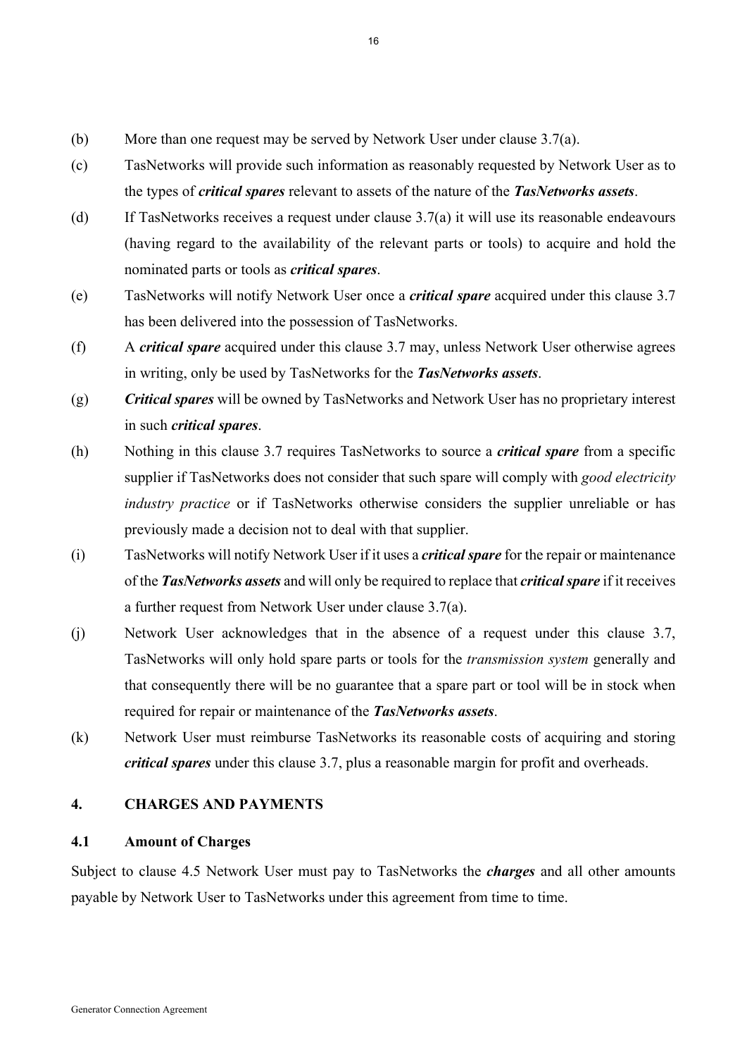(b) More than one request may be served by Network User under clause 3.7(a).

(c) TasNetworks will provide such information as reasonably requested by Network User as to the types of ***critical spares*** relevant to assets of the nature of the ***TasNetworks assets***.

(d) If TasNetworks receives a request under clause 3.7(a) it will use its reasonable endeavours (having regard to the availability of the relevant parts or tools) to acquire and hold the nominated parts or tools as ***critical spares***.

(e) TasNetworks will notify Network User once a ***critical spare*** acquired under this clause 3.7 has been delivered into the possession of TasNetworks.

(f) A ***critical spare*** acquired under this clause 3.7 may, unless Network User otherwise agrees in writing, only be used by TasNetworks for the ***TasNetworks assets***.

(g) ***Critical spares*** will be owned by TasNetworks and Network User has no proprietary interest in such ***critical spares***.

(h) Nothing in this clause 3.7 requires TasNetworks to source a ***critical spare*** from a specific supplier if TasNetworks does not consider that such spare will comply with *good electricity industry practice* or if TasNetworks otherwise considers the supplier unreliable or has previously made a decision not to deal with that supplier.

(i) TasNetworks will notify Network User if it uses a ***critical spare*** for the repair or maintenance of the ***TasNetworks assets*** and will only be required to replace that ***critical spare*** if it receives a further request from Network User under clause 3.7(a).

(j) Network User acknowledges that in the absence of a request under this clause 3.7, TasNetworks will only hold spare parts or tools for the *transmission system* generally and that consequently there will be no guarantee that a spare part or tool will be in stock when required for repair or maintenance of the ***TasNetworks assets***.

(k) Network User must reimburse TasNetworks its reasonable costs of acquiring and storing ***critical spares*** under this clause 3.7, plus a reasonable margin for profit and overheads.

## 4. CHARGES AND PAYMENTS

### 4.1 Amount of Charges

Subject to clause 4.5 Network User must pay to TasNetworks the ***charges*** and all other amounts payable by Network User to TasNetworks under this agreement from time to time.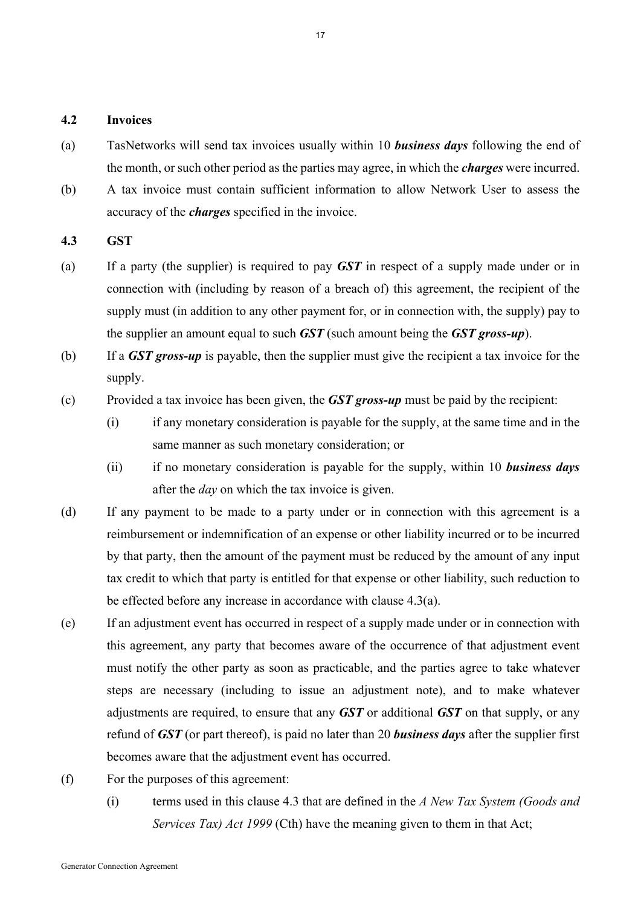### 4.2 Invoices

(a) TasNetworks will send tax invoices usually within 10 ***business days*** following the end of the month, or such other period as the parties may agree, in which the ***charges*** were incurred.

(b) A tax invoice must contain sufficient information to allow Network User to assess the accuracy of the ***charges*** specified in the invoice.

### 4.3 GST

(a) If a party (the supplier) is required to pay ***GST*** in respect of a supply made under or in connection with (including by reason of a breach of) this agreement, the recipient of the supply must (in addition to any other payment for, or in connection with, the supply) pay to the supplier an amount equal to such ***GST*** (such amount being the ***GST gross-up***).

(b) If a ***GST gross-up*** is payable, then the supplier must give the recipient a tax invoice for the supply.

(c) Provided a tax invoice has been given, the ***GST gross-up*** must be paid by the recipient:

   (i) if any monetary consideration is payable for the supply, at the same time and in the same manner as such monetary consideration; or

   (ii) if no monetary consideration is payable for the supply, within 10 ***business days*** after the *day* on which the tax invoice is given.

(d) If any payment to be made to a party under or in connection with this agreement is a reimbursement or indemnification of an expense or other liability incurred or to be incurred by that party, then the amount of the payment must be reduced by the amount of any input tax credit to which that party is entitled for that expense or other liability, such reduction to be effected before any increase in accordance with clause 4.3(a).

(e) If an adjustment event has occurred in respect of a supply made under or in connection with this agreement, any party that becomes aware of the occurrence of that adjustment event must notify the other party as soon as practicable, and the parties agree to take whatever steps are necessary (including to issue an adjustment note), and to make whatever adjustments are required, to ensure that any ***GST*** or additional ***GST*** on that supply, or any refund of ***GST*** (or part thereof), is paid no later than 20 ***business days*** after the supplier first becomes aware that the adjustment event has occurred.

(f) For the purposes of this agreement:

   (i) terms used in this clause 4.3 that are defined in the *A New Tax System (Goods and Services Tax) Act 1999* (Cth) have the meaning given to them in that Act;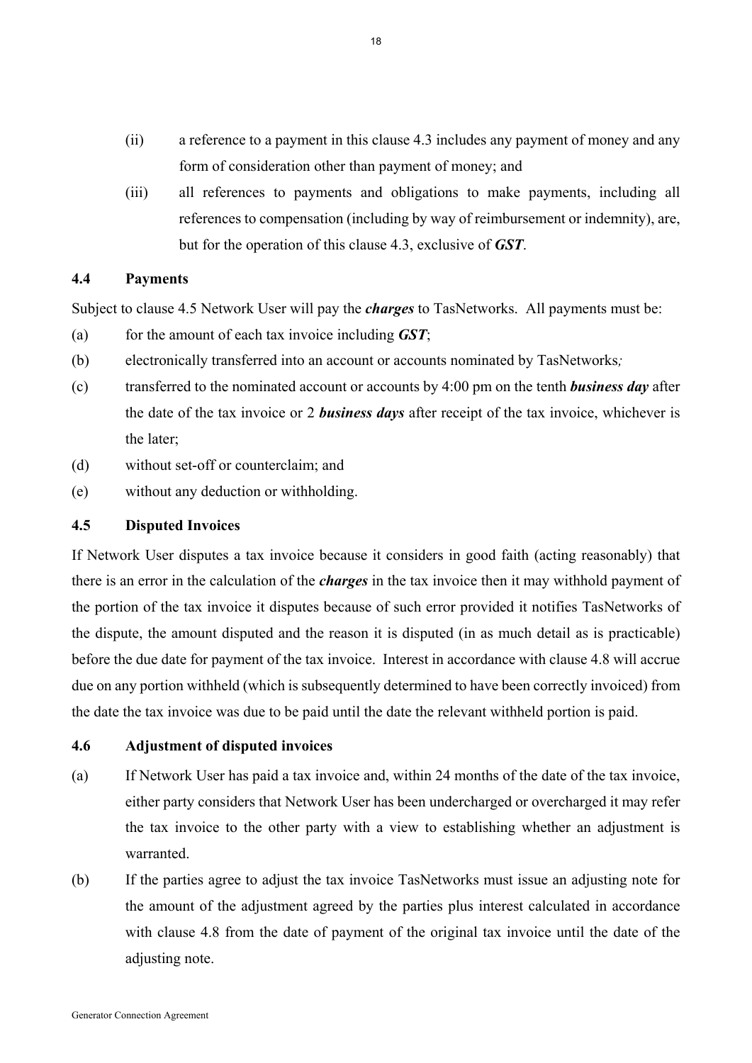(ii) a reference to a payment in this clause 4.3 includes any payment of money and any form of consideration other than payment of money; and

(iii) all references to payments and obligations to make payments, including all references to compensation (including by way of reimbursement or indemnity), are, but for the operation of this clause 4.3, exclusive of ***GST***.

### 4.4 Payments

Subject to clause 4.5 Network User will pay the ***charges*** to TasNetworks. All payments must be:

(a) for the amount of each tax invoice including ***GST***;

(b) electronically transferred into an account or accounts nominated by TasNetworks*;*

(c) transferred to the nominated account or accounts by 4:00 pm on the tenth ***business day*** after the date of the tax invoice or 2 ***business days*** after receipt of the tax invoice, whichever is the later;

(d) without set-off or counterclaim; and

(e) without any deduction or withholding.

### 4.5 Disputed Invoices

If Network User disputes a tax invoice because it considers in good faith (acting reasonably) that there is an error in the calculation of the ***charges*** in the tax invoice then it may withhold payment of the portion of the tax invoice it disputes because of such error provided it notifies TasNetworks of the dispute, the amount disputed and the reason it is disputed (in as much detail as is practicable) before the due date for payment of the tax invoice. Interest in accordance with clause 4.8 will accrue due on any portion withheld (which is subsequently determined to have been correctly invoiced) from the date the tax invoice was due to be paid until the date the relevant withheld portion is paid.

### 4.6 Adjustment of disputed invoices

(a) If Network User has paid a tax invoice and, within 24 months of the date of the tax invoice, either party considers that Network User has been undercharged or overcharged it may refer the tax invoice to the other party with a view to establishing whether an adjustment is warranted.

(b) If the parties agree to adjust the tax invoice TasNetworks must issue an adjusting note for the amount of the adjustment agreed by the parties plus interest calculated in accordance with clause 4.8 from the date of payment of the original tax invoice until the date of the adjusting note.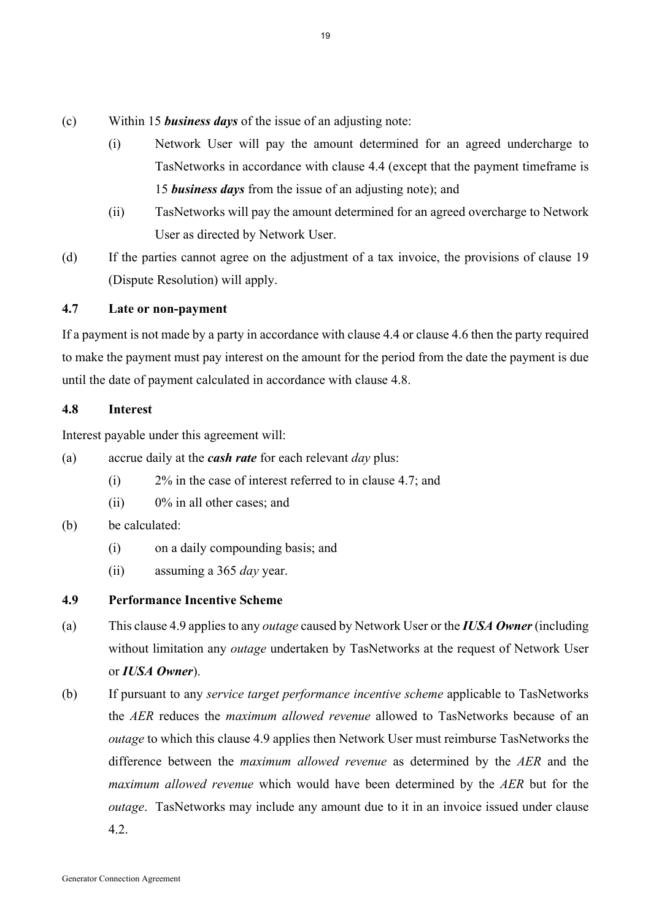(c) Within 15 ***business days*** of the issue of an adjusting note:

   (i) Network User will pay the amount determined for an agreed undercharge to TasNetworks in accordance with clause 4.4 (except that the payment timeframe is 15 ***business days*** from the issue of an adjusting note); and

   (ii) TasNetworks will pay the amount determined for an agreed overcharge to Network User as directed by Network User.

(d) If the parties cannot agree on the adjustment of a tax invoice, the provisions of clause 19 (Dispute Resolution) will apply.

### 4.7 Late or non-payment

If a payment is not made by a party in accordance with clause 4.4 or clause 4.6 then the party required to make the payment must pay interest on the amount for the period from the date the payment is due until the date of payment calculated in accordance with clause 4.8.

### 4.8 Interest

Interest payable under this agreement will:

(a) accrue daily at the ***cash rate*** for each relevant *day* plus:

   (i) 2% in the case of interest referred to in clause 4.7; and

   (ii) 0% in all other cases; and

(b) be calculated:

   (i) on a daily compounding basis; and

   (ii) assuming a 365 *day* year.

### 4.9 Performance Incentive Scheme

(a) This clause 4.9 applies to any *outage* caused by Network User or the ***IUSA Owner*** (including without limitation any *outage* undertaken by TasNetworks at the request of Network User or ***IUSA Owner***).

(b) If pursuant to any *service target performance incentive scheme* applicable to TasNetworks the *AER* reduces the *maximum allowed revenue* allowed to TasNetworks because of an *outage* to which this clause 4.9 applies then Network User must reimburse TasNetworks the difference between the *maximum allowed revenue* as determined by the *AER* and the *maximum allowed revenue* which would have been determined by the *AER* but for the *outage*. TasNetworks may include any amount due to it in an invoice issued under clause 4.2.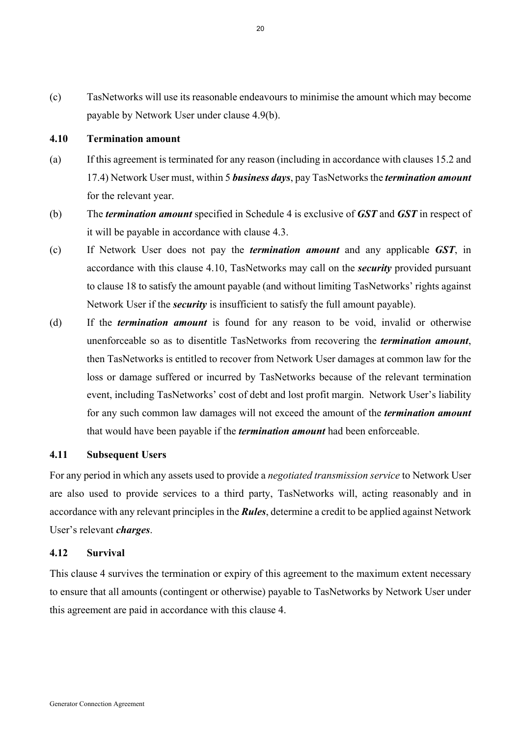(c) TasNetworks will use its reasonable endeavours to minimise the amount which may become payable by Network User under clause 4.9(b).

### 4.10 Termination amount

(a) If this agreement is terminated for any reason (including in accordance with clauses 15.2 and 17.4) Network User must, within 5 ***business days***, pay TasNetworks the ***termination amount*** for the relevant year.

(b) The ***termination amount*** specified in Schedule 4 is exclusive of ***GST*** and ***GST*** in respect of it will be payable in accordance with clause 4.3.

(c) If Network User does not pay the ***termination amount*** and any applicable ***GST***, in accordance with this clause 4.10, TasNetworks may call on the ***security*** provided pursuant to clause 18 to satisfy the amount payable (and without limiting TasNetworks' rights against Network User if the ***security*** is insufficient to satisfy the full amount payable).

(d) If the ***termination amount*** is found for any reason to be void, invalid or otherwise unenforceable so as to disentitle TasNetworks from recovering the ***termination amount***, then TasNetworks is entitled to recover from Network User damages at common law for the loss or damage suffered or incurred by TasNetworks because of the relevant termination event, including TasNetworks' cost of debt and lost profit margin. Network User's liability for any such common law damages will not exceed the amount of the ***termination amount*** that would have been payable if the ***termination amount*** had been enforceable.

### 4.11 Subsequent Users

For any period in which any assets used to provide a *negotiated transmission service* to Network User are also used to provide services to a third party, TasNetworks will, acting reasonably and in accordance with any relevant principles in the ***Rules***, determine a credit to be applied against Network User's relevant ***charges***.

### 4.12 Survival

This clause 4 survives the termination or expiry of this agreement to the maximum extent necessary to ensure that all amounts (contingent or otherwise) payable to TasNetworks by Network User under this agreement are paid in accordance with this clause 4.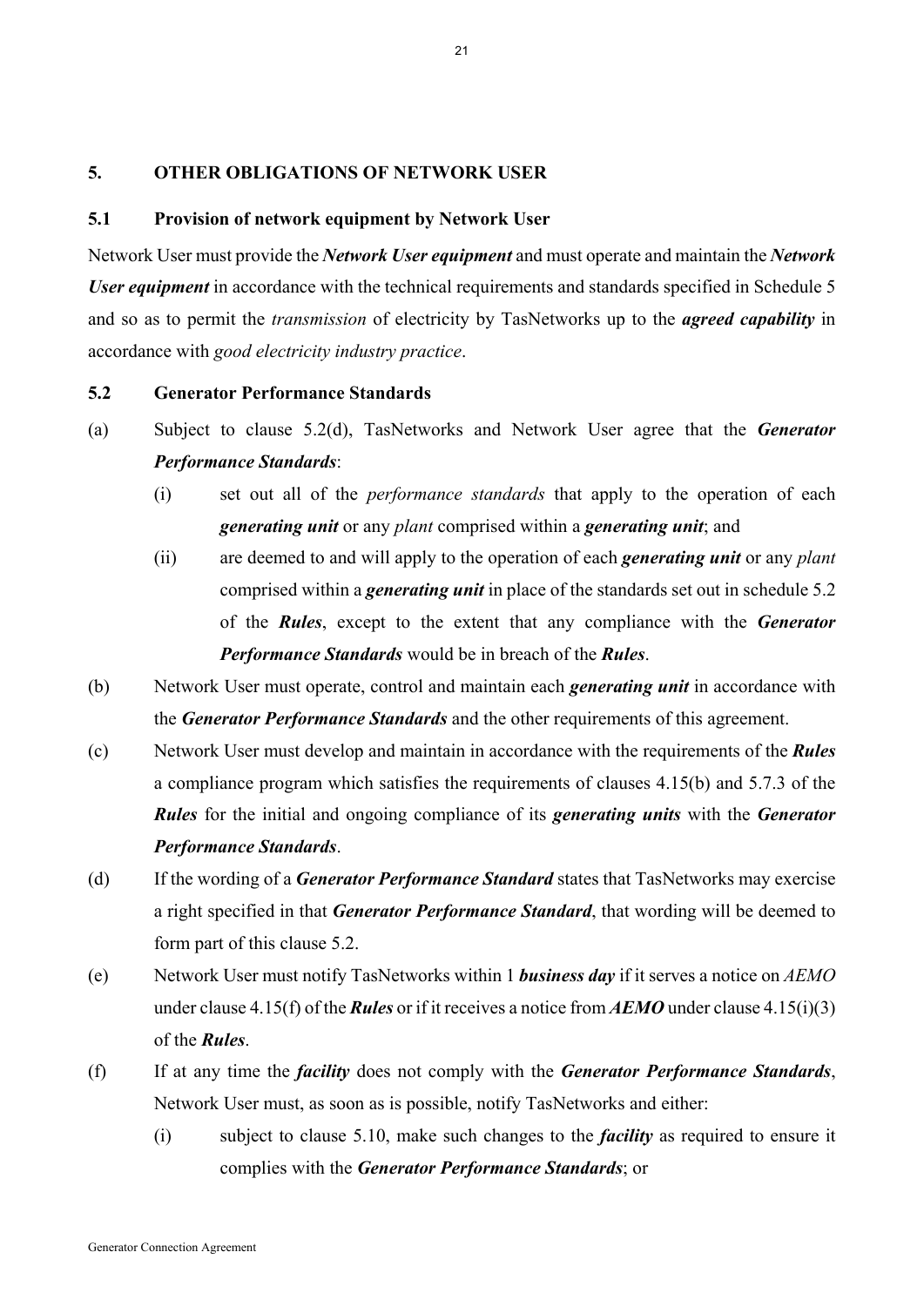## 5. OTHER OBLIGATIONS OF NETWORK USER

### 5.1 Provision of network equipment by Network User

Network User must provide the ***Network User equipment*** and must operate and maintain the ***Network User equipment*** in accordance with the technical requirements and standards specified in Schedule 5 and so as to permit the *transmission* of electricity by TasNetworks up to the ***agreed capability*** in accordance with *good electricity industry practice*.

### 5.2 Generator Performance Standards

(a) Subject to clause 5.2(d), TasNetworks and Network User agree that the ***Generator Performance Standards***:

  (i) set out all of the *performance standards* that apply to the operation of each ***generating unit*** or any *plant* comprised within a ***generating unit***; and

  (ii) are deemed to and will apply to the operation of each ***generating unit*** or any *plant* comprised within a ***generating unit*** in place of the standards set out in schedule 5.2 of the ***Rules***, except to the extent that any compliance with the ***Generator Performance Standards*** would be in breach of the ***Rules***.

(b) Network User must operate, control and maintain each ***generating unit*** in accordance with the ***Generator Performance Standards*** and the other requirements of this agreement.

(c) Network User must develop and maintain in accordance with the requirements of the ***Rules*** a compliance program which satisfies the requirements of clauses 4.15(b) and 5.7.3 of the ***Rules*** for the initial and ongoing compliance of its ***generating units*** with the ***Generator Performance Standards***.

(d) If the wording of a ***Generator Performance Standard*** states that TasNetworks may exercise a right specified in that ***Generator Performance Standard***, that wording will be deemed to form part of this clause 5.2.

(e) Network User must notify TasNetworks within 1 ***business day*** if it serves a notice on *AEMO* under clause 4.15(f) of the ***Rules*** or if it receives a notice from ***AEMO*** under clause 4.15(i)(3) of the ***Rules***.

(f) If at any time the ***facility*** does not comply with the ***Generator Performance Standards***, Network User must, as soon as is possible, notify TasNetworks and either:

  (i) subject to clause 5.10, make such changes to the ***facility*** as required to ensure it complies with the ***Generator Performance Standards***; or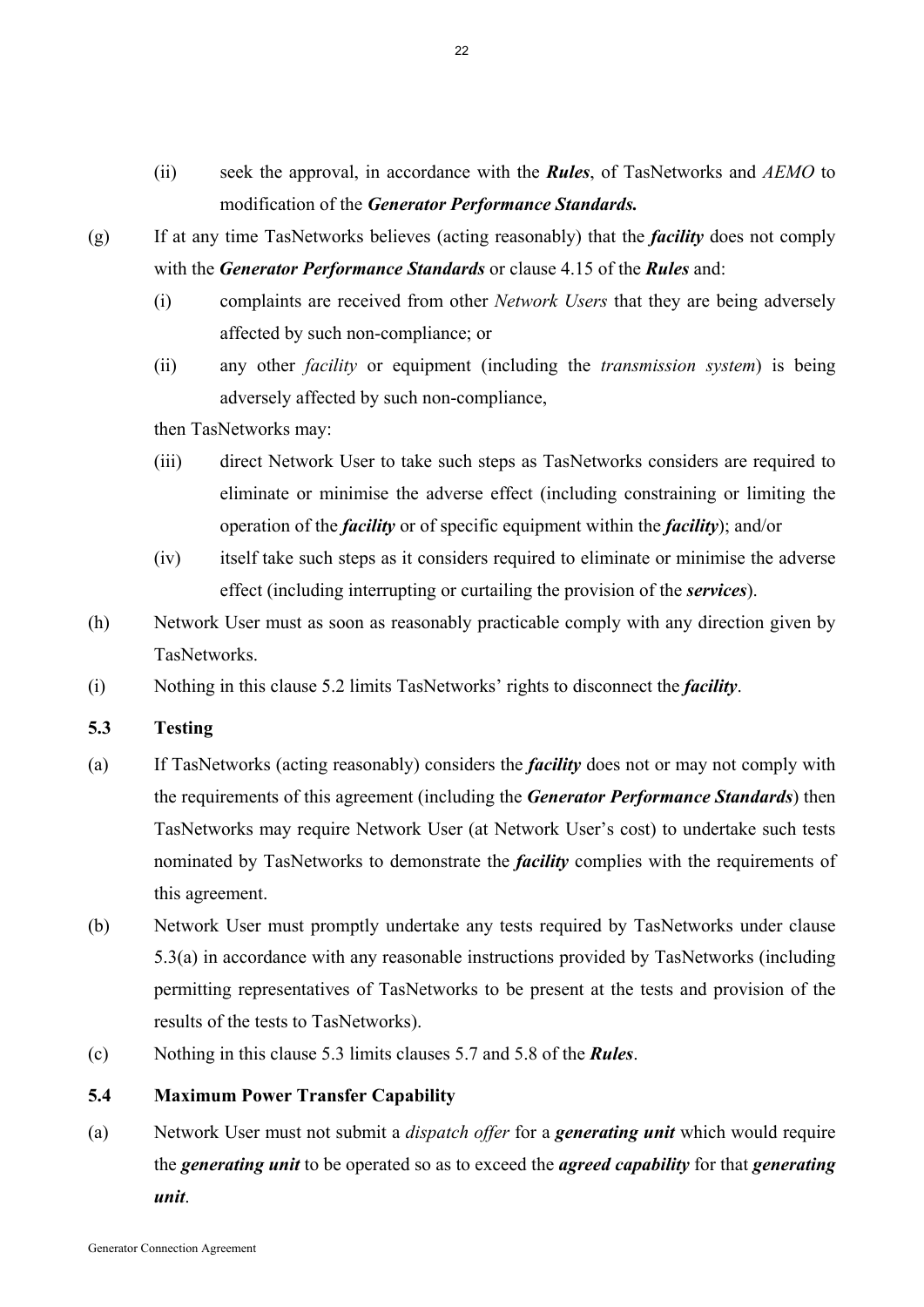(ii) seek the approval, in accordance with the ***Rules***, of TasNetworks and *AEMO* to modification of the ***Generator Performance Standards.***

(g) If at any time TasNetworks believes (acting reasonably) that the ***facility*** does not comply with the ***Generator Performance Standards*** or clause 4.15 of the ***Rules*** and:

(i) complaints are received from other *Network Users* that they are being adversely affected by such non-compliance; or

(ii) any other *facility* or equipment (including the *transmission system*) is being adversely affected by such non-compliance,

then TasNetworks may:

(iii) direct Network User to take such steps as TasNetworks considers are required to eliminate or minimise the adverse effect (including constraining or limiting the operation of the ***facility*** or of specific equipment within the ***facility***); and/or

(iv) itself take such steps as it considers required to eliminate or minimise the adverse effect (including interrupting or curtailing the provision of the ***services***).

(h) Network User must as soon as reasonably practicable comply with any direction given by TasNetworks.

(i) Nothing in this clause 5.2 limits TasNetworks' rights to disconnect the ***facility***.

## 5.3 Testing

(a) If TasNetworks (acting reasonably) considers the ***facility*** does not or may not comply with the requirements of this agreement (including the ***Generator Performance Standards***) then TasNetworks may require Network User (at Network User's cost) to undertake such tests nominated by TasNetworks to demonstrate the ***facility*** complies with the requirements of this agreement.

(b) Network User must promptly undertake any tests required by TasNetworks under clause 5.3(a) in accordance with any reasonable instructions provided by TasNetworks (including permitting representatives of TasNetworks to be present at the tests and provision of the results of the tests to TasNetworks).

(c) Nothing in this clause 5.3 limits clauses 5.7 and 5.8 of the ***Rules***.

## 5.4 Maximum Power Transfer Capability

(a) Network User must not submit a *dispatch offer* for a ***generating unit*** which would require the ***generating unit*** to be operated so as to exceed the ***agreed capability*** for that ***generating unit***.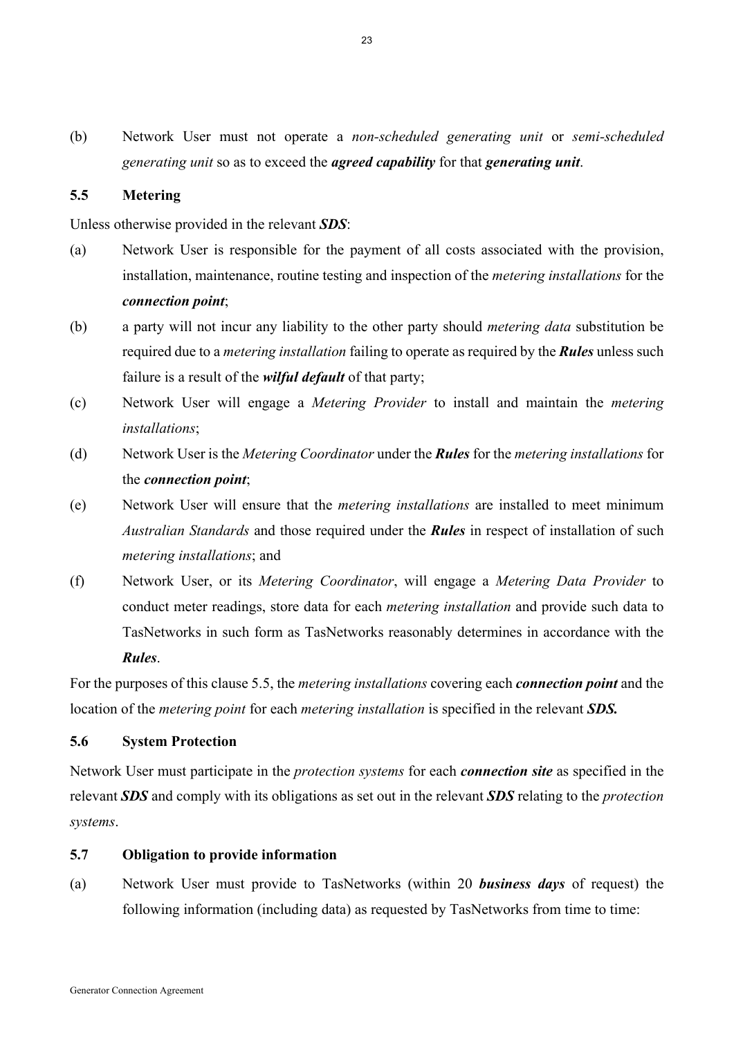(b) Network User must not operate a *non-scheduled generating unit* or *semi-scheduled generating unit* so as to exceed the ***agreed capability*** for that ***generating unit***.

### 5.5 Metering

Unless otherwise provided in the relevant ***SDS***:

(a) Network User is responsible for the payment of all costs associated with the provision, installation, maintenance, routine testing and inspection of the *metering installations* for the ***connection point***;

(b) a party will not incur any liability to the other party should *metering data* substitution be required due to a *metering installation* failing to operate as required by the ***Rules*** unless such failure is a result of the ***wilful default*** of that party;

(c) Network User will engage a *Metering Provider* to install and maintain the *metering installations*;

(d) Network User is the *Metering Coordinator* under the ***Rules*** for the *metering installations* for the ***connection point***;

(e) Network User will ensure that the *metering installations* are installed to meet minimum *Australian Standards* and those required under the ***Rules*** in respect of installation of such *metering installations*; and

(f) Network User, or its *Metering Coordinator*, will engage a *Metering Data Provider* to conduct meter readings, store data for each *metering installation* and provide such data to TasNetworks in such form as TasNetworks reasonably determines in accordance with the ***Rules***.

For the purposes of this clause 5.5, the *metering installations* covering each ***connection point*** and the location of the *metering point* for each *metering installation* is specified in the relevant ***SDS.***

### 5.6 System Protection

Network User must participate in the *protection systems* for each ***connection site*** as specified in the relevant ***SDS*** and comply with its obligations as set out in the relevant ***SDS*** relating to the *protection systems*.

### 5.7 Obligation to provide information

(a) Network User must provide to TasNetworks (within 20 ***business days*** of request) the following information (including data) as requested by TasNetworks from time to time: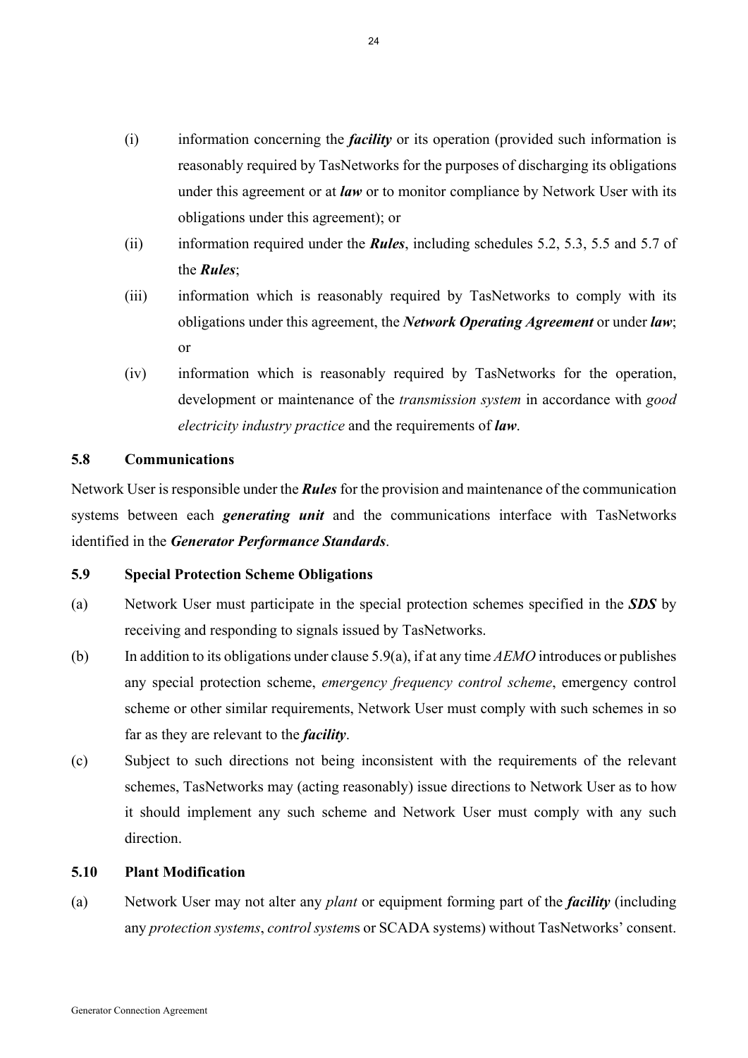(i) information concerning the ***facility*** or its operation (provided such information is reasonably required by TasNetworks for the purposes of discharging its obligations under this agreement or at ***law*** or to monitor compliance by Network User with its obligations under this agreement); or

(ii) information required under the ***Rules***, including schedules 5.2, 5.3, 5.5 and 5.7 of the ***Rules***;

(iii) information which is reasonably required by TasNetworks to comply with its obligations under this agreement, the ***Network Operating Agreement*** or under ***law***; or

(iv) information which is reasonably required by TasNetworks for the operation, development or maintenance of the *transmission system* in accordance with *good electricity industry practice* and the requirements of ***law***.

### 5.8 Communications

Network User is responsible under the ***Rules*** for the provision and maintenance of the communication systems between each ***generating unit*** and the communications interface with TasNetworks identified in the ***Generator Performance Standards***.

### 5.9 Special Protection Scheme Obligations

(a) Network User must participate in the special protection schemes specified in the ***SDS*** by receiving and responding to signals issued by TasNetworks.

(b) In addition to its obligations under clause 5.9(a), if at any time *AEMO* introduces or publishes any special protection scheme, *emergency frequency control scheme*, emergency control scheme or other similar requirements, Network User must comply with such schemes in so far as they are relevant to the ***facility***.

(c) Subject to such directions not being inconsistent with the requirements of the relevant schemes, TasNetworks may (acting reasonably) issue directions to Network User as to how it should implement any such scheme and Network User must comply with any such direction.

### 5.10 Plant Modification

(a) Network User may not alter any *plant* or equipment forming part of the ***facility*** (including any *protection systems*, *control system*s or SCADA systems) without TasNetworks' consent.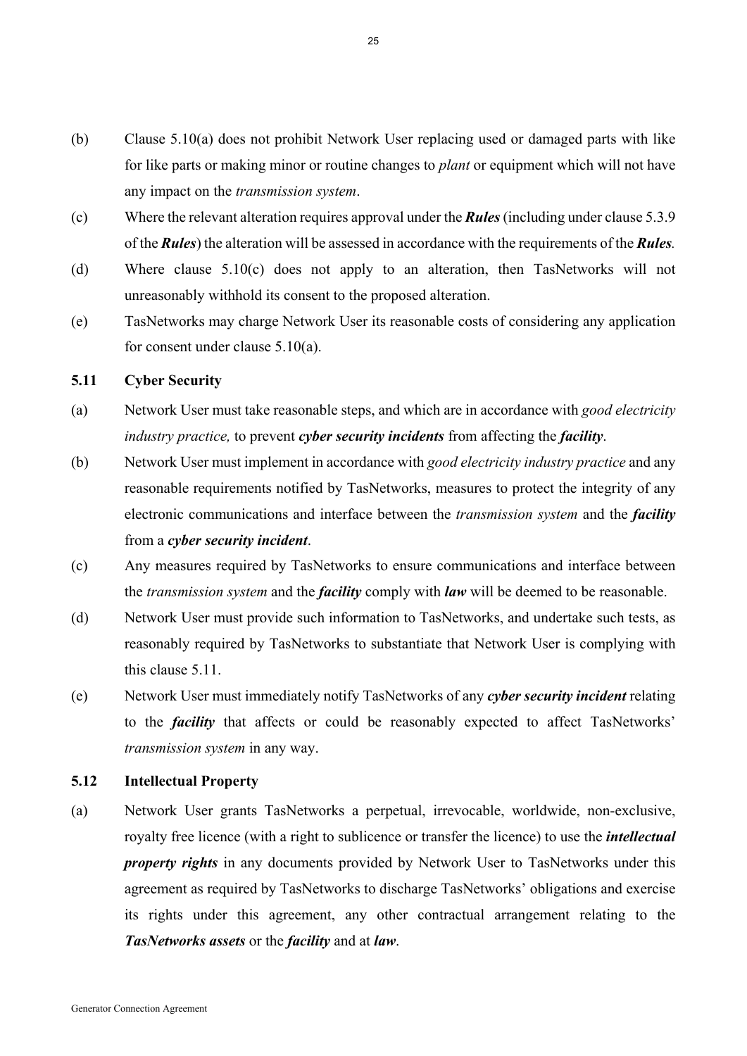(b) Clause 5.10(a) does not prohibit Network User replacing used or damaged parts with like for like parts or making minor or routine changes to *plant* or equipment which will not have any impact on the *transmission system*.

(c) Where the relevant alteration requires approval under the ***Rules*** (including under clause 5.3.9 of the ***Rules***) the alteration will be assessed in accordance with the requirements of the ***Rules***.

(d) Where clause 5.10(c) does not apply to an alteration, then TasNetworks will not unreasonably withhold its consent to the proposed alteration.

(e) TasNetworks may charge Network User its reasonable costs of considering any application for consent under clause 5.10(a).

### 5.11 Cyber Security

(a) Network User must take reasonable steps, and which are in accordance with *good electricity industry practice,* to prevent ***cyber security incidents*** from affecting the ***facility***.

(b) Network User must implement in accordance with *good electricity industry practice* and any reasonable requirements notified by TasNetworks, measures to protect the integrity of any electronic communications and interface between the *transmission system* and the ***facility*** from a ***cyber security incident***.

(c) Any measures required by TasNetworks to ensure communications and interface between the *transmission system* and the ***facility*** comply with ***law*** will be deemed to be reasonable.

(d) Network User must provide such information to TasNetworks, and undertake such tests, as reasonably required by TasNetworks to substantiate that Network User is complying with this clause 5.11.

(e) Network User must immediately notify TasNetworks of any ***cyber security incident*** relating to the ***facility*** that affects or could be reasonably expected to affect TasNetworks' *transmission system* in any way.

### 5.12 Intellectual Property

(a) Network User grants TasNetworks a perpetual, irrevocable, worldwide, non-exclusive, royalty free licence (with a right to sublicence or transfer the licence) to use the ***intellectual property rights*** in any documents provided by Network User to TasNetworks under this agreement as required by TasNetworks to discharge TasNetworks' obligations and exercise its rights under this agreement, any other contractual arrangement relating to the ***TasNetworks assets*** or the ***facility*** and at ***law***.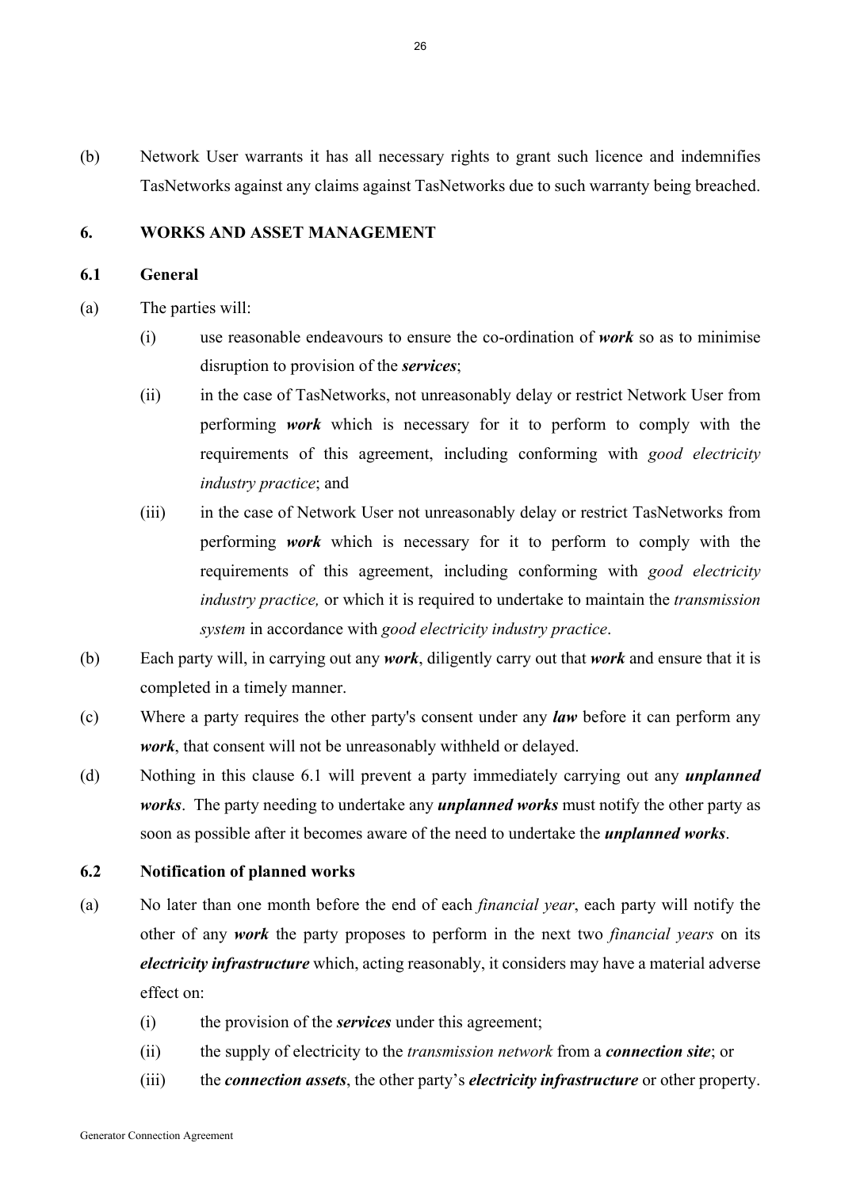(b) Network User warrants it has all necessary rights to grant such licence and indemnifies TasNetworks against any claims against TasNetworks due to such warranty being breached.

## 6. WORKS AND ASSET MANAGEMENT

### 6.1 General

(a) The parties will:

  (i) use reasonable endeavours to ensure the co-ordination of ***work*** so as to minimise disruption to provision of the ***services***;

  (ii) in the case of TasNetworks, not unreasonably delay or restrict Network User from performing ***work*** which is necessary for it to perform to comply with the requirements of this agreement, including conforming with *good electricity industry practice*; and

  (iii) in the case of Network User not unreasonably delay or restrict TasNetworks from performing ***work*** which is necessary for it to perform to comply with the requirements of this agreement, including conforming with *good electricity industry practice,* or which it is required to undertake to maintain the *transmission system* in accordance with *good electricity industry practice*.

(b) Each party will, in carrying out any ***work***, diligently carry out that ***work*** and ensure that it is completed in a timely manner.

(c) Where a party requires the other party's consent under any ***law*** before it can perform any ***work***, that consent will not be unreasonably withheld or delayed.

(d) Nothing in this clause 6.1 will prevent a party immediately carrying out any ***unplanned works***. The party needing to undertake any ***unplanned works*** must notify the other party as soon as possible after it becomes aware of the need to undertake the ***unplanned works***.

### 6.2 Notification of planned works

(a) No later than one month before the end of each *financial year*, each party will notify the other of any ***work*** the party proposes to perform in the next two *financial years* on its ***electricity infrastructure*** which, acting reasonably, it considers may have a material adverse effect on:

  (i) the provision of the ***services*** under this agreement;

  (ii) the supply of electricity to the *transmission network* from a ***connection site***; or

  (iii) the ***connection assets***, the other party's ***electricity infrastructure*** or other property.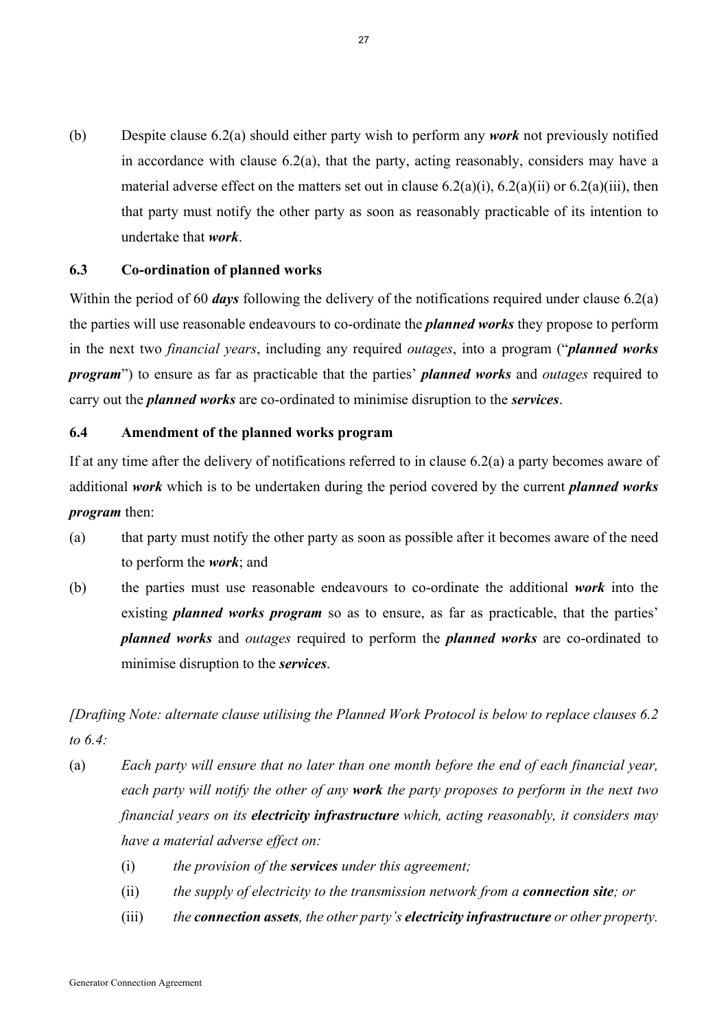(b) Despite clause 6.2(a) should either party wish to perform any ***work*** not previously notified in accordance with clause 6.2(a), that the party, acting reasonably, considers may have a material adverse effect on the matters set out in clause 6.2(a)(i), 6.2(a)(ii) or 6.2(a)(iii), then that party must notify the other party as soon as reasonably practicable of its intention to undertake that ***work***.

### 6.3 Co-ordination of planned works

Within the period of 60 ***days*** following the delivery of the notifications required under clause 6.2(a) the parties will use reasonable endeavours to co-ordinate the ***planned works*** they propose to perform in the next two *financial years*, including any required *outages*, into a program ("***planned works program***") to ensure as far as practicable that the parties' ***planned works*** and *outages* required to carry out the ***planned works*** are co-ordinated to minimise disruption to the ***services***.

### 6.4 Amendment of the planned works program

If at any time after the delivery of notifications referred to in clause 6.2(a) a party becomes aware of additional ***work*** which is to be undertaken during the period covered by the current ***planned works program*** then:

(a) that party must notify the other party as soon as possible after it becomes aware of the need to perform the ***work***; and

(b) the parties must use reasonable endeavours to co-ordinate the additional ***work*** into the existing ***planned works program*** so as to ensure, as far as practicable, that the parties' ***planned works*** and *outages* required to perform the ***planned works*** are co-ordinated to minimise disruption to the ***services***.

*[Drafting Note: alternate clause utilising the Planned Work Protocol is below to replace clauses 6.2 to 6.4:*

(a) *Each party will ensure that no later than one month before the end of each financial year, each party will notify the other of any* ***work*** *the party proposes to perform in the next two financial years on its* ***electricity infrastructure*** *which, acting reasonably, it considers may have a material adverse effect on:*

    (i) *the provision of the* ***services*** *under this agreement;*

    (ii) *the supply of electricity to the transmission network from a* ***connection site****; or*

    (iii) *the* ***connection assets****, the other party's* ***electricity infrastructure*** *or other property.*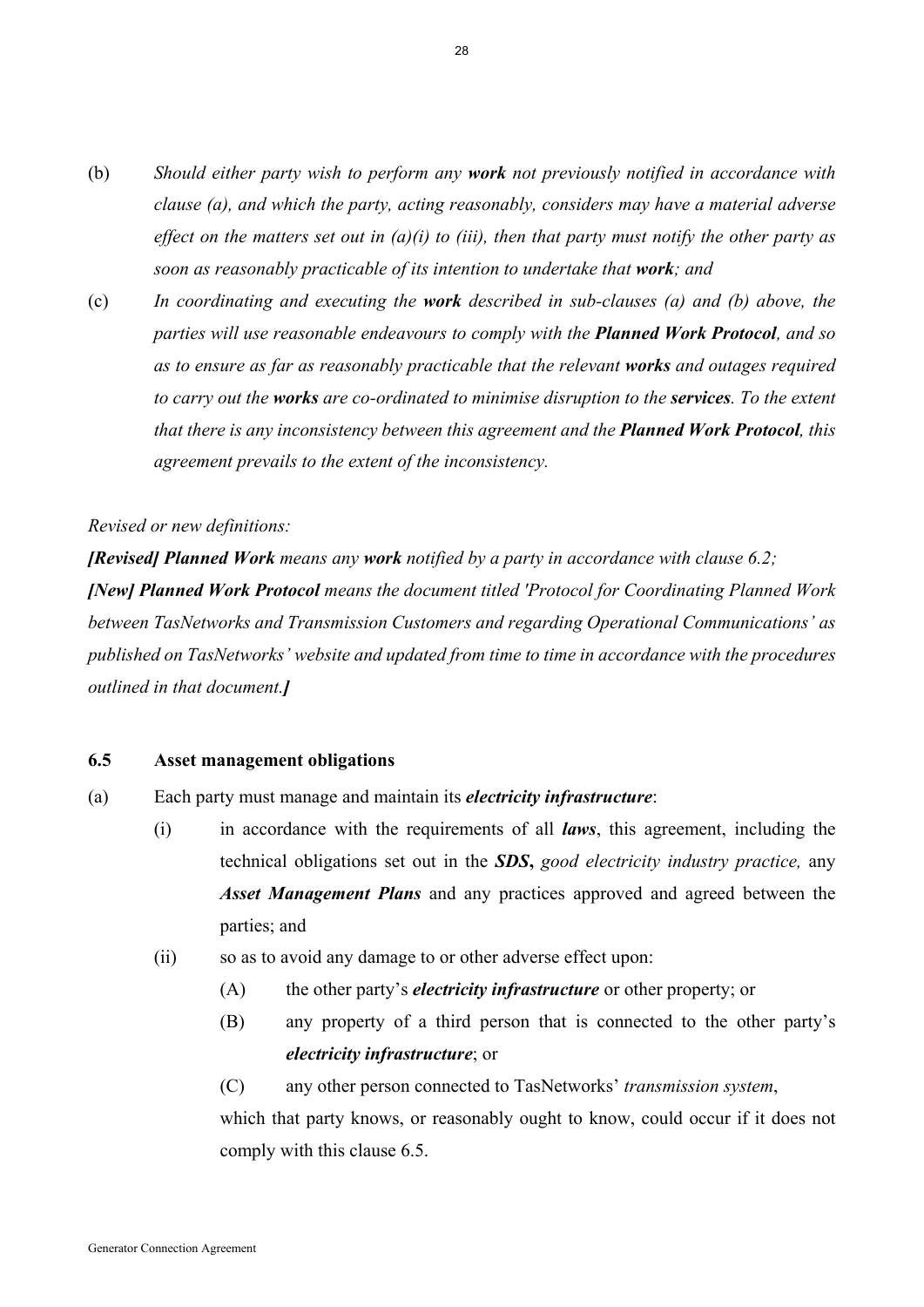(b) *Should either party wish to perform any **work** not previously notified in accordance with clause (a), and which the party, acting reasonably, considers may have a material adverse effect on the matters set out in (a)(i) to (iii), then that party must notify the other party as soon as reasonably practicable of its intention to undertake that **work**; and*

(c) *In coordinating and executing the **work** described in sub-clauses (a) and (b) above, the parties will use reasonable endeavours to comply with the **Planned Work Protocol**, and so as to ensure as far as reasonably practicable that the relevant **works** and outages required to carry out the **works** are co-ordinated to minimise disruption to the **services**. To the extent that there is any inconsistency between this agreement and the **Planned Work Protocol**, this agreement prevails to the extent of the inconsistency.*

*Revised or new definitions:*

***[Revised] Planned Work** means any **work** notified by a party in accordance with clause 6.2;*

***[New] Planned Work Protocol** means the document titled 'Protocol for Coordinating Planned Work between TasNetworks and Transmission Customers and regarding Operational Communications' as published on TasNetworks' website and updated from time to time in accordance with the procedures outlined in that document.**]***

### 6.5 Asset management obligations

(a) Each party must manage and maintain its ***electricity infrastructure***:

  (i) in accordance with the requirements of all ***laws***, this agreement, including the technical obligations set out in the ***SDS***, *good electricity industry practice,* any ***Asset Management Plans*** and any practices approved and agreed between the parties; and

  (ii) so as to avoid any damage to or other adverse effect upon:

    (A) the other party's ***electricity infrastructure*** or other property; or

    (B) any property of a third person that is connected to the other party's ***electricity infrastructure***; or

    (C) any other person connected to TasNetworks' *transmission system*,

  which that party knows, or reasonably ought to know, could occur if it does not comply with this clause 6.5.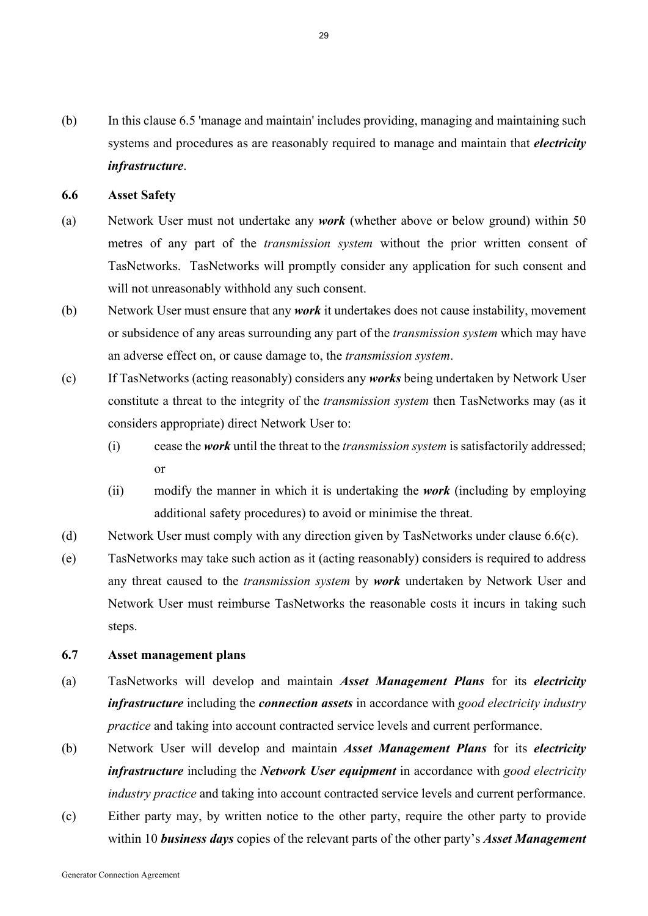(b) In this clause 6.5 'manage and maintain' includes providing, managing and maintaining such systems and procedures as are reasonably required to manage and maintain that ***electricity infrastructure***.

### 6.6 Asset Safety

(a) Network User must not undertake any ***work*** (whether above or below ground) within 50 metres of any part of the *transmission system* without the prior written consent of TasNetworks. TasNetworks will promptly consider any application for such consent and will not unreasonably withhold any such consent.

(b) Network User must ensure that any ***work*** it undertakes does not cause instability, movement or subsidence of any areas surrounding any part of the *transmission system* which may have an adverse effect on, or cause damage to, the *transmission system*.

(c) If TasNetworks (acting reasonably) considers any ***works*** being undertaken by Network User constitute a threat to the integrity of the *transmission system* then TasNetworks may (as it considers appropriate) direct Network User to:

  (i) cease the ***work*** until the threat to the *transmission system* is satisfactorily addressed; or

  (ii) modify the manner in which it is undertaking the ***work*** (including by employing additional safety procedures) to avoid or minimise the threat.

(d) Network User must comply with any direction given by TasNetworks under clause 6.6(c).

(e) TasNetworks may take such action as it (acting reasonably) considers is required to address any threat caused to the *transmission system* by ***work*** undertaken by Network User and Network User must reimburse TasNetworks the reasonable costs it incurs in taking such steps.

### 6.7 Asset management plans

(a) TasNetworks will develop and maintain ***Asset Management Plans*** for its ***electricity infrastructure*** including the ***connection assets*** in accordance with *good electricity industry practice* and taking into account contracted service levels and current performance.

(b) Network User will develop and maintain ***Asset Management Plans*** for its ***electricity infrastructure*** including the ***Network User equipment*** in accordance with *good electricity industry practice* and taking into account contracted service levels and current performance.

(c) Either party may, by written notice to the other party, require the other party to provide within 10 ***business days*** copies of the relevant parts of the other party's ***Asset Management***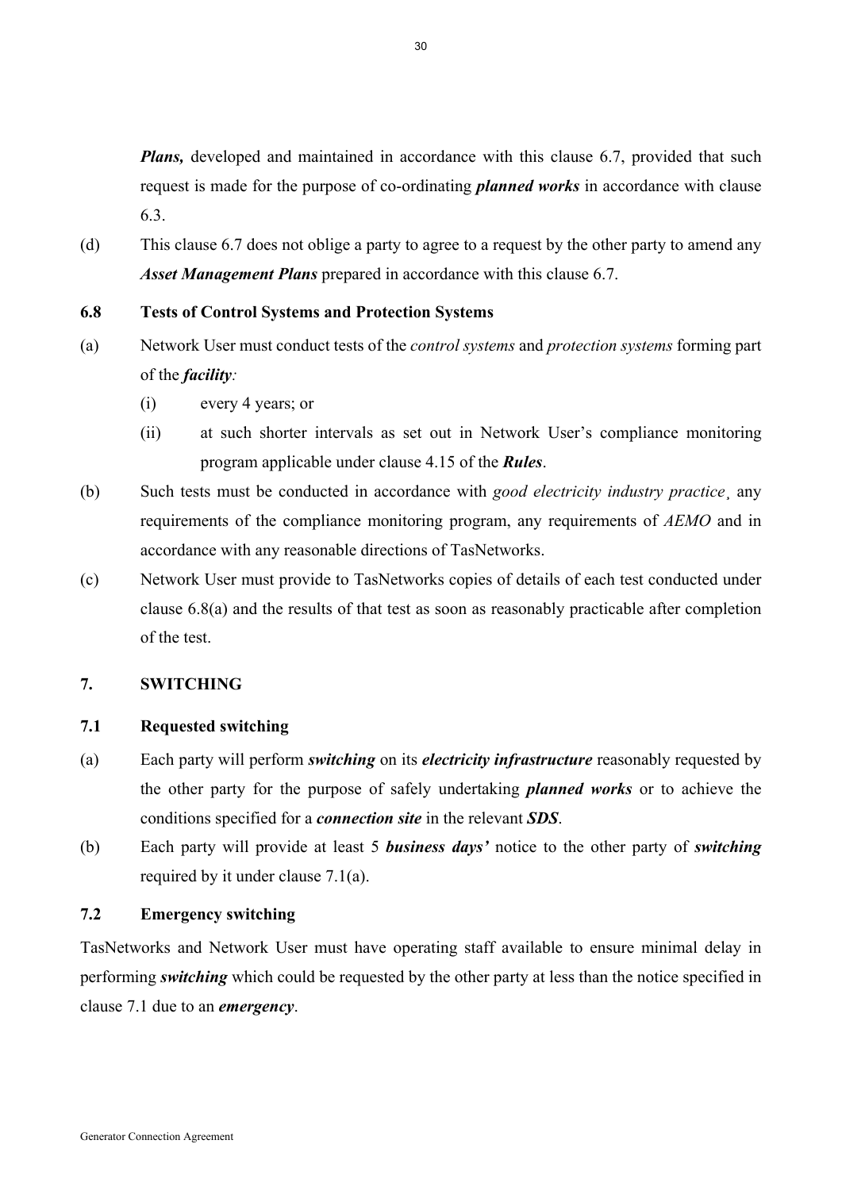***Plans,*** developed and maintained in accordance with this clause 6.7, provided that such request is made for the purpose of co-ordinating ***planned works*** in accordance with clause 6.3.

(d) This clause 6.7 does not oblige a party to agree to a request by the other party to amend any ***Asset Management Plans*** prepared in accordance with this clause 6.7.

### 6.8 Tests of Control Systems and Protection Systems

(a) Network User must conduct tests of the *control systems* and *protection systems* forming part of the ***facility****:*

  (i) every 4 years; or

  (ii) at such shorter intervals as set out in Network User's compliance monitoring program applicable under clause 4.15 of the ***Rules***.

(b) Such tests must be conducted in accordance with *good electricity industry practice*¸ any requirements of the compliance monitoring program, any requirements of *AEMO* and in accordance with any reasonable directions of TasNetworks.

(c) Network User must provide to TasNetworks copies of details of each test conducted under clause 6.8(a) and the results of that test as soon as reasonably practicable after completion of the test.

## 7. SWITCHING

### 7.1 Requested switching

(a) Each party will perform ***switching*** on its ***electricity infrastructure*** reasonably requested by the other party for the purpose of safely undertaking ***planned works*** or to achieve the conditions specified for a ***connection site*** in the relevant ***SDS***.

(b) Each party will provide at least 5 ***business days'*** notice to the other party of ***switching*** required by it under clause 7.1(a).

### 7.2 Emergency switching

TasNetworks and Network User must have operating staff available to ensure minimal delay in performing ***switching*** which could be requested by the other party at less than the notice specified in clause 7.1 due to an ***emergency***.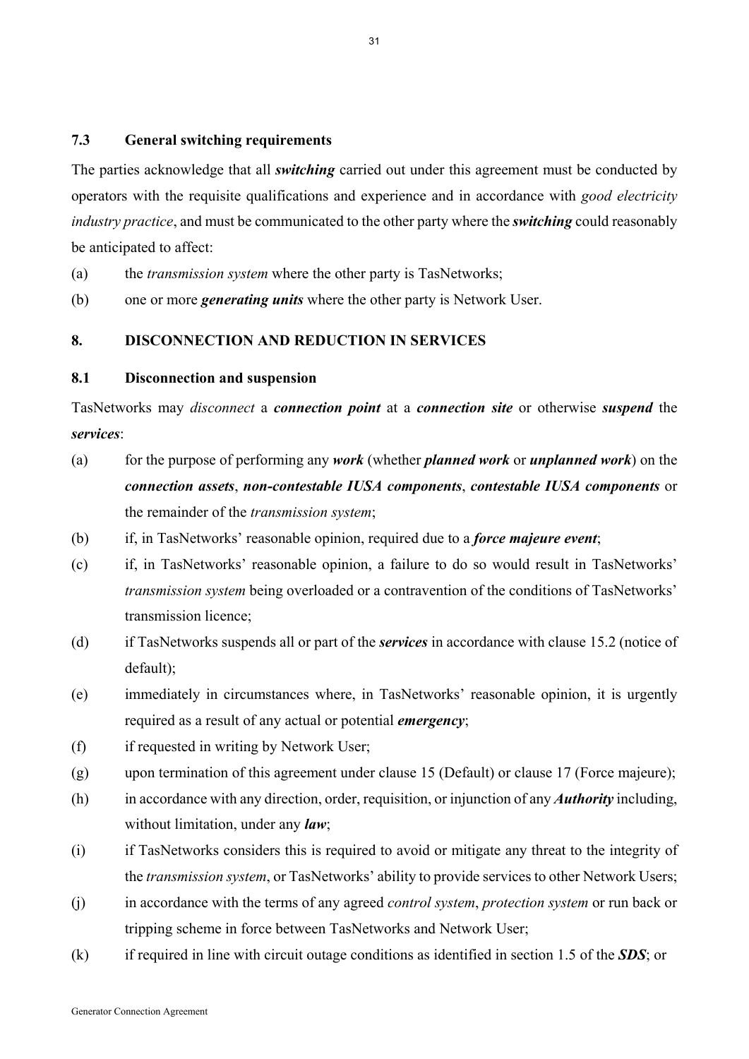### 7.3 General switching requirements

The parties acknowledge that all ***switching*** carried out under this agreement must be conducted by operators with the requisite qualifications and experience and in accordance with *good electricity industry practice*, and must be communicated to the other party where the ***switching*** could reasonably be anticipated to affect:

(a) the *transmission system* where the other party is TasNetworks;

(b) one or more ***generating units*** where the other party is Network User.

## 8. DISCONNECTION AND REDUCTION IN SERVICES

### 8.1 Disconnection and suspension

TasNetworks may *disconnect* a ***connection point*** at a ***connection site*** or otherwise ***suspend*** the ***services***:

(a) for the purpose of performing any ***work*** (whether ***planned work*** or ***unplanned work***) on the ***connection assets***, ***non-contestable IUSA components***, ***contestable IUSA components*** or the remainder of the *transmission system*;

(b) if, in TasNetworks' reasonable opinion, required due to a ***force majeure event***;

(c) if, in TasNetworks' reasonable opinion, a failure to do so would result in TasNetworks' *transmission system* being overloaded or a contravention of the conditions of TasNetworks' transmission licence;

(d) if TasNetworks suspends all or part of the ***services*** in accordance with clause 15.2 (notice of default);

(e) immediately in circumstances where, in TasNetworks' reasonable opinion, it is urgently required as a result of any actual or potential ***emergency***;

(f) if requested in writing by Network User;

(g) upon termination of this agreement under clause 15 (Default) or clause 17 (Force majeure);

(h) in accordance with any direction, order, requisition, or injunction of any ***Authority*** including, without limitation, under any ***law***;

(i) if TasNetworks considers this is required to avoid or mitigate any threat to the integrity of the *transmission system*, or TasNetworks' ability to provide services to other Network Users;

(j) in accordance with the terms of any agreed *control system*, *protection system* or run back or tripping scheme in force between TasNetworks and Network User;

(k) if required in line with circuit outage conditions as identified in section 1.5 of the ***SDS***; or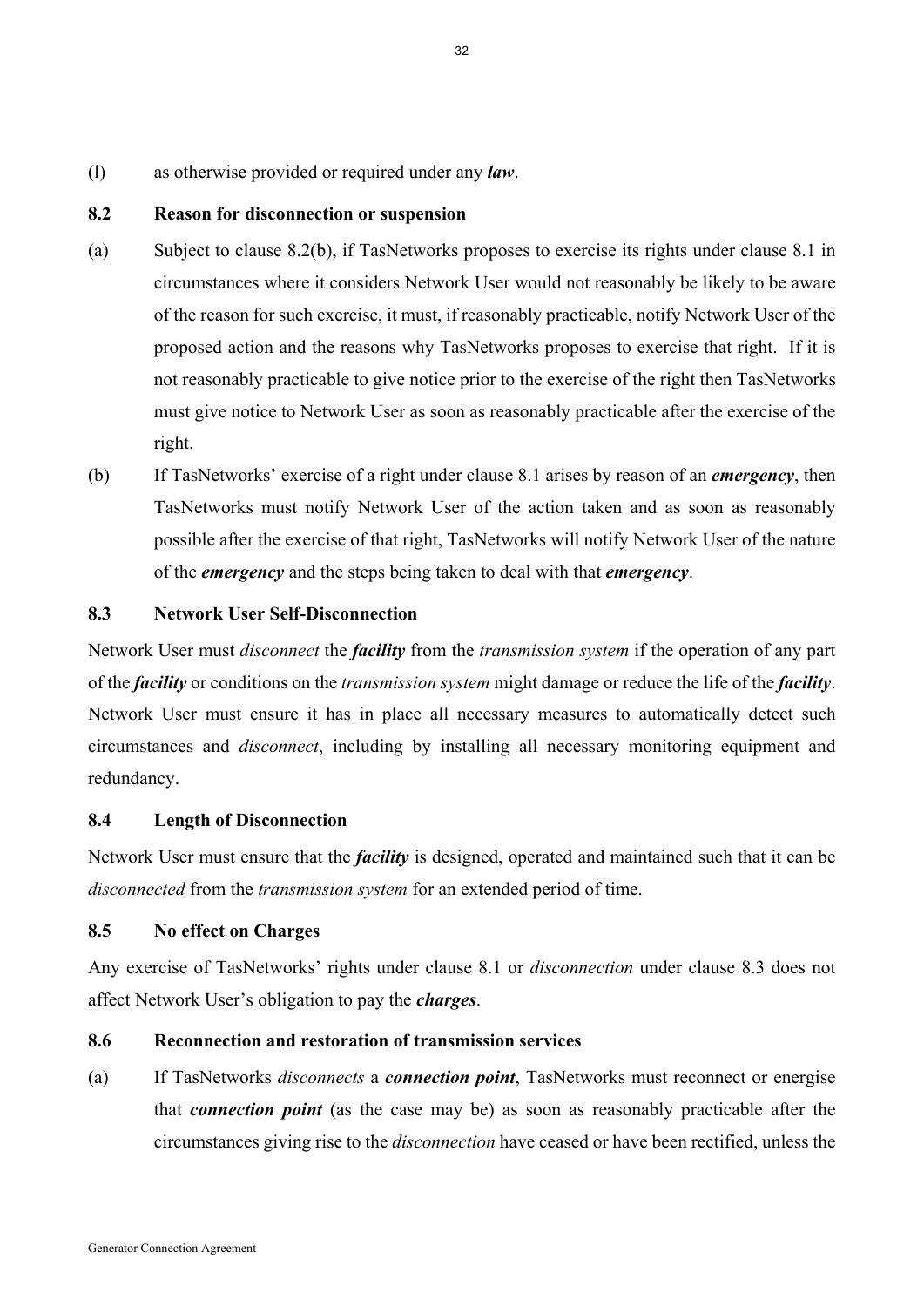(l) as otherwise provided or required under any ***law***.

### 8.2 Reason for disconnection or suspension

(a) Subject to clause 8.2(b), if TasNetworks proposes to exercise its rights under clause 8.1 in circumstances where it considers Network User would not reasonably be likely to be aware of the reason for such exercise, it must, if reasonably practicable, notify Network User of the proposed action and the reasons why TasNetworks proposes to exercise that right. If it is not reasonably practicable to give notice prior to the exercise of the right then TasNetworks must give notice to Network User as soon as reasonably practicable after the exercise of the right.

(b) If TasNetworks' exercise of a right under clause 8.1 arises by reason of an ***emergency***, then TasNetworks must notify Network User of the action taken and as soon as reasonably possible after the exercise of that right, TasNetworks will notify Network User of the nature of the ***emergency*** and the steps being taken to deal with that ***emergency***.

### 8.3 Network User Self-Disconnection

Network User must *disconnect* the ***facility*** from the *transmission system* if the operation of any part of the ***facility*** or conditions on the *transmission system* might damage or reduce the life of the ***facility***. Network User must ensure it has in place all necessary measures to automatically detect such circumstances and *disconnect*, including by installing all necessary monitoring equipment and redundancy.

### 8.4 Length of Disconnection

Network User must ensure that the ***facility*** is designed, operated and maintained such that it can be *disconnected* from the *transmission system* for an extended period of time.

### 8.5 No effect on Charges

Any exercise of TasNetworks' rights under clause 8.1 or *disconnection* under clause 8.3 does not affect Network User's obligation to pay the ***charges***.

### 8.6 Reconnection and restoration of transmission services

(a) If TasNetworks *disconnects* a ***connection point***, TasNetworks must reconnect or energise that ***connection point*** (as the case may be) as soon as reasonably practicable after the circumstances giving rise to the *disconnection* have ceased or have been rectified, unless the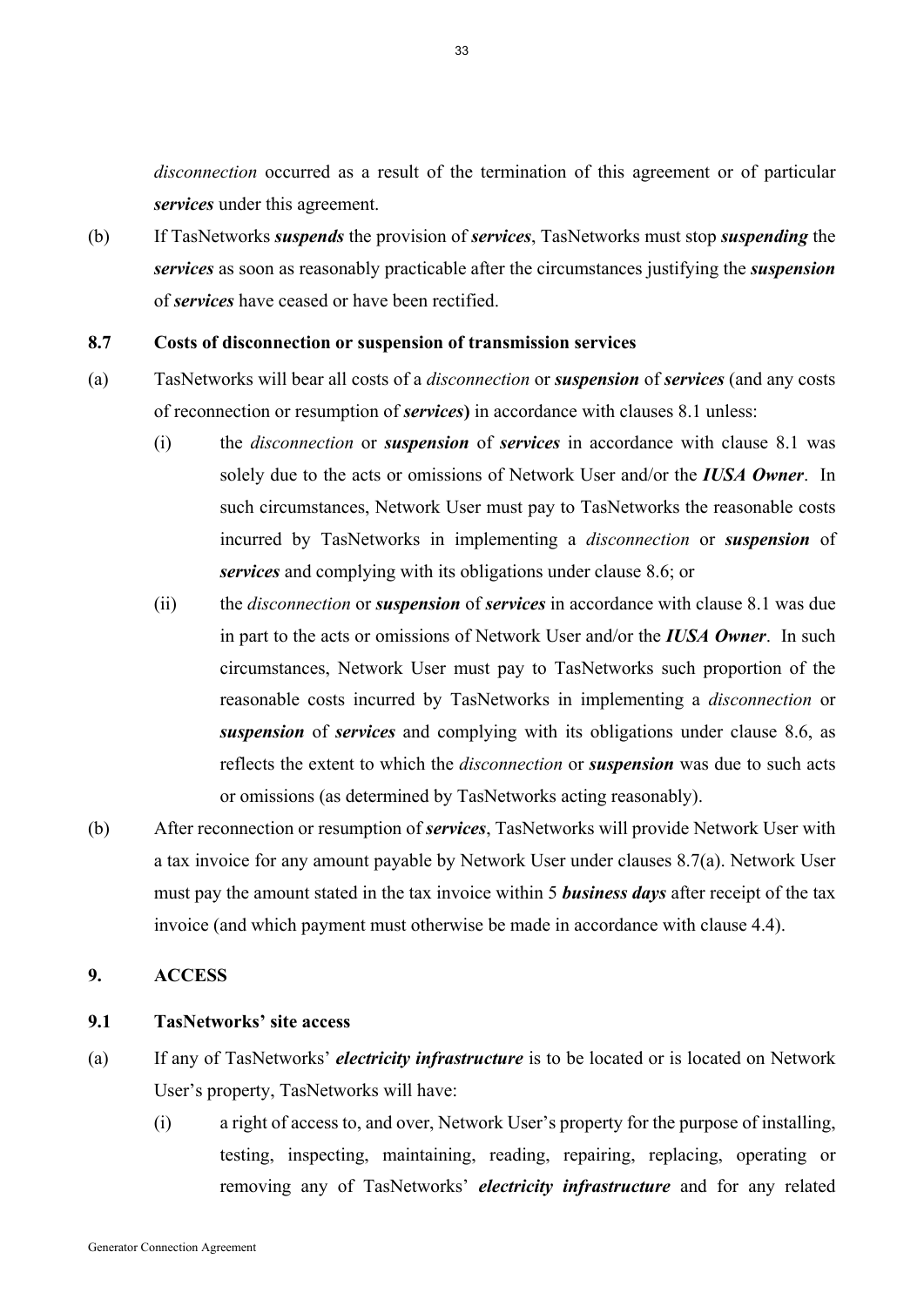*disconnection* occurred as a result of the termination of this agreement or of particular ***services*** under this agreement.

(b) If TasNetworks ***suspends*** the provision of ***services***, TasNetworks must stop ***suspending*** the ***services*** as soon as reasonably practicable after the circumstances justifying the ***suspension*** of ***services*** have ceased or have been rectified.

### 8.7 Costs of disconnection or suspension of transmission services

(a) TasNetworks will bear all costs of a *disconnection* or ***suspension*** of ***services*** (and any costs of reconnection or resumption of ***services*)** in accordance with clauses 8.1 unless:

  (i) the *disconnection* or ***suspension*** of ***services*** in accordance with clause 8.1 was solely due to the acts or omissions of Network User and/or the ***IUSA Owner***. In such circumstances, Network User must pay to TasNetworks the reasonable costs incurred by TasNetworks in implementing a *disconnection* or ***suspension*** of ***services*** and complying with its obligations under clause 8.6; or

  (ii) the *disconnection* or ***suspension*** of ***services*** in accordance with clause 8.1 was due in part to the acts or omissions of Network User and/or the ***IUSA Owner***. In such circumstances, Network User must pay to TasNetworks such proportion of the reasonable costs incurred by TasNetworks in implementing a *disconnection* or ***suspension*** of ***services*** and complying with its obligations under clause 8.6, as reflects the extent to which the *disconnection* or ***suspension*** was due to such acts or omissions (as determined by TasNetworks acting reasonably).

(b) After reconnection or resumption of ***services***, TasNetworks will provide Network User with a tax invoice for any amount payable by Network User under clauses 8.7(a). Network User must pay the amount stated in the tax invoice within 5 ***business days*** after receipt of the tax invoice (and which payment must otherwise be made in accordance with clause 4.4).

## 9. ACCESS

### 9.1 TasNetworks' site access

(a) If any of TasNetworks' ***electricity infrastructure*** is to be located or is located on Network User's property, TasNetworks will have:

  (i) a right of access to, and over, Network User's property for the purpose of installing, testing, inspecting, maintaining, reading, repairing, replacing, operating or removing any of TasNetworks' ***electricity infrastructure*** and for any related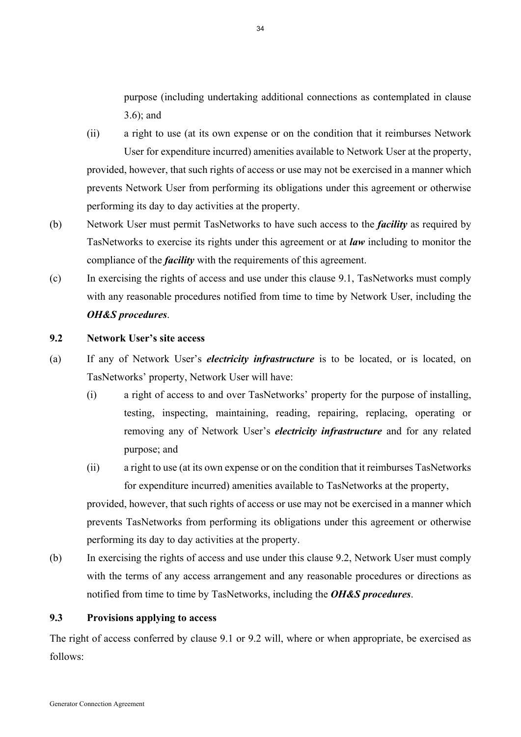purpose (including undertaking additional connections as contemplated in clause 3.6); and

(ii) a right to use (at its own expense or on the condition that it reimburses Network User for expenditure incurred) amenities available to Network User at the property,

provided, however, that such rights of access or use may not be exercised in a manner which prevents Network User from performing its obligations under this agreement or otherwise performing its day to day activities at the property.

(b) Network User must permit TasNetworks to have such access to the ***facility*** as required by TasNetworks to exercise its rights under this agreement or at ***law*** including to monitor the compliance of the ***facility*** with the requirements of this agreement.

(c) In exercising the rights of access and use under this clause 9.1, TasNetworks must comply with any reasonable procedures notified from time to time by Network User, including the ***OH&S procedures***.

### 9.2 Network User's site access

(a) If any of Network User's ***electricity infrastructure*** is to be located, or is located, on TasNetworks' property, Network User will have:

(i) a right of access to and over TasNetworks' property for the purpose of installing, testing, inspecting, maintaining, reading, repairing, replacing, operating or removing any of Network User's ***electricity infrastructure*** and for any related purpose; and

(ii) a right to use (at its own expense or on the condition that it reimburses TasNetworks for expenditure incurred) amenities available to TasNetworks at the property,

provided, however, that such rights of access or use may not be exercised in a manner which prevents TasNetworks from performing its obligations under this agreement or otherwise performing its day to day activities at the property.

(b) In exercising the rights of access and use under this clause 9.2, Network User must comply with the terms of any access arrangement and any reasonable procedures or directions as notified from time to time by TasNetworks, including the ***OH&S procedures***.

### 9.3 Provisions applying to access

The right of access conferred by clause 9.1 or 9.2 will, where or when appropriate, be exercised as follows: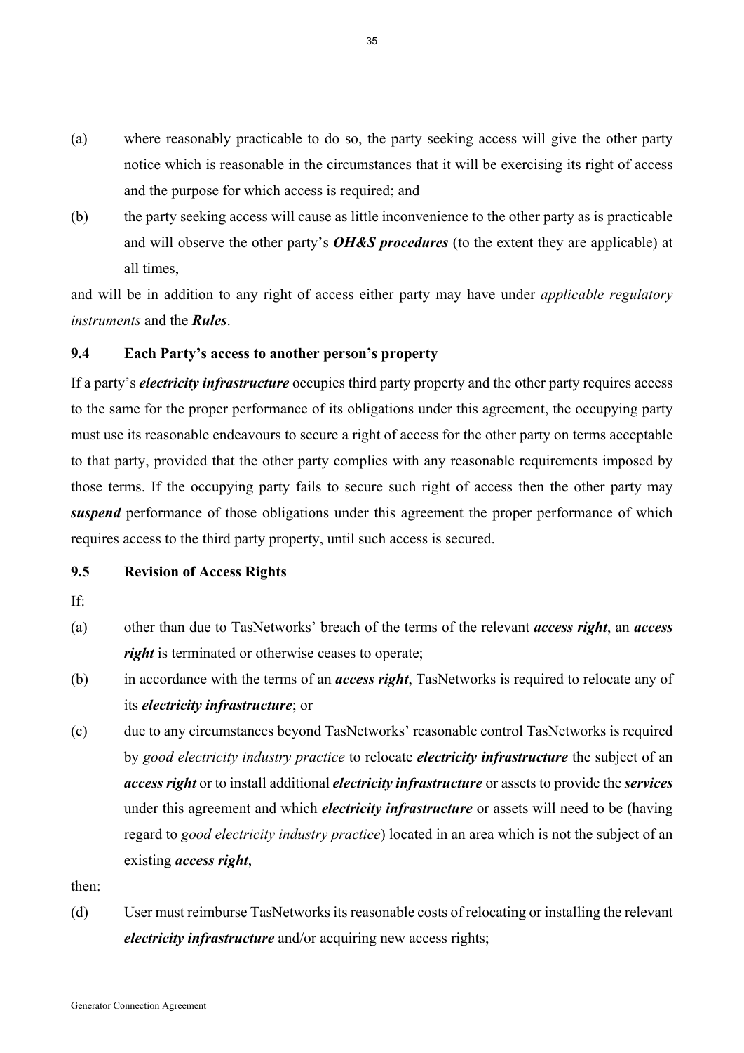(a) where reasonably practicable to do so, the party seeking access will give the other party notice which is reasonable in the circumstances that it will be exercising its right of access and the purpose for which access is required; and

(b) the party seeking access will cause as little inconvenience to the other party as is practicable and will observe the other party's ***OH&S procedures*** (to the extent they are applicable) at all times,

and will be in addition to any right of access either party may have under *applicable regulatory instruments* and the ***Rules***.

### 9.4 Each Party's access to another person's property

If a party's ***electricity infrastructure*** occupies third party property and the other party requires access to the same for the proper performance of its obligations under this agreement, the occupying party must use its reasonable endeavours to secure a right of access for the other party on terms acceptable to that party, provided that the other party complies with any reasonable requirements imposed by those terms. If the occupying party fails to secure such right of access then the other party may ***suspend*** performance of those obligations under this agreement the proper performance of which requires access to the third party property, until such access is secured.

### 9.5 Revision of Access Rights

If:

(a) other than due to TasNetworks' breach of the terms of the relevant ***access right***, an ***access right*** is terminated or otherwise ceases to operate;

(b) in accordance with the terms of an ***access right***, TasNetworks is required to relocate any of its ***electricity infrastructure***; or

(c) due to any circumstances beyond TasNetworks' reasonable control TasNetworks is required by *good electricity industry practice* to relocate ***electricity infrastructure*** the subject of an ***access right*** or to install additional ***electricity infrastructure*** or assets to provide the ***services*** under this agreement and which ***electricity infrastructure*** or assets will need to be (having regard to *good electricity industry practice*) located in an area which is not the subject of an existing ***access right***,

then:

(d) User must reimburse TasNetworks its reasonable costs of relocating or installing the relevant ***electricity infrastructure*** and/or acquiring new access rights;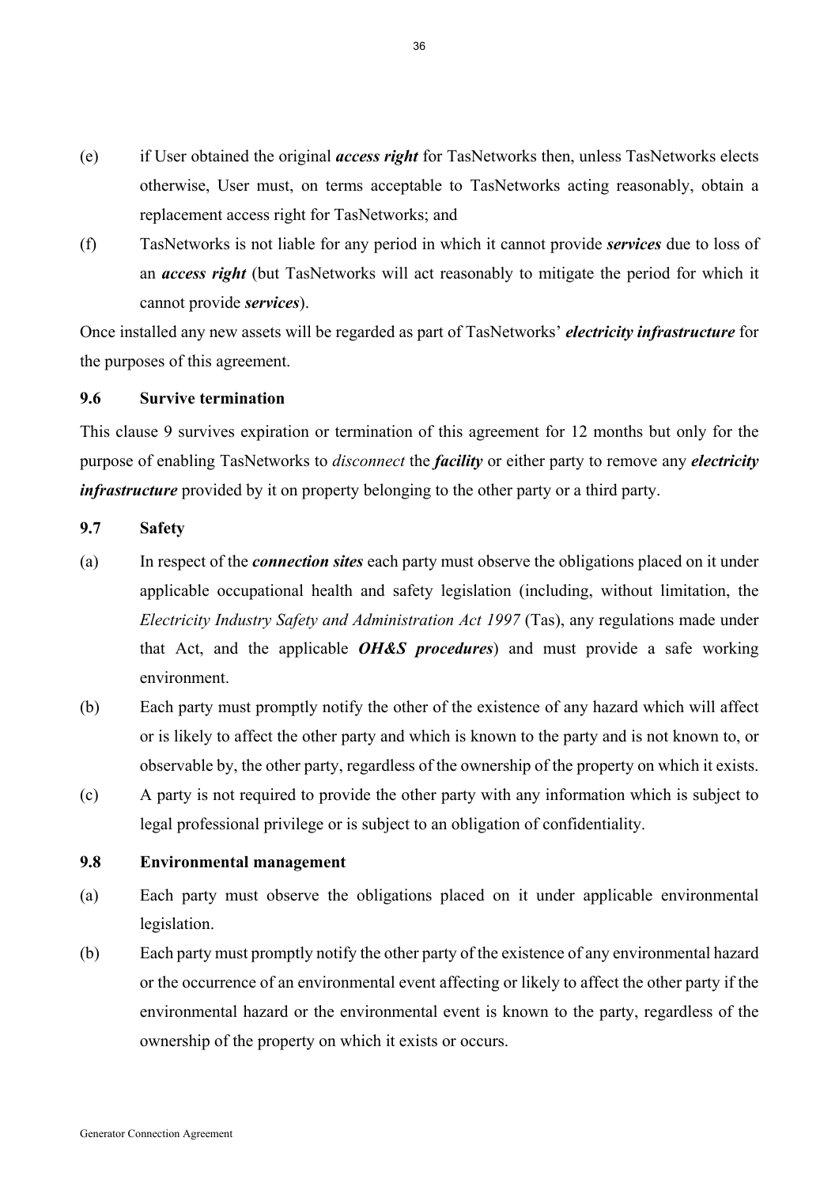(e) if User obtained the original ***access right*** for TasNetworks then, unless TasNetworks elects otherwise, User must, on terms acceptable to TasNetworks acting reasonably, obtain a replacement access right for TasNetworks; and

(f) TasNetworks is not liable for any period in which it cannot provide ***services*** due to loss of an ***access right*** (but TasNetworks will act reasonably to mitigate the period for which it cannot provide ***services***).

Once installed any new assets will be regarded as part of TasNetworks' ***electricity infrastructure*** for the purposes of this agreement.

### 9.6 Survive termination

This clause 9 survives expiration or termination of this agreement for 12 months but only for the purpose of enabling TasNetworks to *disconnect* the ***facility*** or either party to remove any ***electricity infrastructure*** provided by it on property belonging to the other party or a third party.

### 9.7 Safety

(a) In respect of the ***connection sites*** each party must observe the obligations placed on it under applicable occupational health and safety legislation (including, without limitation, the *Electricity Industry Safety and Administration Act 1997* (Tas), any regulations made under that Act, and the applicable ***OH&S procedures***) and must provide a safe working environment.

(b) Each party must promptly notify the other of the existence of any hazard which will affect or is likely to affect the other party and which is known to the party and is not known to, or observable by, the other party, regardless of the ownership of the property on which it exists.

(c) A party is not required to provide the other party with any information which is subject to legal professional privilege or is subject to an obligation of confidentiality.

### 9.8 Environmental management

(a) Each party must observe the obligations placed on it under applicable environmental legislation.

(b) Each party must promptly notify the other party of the existence of any environmental hazard or the occurrence of an environmental event affecting or likely to affect the other party if the environmental hazard or the environmental event is known to the party, regardless of the ownership of the property on which it exists or occurs.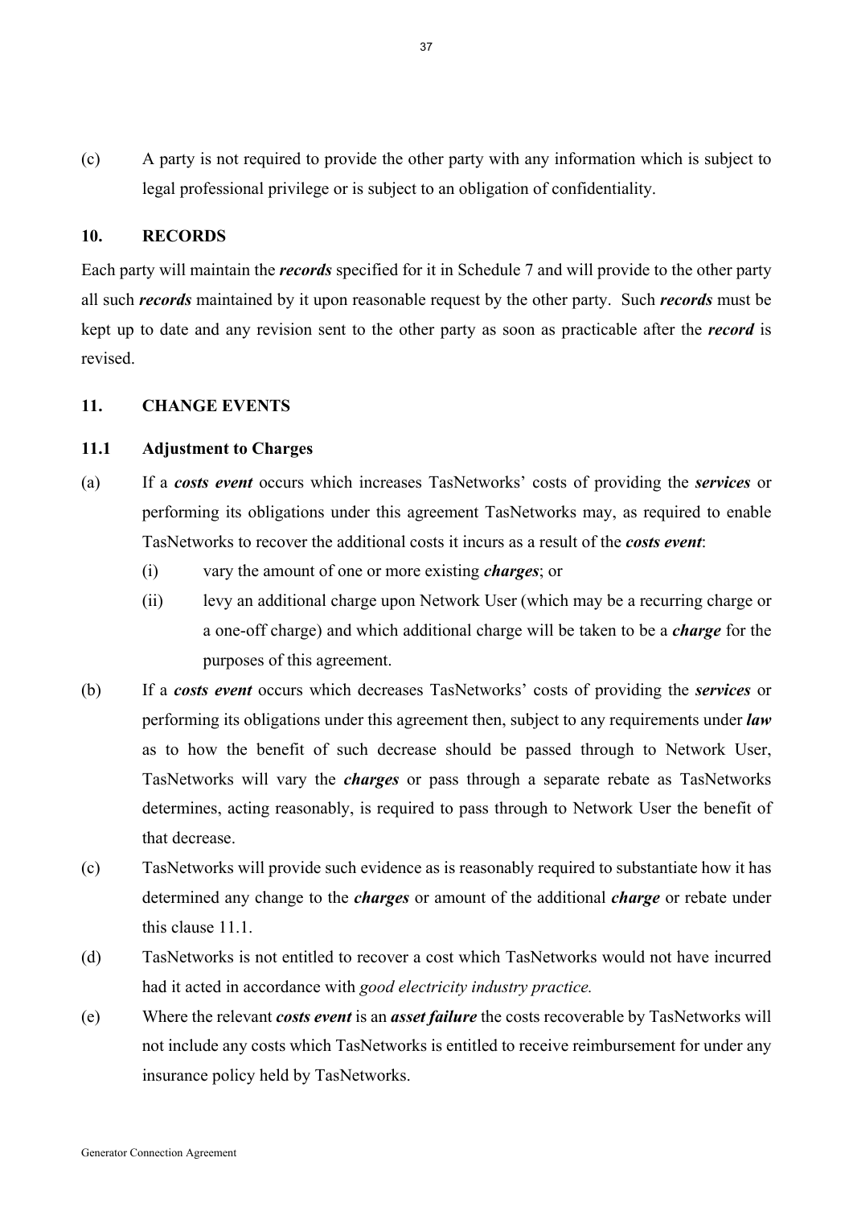(c) A party is not required to provide the other party with any information which is subject to legal professional privilege or is subject to an obligation of confidentiality.

## 10. RECORDS

Each party will maintain the ***records*** specified for it in Schedule 7 and will provide to the other party all such ***records*** maintained by it upon reasonable request by the other party. Such ***records*** must be kept up to date and any revision sent to the other party as soon as practicable after the ***record*** is revised.

## 11. CHANGE EVENTS

### 11.1 Adjustment to Charges

(a) If a ***costs event*** occurs which increases TasNetworks' costs of providing the ***services*** or performing its obligations under this agreement TasNetworks may, as required to enable TasNetworks to recover the additional costs it incurs as a result of the ***costs event***:

(i) vary the amount of one or more existing ***charges***; or

(ii) levy an additional charge upon Network User (which may be a recurring charge or a one-off charge) and which additional charge will be taken to be a ***charge*** for the purposes of this agreement.

(b) If a ***costs event*** occurs which decreases TasNetworks' costs of providing the ***services*** or performing its obligations under this agreement then, subject to any requirements under ***law*** as to how the benefit of such decrease should be passed through to Network User, TasNetworks will vary the ***charges*** or pass through a separate rebate as TasNetworks determines, acting reasonably, is required to pass through to Network User the benefit of that decrease.

(c) TasNetworks will provide such evidence as is reasonably required to substantiate how it has determined any change to the ***charges*** or amount of the additional ***charge*** or rebate under this clause 11.1.

(d) TasNetworks is not entitled to recover a cost which TasNetworks would not have incurred had it acted in accordance with *good electricity industry practice.*

(e) Where the relevant ***costs event*** is an ***asset failure*** the costs recoverable by TasNetworks will not include any costs which TasNetworks is entitled to receive reimbursement for under any insurance policy held by TasNetworks.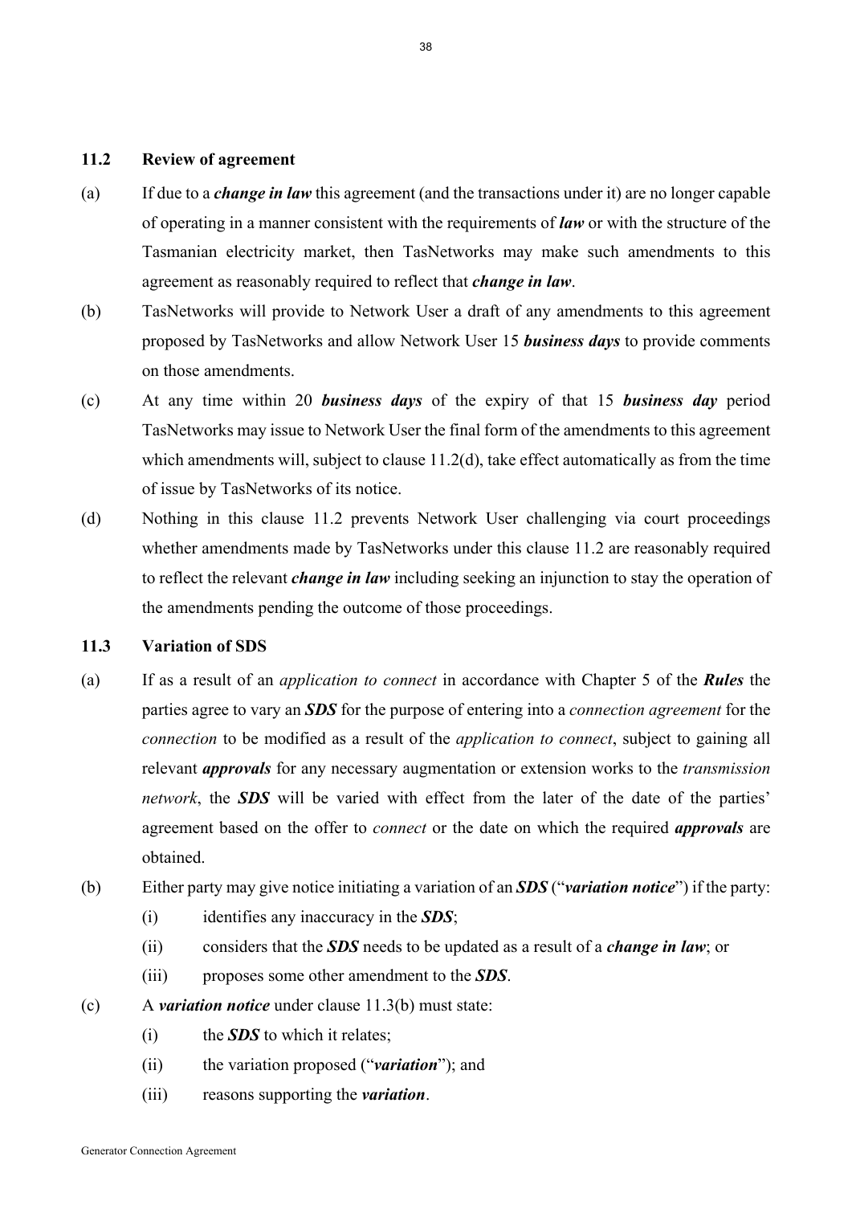### 11.2 Review of agreement

(a) If due to a ***change in law*** this agreement (and the transactions under it) are no longer capable of operating in a manner consistent with the requirements of ***law*** or with the structure of the Tasmanian electricity market, then TasNetworks may make such amendments to this agreement as reasonably required to reflect that ***change in law***.

(b) TasNetworks will provide to Network User a draft of any amendments to this agreement proposed by TasNetworks and allow Network User 15 ***business days*** to provide comments on those amendments.

(c) At any time within 20 ***business days*** of the expiry of that 15 ***business day*** period TasNetworks may issue to Network User the final form of the amendments to this agreement which amendments will, subject to clause 11.2(d), take effect automatically as from the time of issue by TasNetworks of its notice.

(d) Nothing in this clause 11.2 prevents Network User challenging via court proceedings whether amendments made by TasNetworks under this clause 11.2 are reasonably required to reflect the relevant ***change in law*** including seeking an injunction to stay the operation of the amendments pending the outcome of those proceedings.

### 11.3 Variation of SDS

(a) If as a result of an *application to connect* in accordance with Chapter 5 of the ***Rules*** the parties agree to vary an ***SDS*** for the purpose of entering into a *connection agreement* for the *connection* to be modified as a result of the *application to connect*, subject to gaining all relevant ***approvals*** for any necessary augmentation or extension works to the *transmission network*, the ***SDS*** will be varied with effect from the later of the date of the parties' agreement based on the offer to *connect* or the date on which the required ***approvals*** are obtained.

(b) Either party may give notice initiating a variation of an ***SDS*** ("***variation notice***") if the party:

   (i) identifies any inaccuracy in the ***SDS***;

   (ii) considers that the ***SDS*** needs to be updated as a result of a ***change in law***; or

   (iii) proposes some other amendment to the ***SDS***.

(c) A ***variation notice*** under clause 11.3(b) must state:

   (i) the ***SDS*** to which it relates;

   (ii) the variation proposed ("***variation***"); and

   (iii) reasons supporting the ***variation***.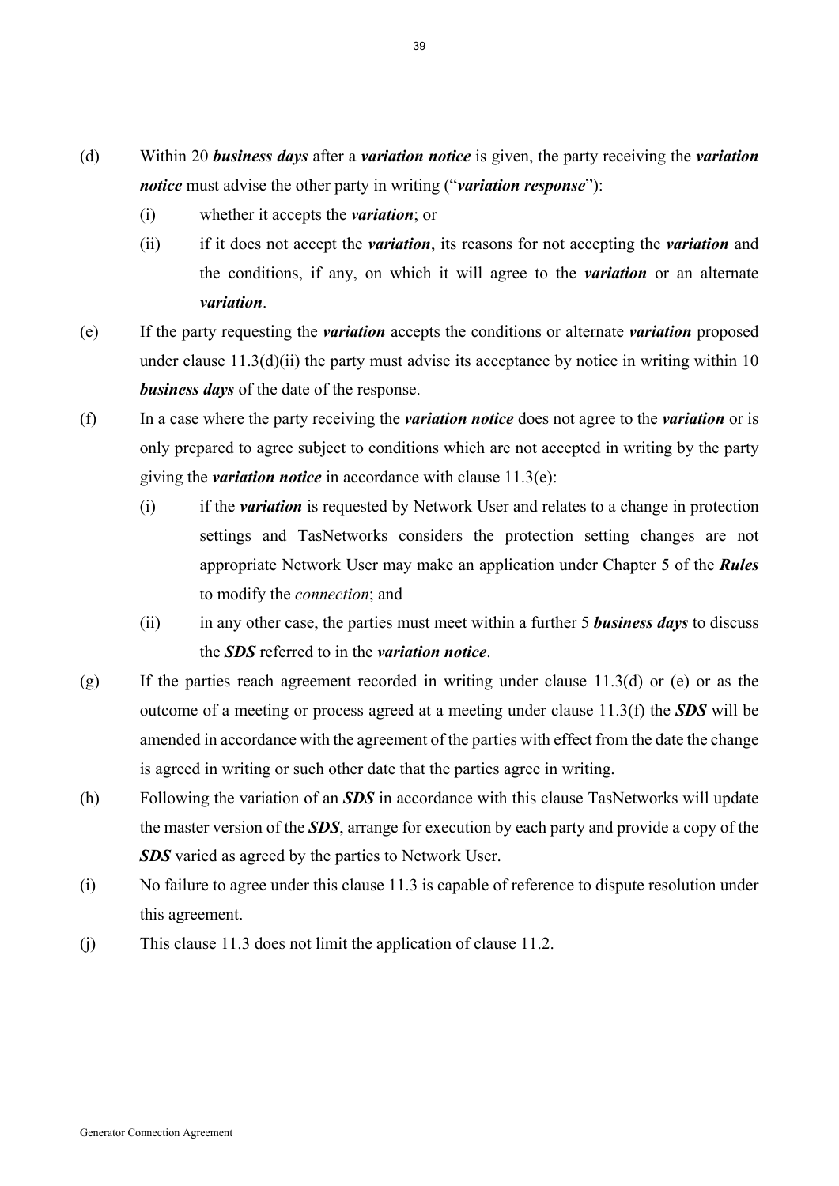(d) Within 20 ***business days*** after a ***variation notice*** is given, the party receiving the ***variation notice*** must advise the other party in writing ("***variation response***"):

  (i) whether it accepts the ***variation***; or

  (ii) if it does not accept the ***variation***, its reasons for not accepting the ***variation*** and the conditions, if any, on which it will agree to the ***variation*** or an alternate ***variation***.

(e) If the party requesting the ***variation*** accepts the conditions or alternate ***variation*** proposed under clause 11.3(d)(ii) the party must advise its acceptance by notice in writing within 10 ***business days*** of the date of the response.

(f) In a case where the party receiving the ***variation notice*** does not agree to the ***variation*** or is only prepared to agree subject to conditions which are not accepted in writing by the party giving the ***variation notice*** in accordance with clause 11.3(e):

  (i) if the ***variation*** is requested by Network User and relates to a change in protection settings and TasNetworks considers the protection setting changes are not appropriate Network User may make an application under Chapter 5 of the ***Rules*** to modify the *connection*; and

  (ii) in any other case, the parties must meet within a further 5 ***business days*** to discuss the ***SDS*** referred to in the ***variation notice***.

(g) If the parties reach agreement recorded in writing under clause 11.3(d) or (e) or as the outcome of a meeting or process agreed at a meeting under clause 11.3(f) the ***SDS*** will be amended in accordance with the agreement of the parties with effect from the date the change is agreed in writing or such other date that the parties agree in writing.

(h) Following the variation of an ***SDS*** in accordance with this clause TasNetworks will update the master version of the ***SDS***, arrange for execution by each party and provide a copy of the ***SDS*** varied as agreed by the parties to Network User.

(i) No failure to agree under this clause 11.3 is capable of reference to dispute resolution under this agreement.

(j) This clause 11.3 does not limit the application of clause 11.2.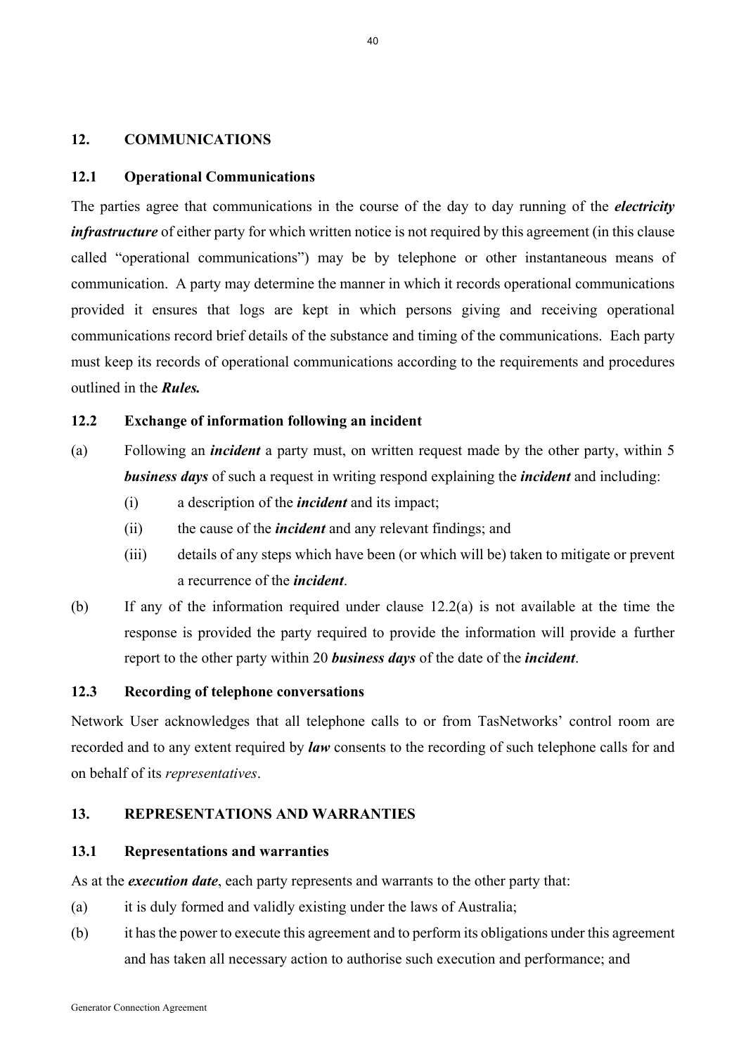## 12. COMMUNICATIONS

### 12.1 Operational Communications

The parties agree that communications in the course of the day to day running of the ***electricity infrastructure*** of either party for which written notice is not required by this agreement (in this clause called "operational communications") may be by telephone or other instantaneous means of communication. A party may determine the manner in which it records operational communications provided it ensures that logs are kept in which persons giving and receiving operational communications record brief details of the substance and timing of the communications. Each party must keep its records of operational communications according to the requirements and procedures outlined in the ***Rules.***

### 12.2 Exchange of information following an incident

(a) Following an ***incident*** a party must, on written request made by the other party, within 5 ***business days*** of such a request in writing respond explaining the ***incident*** and including:

  (i) a description of the ***incident*** and its impact;

  (ii) the cause of the ***incident*** and any relevant findings; and

  (iii) details of any steps which have been (or which will be) taken to mitigate or prevent a recurrence of the ***incident***.

(b) If any of the information required under clause 12.2(a) is not available at the time the response is provided the party required to provide the information will provide a further report to the other party within 20 ***business days*** of the date of the ***incident***.

### 12.3 Recording of telephone conversations

Network User acknowledges that all telephone calls to or from TasNetworks' control room are recorded and to any extent required by ***law*** consents to the recording of such telephone calls for and on behalf of its *representatives*.

## 13. REPRESENTATIONS AND WARRANTIES

### 13.1 Representations and warranties

As at the ***execution date***, each party represents and warrants to the other party that:

(a) it is duly formed and validly existing under the laws of Australia;

(b) it has the power to execute this agreement and to perform its obligations under this agreement and has taken all necessary action to authorise such execution and performance; and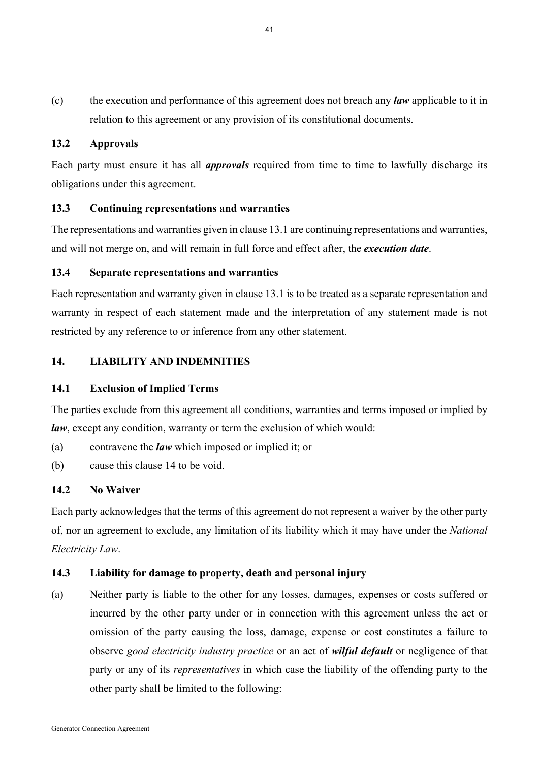(c) the execution and performance of this agreement does not breach any ***law*** applicable to it in relation to this agreement or any provision of its constitutional documents.

### 13.2 Approvals

Each party must ensure it has all ***approvals*** required from time to time to lawfully discharge its obligations under this agreement.

### 13.3 Continuing representations and warranties

The representations and warranties given in clause 13.1 are continuing representations and warranties, and will not merge on, and will remain in full force and effect after, the ***execution date***.

### 13.4 Separate representations and warranties

Each representation and warranty given in clause 13.1 is to be treated as a separate representation and warranty in respect of each statement made and the interpretation of any statement made is not restricted by any reference to or inference from any other statement.

## 14. LIABILITY AND INDEMNITIES

### 14.1 Exclusion of Implied Terms

The parties exclude from this agreement all conditions, warranties and terms imposed or implied by ***law***, except any condition, warranty or term the exclusion of which would:

(a) contravene the ***law*** which imposed or implied it; or

(b) cause this clause 14 to be void.

### 14.2 No Waiver

Each party acknowledges that the terms of this agreement do not represent a waiver by the other party of, nor an agreement to exclude, any limitation of its liability which it may have under the *National Electricity Law*.

### 14.3 Liability for damage to property, death and personal injury

(a) Neither party is liable to the other for any losses, damages, expenses or costs suffered or incurred by the other party under or in connection with this agreement unless the act or omission of the party causing the loss, damage, expense or cost constitutes a failure to observe *good electricity industry practice* or an act of ***wilful default*** or negligence of that party or any of its *representatives* in which case the liability of the offending party to the other party shall be limited to the following: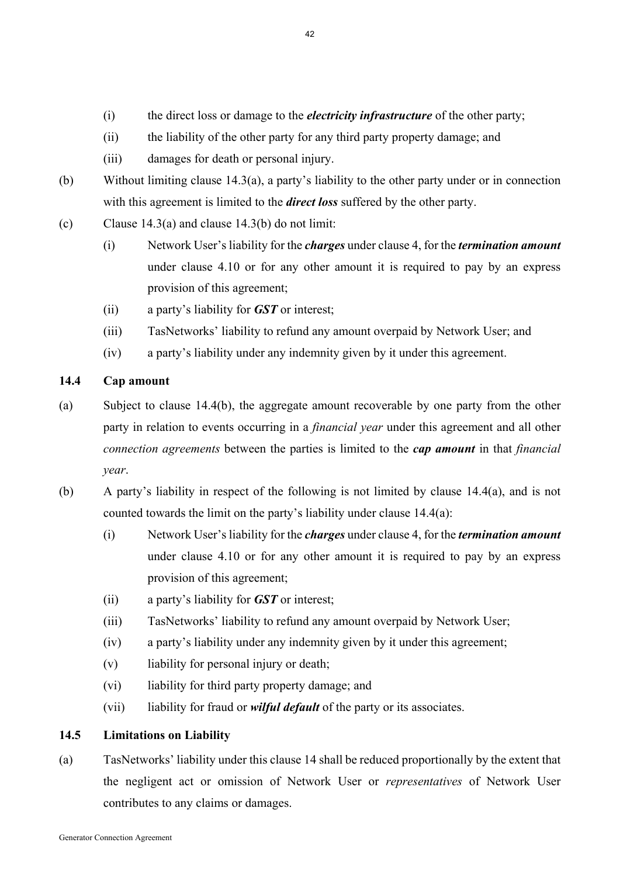(i) the direct loss or damage to the ***electricity infrastructure*** of the other party;

(ii) the liability of the other party for any third party property damage; and

(iii) damages for death or personal injury.

(b) Without limiting clause 14.3(a), a party's liability to the other party under or in connection with this agreement is limited to the ***direct loss*** suffered by the other party.

(c) Clause 14.3(a) and clause 14.3(b) do not limit:

(i) Network User's liability for the ***charges*** under clause 4, for the ***termination amount*** under clause 4.10 or for any other amount it is required to pay by an express provision of this agreement;

(ii) a party's liability for ***GST*** or interest;

(iii) TasNetworks' liability to refund any amount overpaid by Network User; and

(iv) a party's liability under any indemnity given by it under this agreement.

### 14.4 Cap amount

(a) Subject to clause 14.4(b), the aggregate amount recoverable by one party from the other party in relation to events occurring in a *financial year* under this agreement and all other *connection agreements* between the parties is limited to the ***cap amount*** in that *financial year*.

(b) A party's liability in respect of the following is not limited by clause 14.4(a), and is not counted towards the limit on the party's liability under clause 14.4(a):

(i) Network User's liability for the ***charges*** under clause 4, for the ***termination amount*** under clause 4.10 or for any other amount it is required to pay by an express provision of this agreement;

(ii) a party's liability for ***GST*** or interest;

(iii) TasNetworks' liability to refund any amount overpaid by Network User;

(iv) a party's liability under any indemnity given by it under this agreement;

(v) liability for personal injury or death;

(vi) liability for third party property damage; and

(vii) liability for fraud or ***wilful default*** of the party or its associates.

### 14.5 Limitations on Liability

(a) TasNetworks' liability under this clause 14 shall be reduced proportionally by the extent that the negligent act or omission of Network User or *representatives* of Network User contributes to any claims or damages.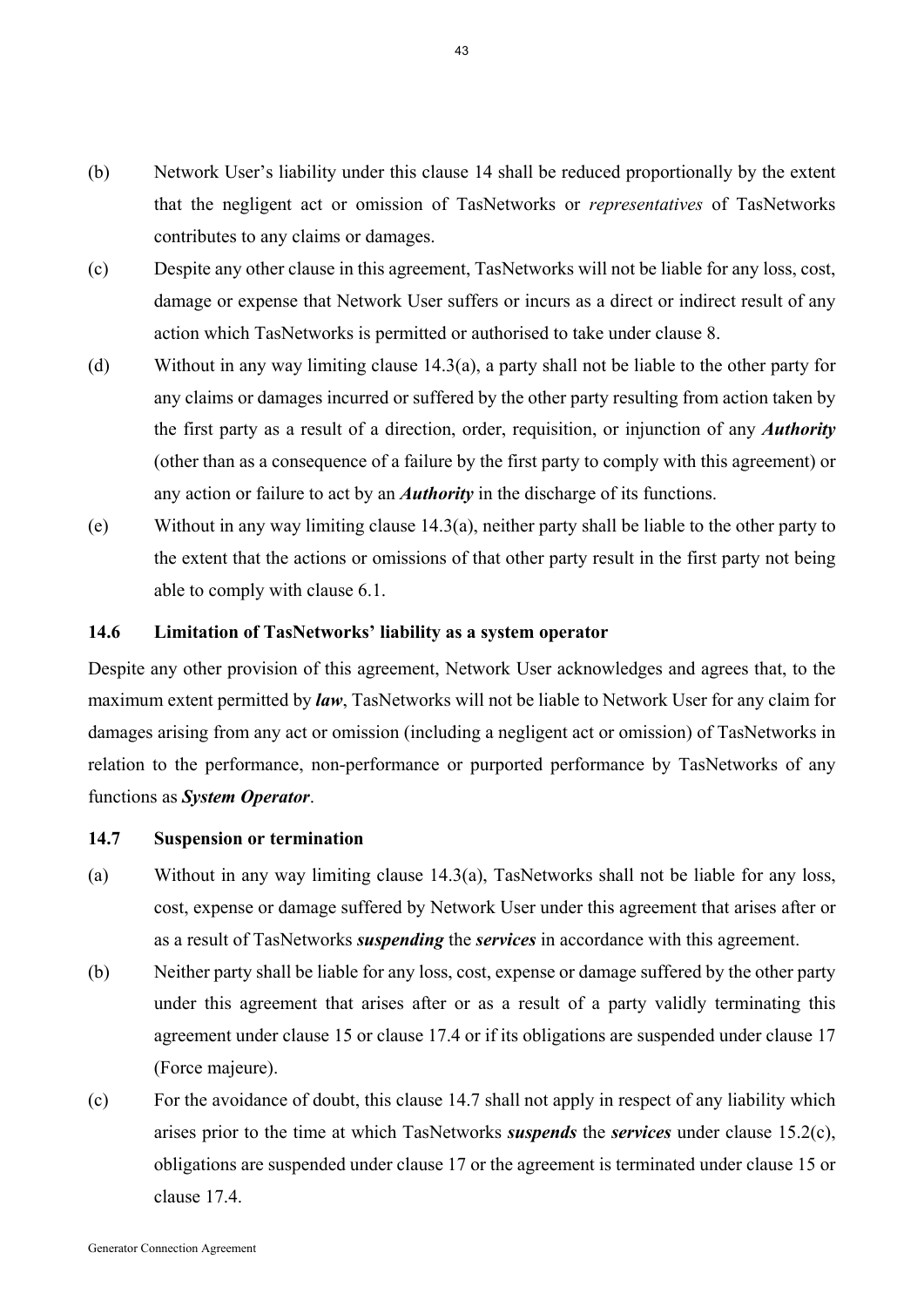(b) Network User's liability under this clause 14 shall be reduced proportionally by the extent that the negligent act or omission of TasNetworks or *representatives* of TasNetworks contributes to any claims or damages.

(c) Despite any other clause in this agreement, TasNetworks will not be liable for any loss, cost, damage or expense that Network User suffers or incurs as a direct or indirect result of any action which TasNetworks is permitted or authorised to take under clause 8.

(d) Without in any way limiting clause 14.3(a), a party shall not be liable to the other party for any claims or damages incurred or suffered by the other party resulting from action taken by the first party as a result of a direction, order, requisition, or injunction of any ***Authority*** (other than as a consequence of a failure by the first party to comply with this agreement) or any action or failure to act by an ***Authority*** in the discharge of its functions.

(e) Without in any way limiting clause 14.3(a), neither party shall be liable to the other party to the extent that the actions or omissions of that other party result in the first party not being able to comply with clause 6.1.

### 14.6 Limitation of TasNetworks' liability as a system operator

Despite any other provision of this agreement, Network User acknowledges and agrees that, to the maximum extent permitted by ***law***, TasNetworks will not be liable to Network User for any claim for damages arising from any act or omission (including a negligent act or omission) of TasNetworks in relation to the performance, non-performance or purported performance by TasNetworks of any functions as ***System Operator***.

### 14.7 Suspension or termination

(a) Without in any way limiting clause 14.3(a), TasNetworks shall not be liable for any loss, cost, expense or damage suffered by Network User under this agreement that arises after or as a result of TasNetworks ***suspending*** the ***services*** in accordance with this agreement.

(b) Neither party shall be liable for any loss, cost, expense or damage suffered by the other party under this agreement that arises after or as a result of a party validly terminating this agreement under clause 15 or clause 17.4 or if its obligations are suspended under clause 17 (Force majeure).

(c) For the avoidance of doubt, this clause 14.7 shall not apply in respect of any liability which arises prior to the time at which TasNetworks ***suspends*** the ***services*** under clause 15.2(c), obligations are suspended under clause 17 or the agreement is terminated under clause 15 or clause 17.4.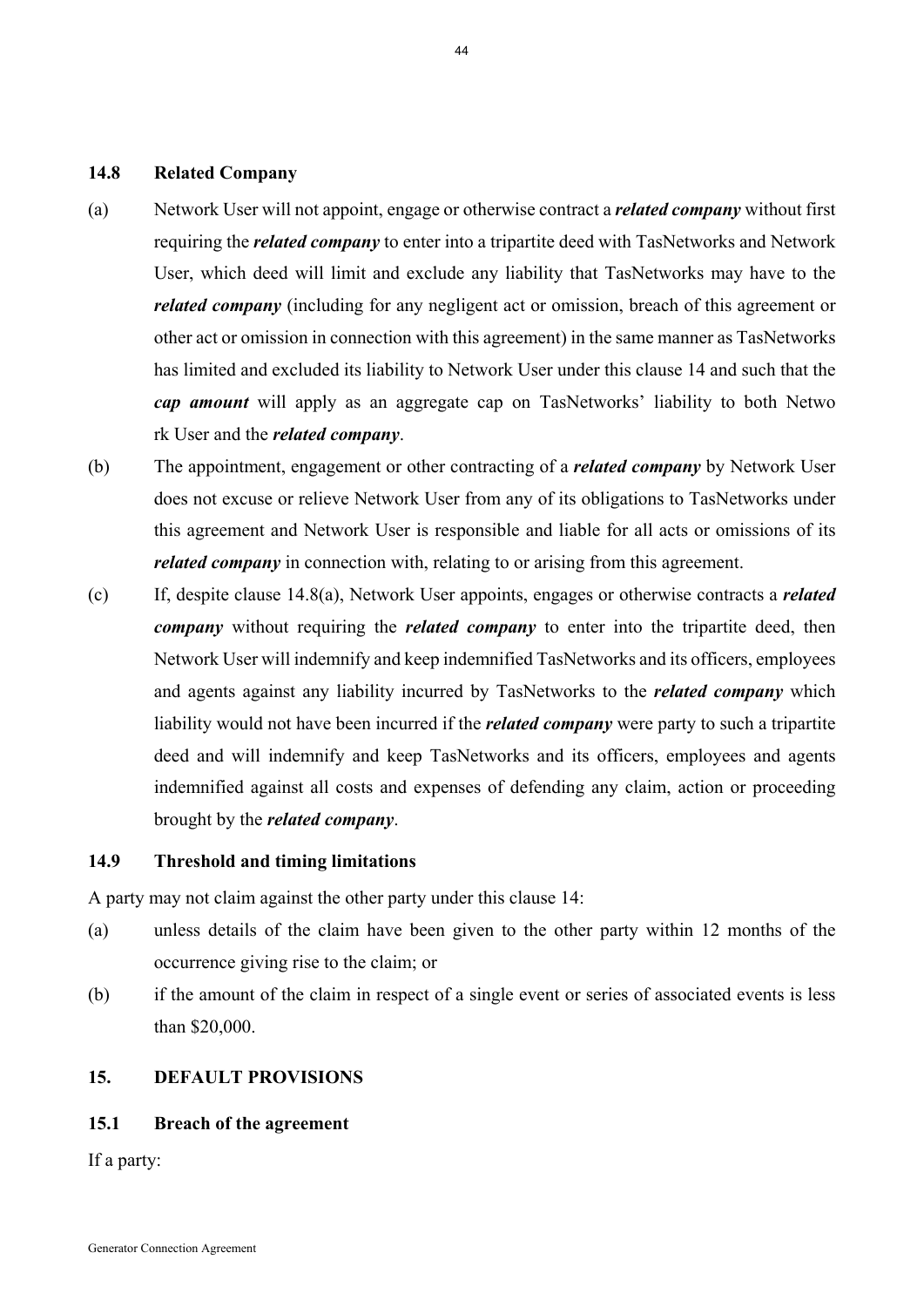### 14.8 Related Company

(a) Network User will not appoint, engage or otherwise contract a ***related company*** without first requiring the ***related company*** to enter into a tripartite deed with TasNetworks and Network User, which deed will limit and exclude any liability that TasNetworks may have to the ***related company*** (including for any negligent act or omission, breach of this agreement or other act or omission in connection with this agreement) in the same manner as TasNetworks has limited and excluded its liability to Network User under this clause 14 and such that the ***cap amount*** will apply as an aggregate cap on TasNetworks' liability to both Netwo rk User and the ***related company***.

(b) The appointment, engagement or other contracting of a ***related company*** by Network User does not excuse or relieve Network User from any of its obligations to TasNetworks under this agreement and Network User is responsible and liable for all acts or omissions of its ***related company*** in connection with, relating to or arising from this agreement.

(c) If, despite clause 14.8(a), Network User appoints, engages or otherwise contracts a ***related company*** without requiring the ***related company*** to enter into the tripartite deed, then Network User will indemnify and keep indemnified TasNetworks and its officers, employees and agents against any liability incurred by TasNetworks to the ***related company*** which liability would not have been incurred if the ***related company*** were party to such a tripartite deed and will indemnify and keep TasNetworks and its officers, employees and agents indemnified against all costs and expenses of defending any claim, action or proceeding brought by the ***related company***.

### 14.9 Threshold and timing limitations

A party may not claim against the other party under this clause 14:

(a) unless details of the claim have been given to the other party within 12 months of the occurrence giving rise to the claim; or

(b) if the amount of the claim in respect of a single event or series of associated events is less than $20,000.

## 15. DEFAULT PROVISIONS

### 15.1 Breach of the agreement

If a party: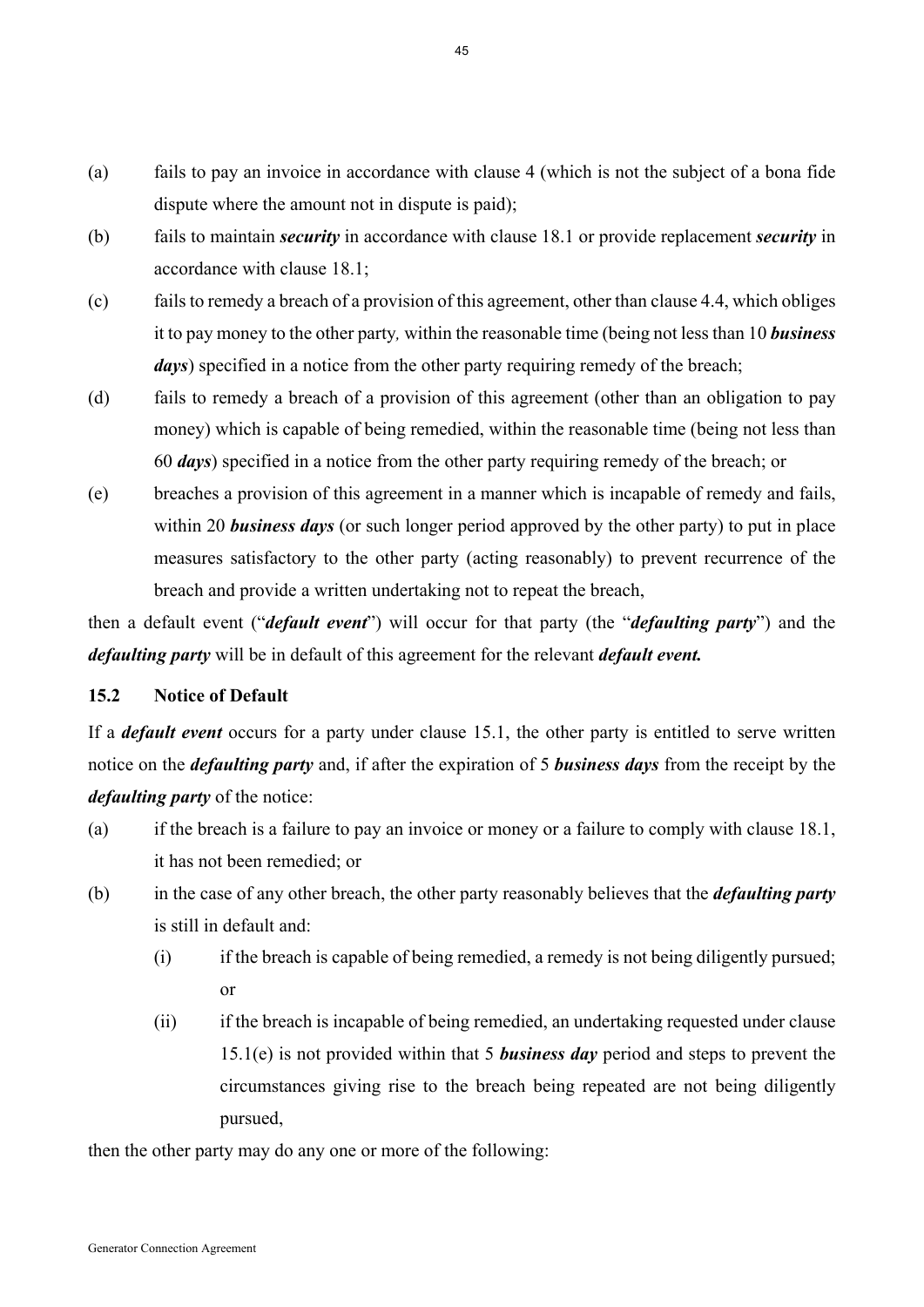(a) fails to pay an invoice in accordance with clause 4 (which is not the subject of a bona fide dispute where the amount not in dispute is paid);

(b) fails to maintain ***security*** in accordance with clause 18.1 or provide replacement ***security*** in accordance with clause 18.1;

(c) fails to remedy a breach of a provision of this agreement, other than clause 4.4, which obliges it to pay money to the other party*,* within the reasonable time (being not less than 10 ***business days***) specified in a notice from the other party requiring remedy of the breach;

(d) fails to remedy a breach of a provision of this agreement (other than an obligation to pay money) which is capable of being remedied, within the reasonable time (being not less than 60 ***days***) specified in a notice from the other party requiring remedy of the breach; or

(e) breaches a provision of this agreement in a manner which is incapable of remedy and fails, within 20 ***business days*** (or such longer period approved by the other party) to put in place measures satisfactory to the other party (acting reasonably) to prevent recurrence of the breach and provide a written undertaking not to repeat the breach,

then a default event ("***default event***") will occur for that party (the "***defaulting party***") and the ***defaulting party*** will be in default of this agreement for the relevant ***default event.***

### 15.2 Notice of Default

If a ***default event*** occurs for a party under clause 15.1, the other party is entitled to serve written notice on the ***defaulting party*** and, if after the expiration of 5 ***business days*** from the receipt by the ***defaulting party*** of the notice:

(a) if the breach is a failure to pay an invoice or money or a failure to comply with clause 18.1, it has not been remedied; or

(b) in the case of any other breach, the other party reasonably believes that the ***defaulting party*** is still in default and:

  (i) if the breach is capable of being remedied, a remedy is not being diligently pursued; or

  (ii) if the breach is incapable of being remedied, an undertaking requested under clause 15.1(e) is not provided within that 5 ***business day*** period and steps to prevent the circumstances giving rise to the breach being repeated are not being diligently pursued,

then the other party may do any one or more of the following: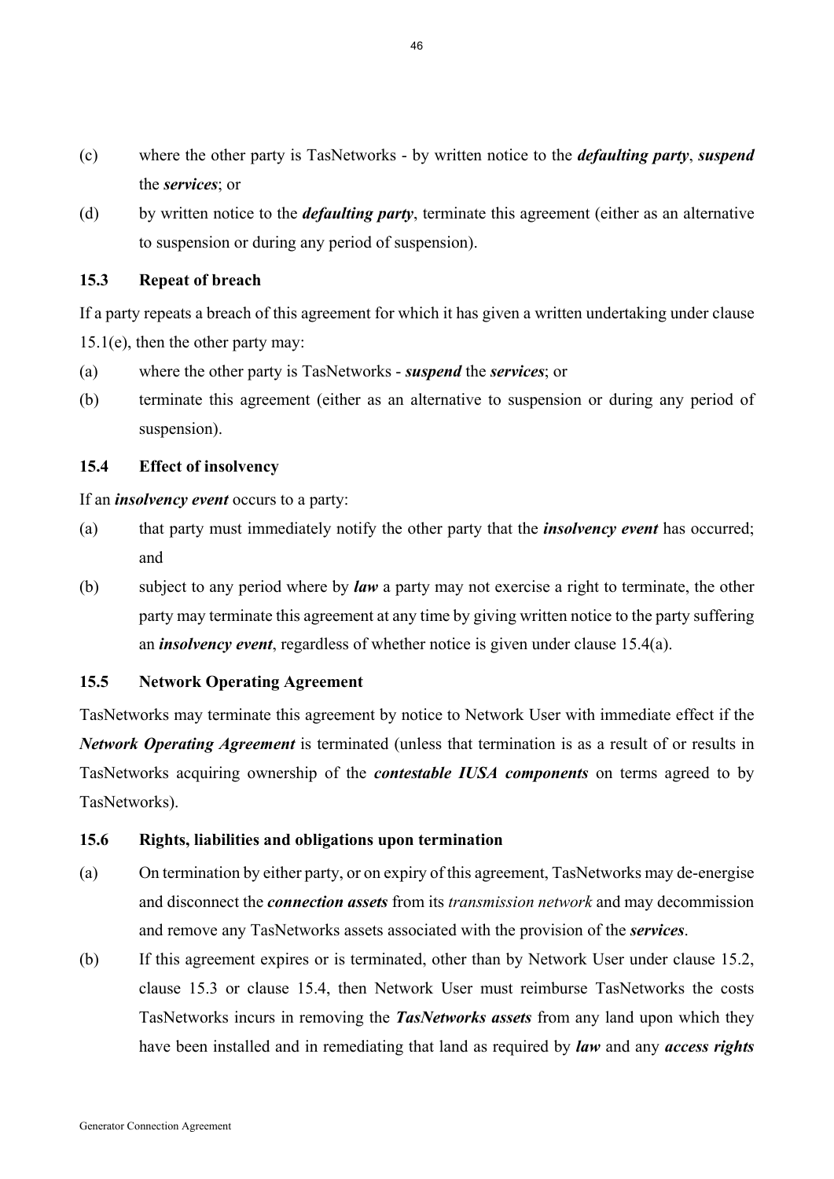(c) where the other party is TasNetworks - by written notice to the ***defaulting party***, ***suspend*** the ***services***; or

(d) by written notice to the ***defaulting party***, terminate this agreement (either as an alternative to suspension or during any period of suspension).

### 15.3 Repeat of breach

If a party repeats a breach of this agreement for which it has given a written undertaking under clause 15.1(e), then the other party may:

(a) where the other party is TasNetworks - ***suspend*** the ***services***; or

(b) terminate this agreement (either as an alternative to suspension or during any period of suspension).

### 15.4 Effect of insolvency

If an ***insolvency event*** occurs to a party:

(a) that party must immediately notify the other party that the ***insolvency event*** has occurred; and

(b) subject to any period where by ***law*** a party may not exercise a right to terminate, the other party may terminate this agreement at any time by giving written notice to the party suffering an ***insolvency event***, regardless of whether notice is given under clause 15.4(a).

### 15.5 Network Operating Agreement

TasNetworks may terminate this agreement by notice to Network User with immediate effect if the ***Network Operating Agreement*** is terminated (unless that termination is as a result of or results in TasNetworks acquiring ownership of the ***contestable IUSA components*** on terms agreed to by TasNetworks).

### 15.6 Rights, liabilities and obligations upon termination

(a) On termination by either party, or on expiry of this agreement, TasNetworks may de-energise and disconnect the ***connection assets*** from its *transmission network* and may decommission and remove any TasNetworks assets associated with the provision of the ***services***.

(b) If this agreement expires or is terminated, other than by Network User under clause 15.2, clause 15.3 or clause 15.4, then Network User must reimburse TasNetworks the costs TasNetworks incurs in removing the ***TasNetworks assets*** from any land upon which they have been installed and in remediating that land as required by ***law*** and any ***access rights***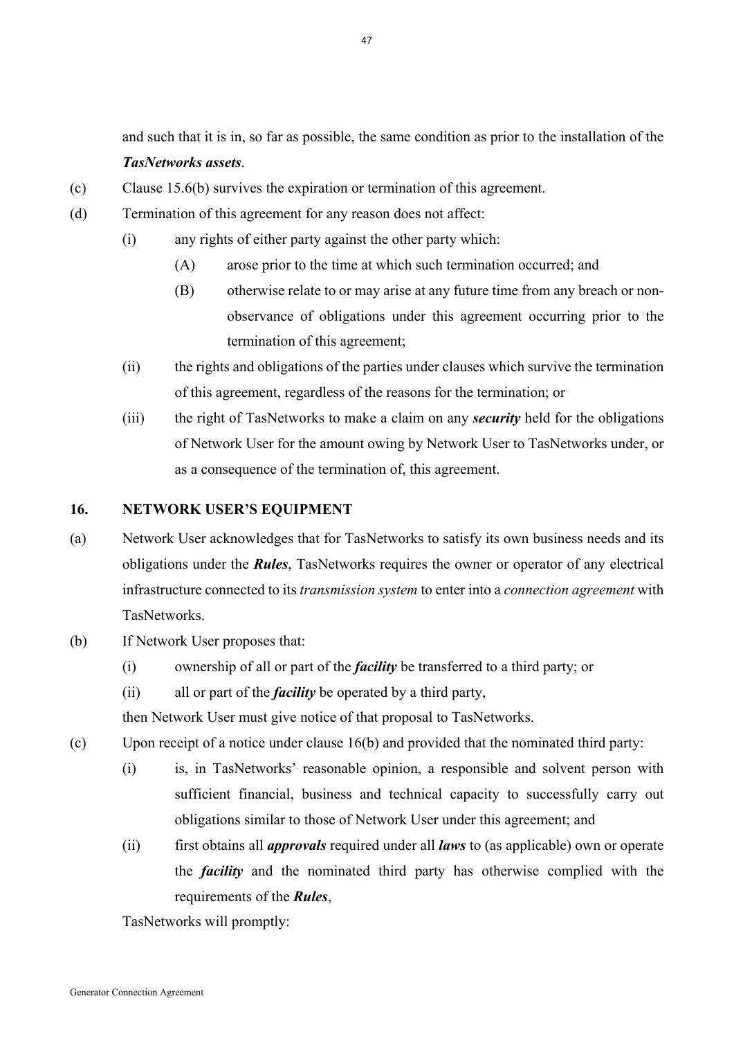and such that it is in, so far as possible, the same condition as prior to the installation of the ***TasNetworks assets***.

(c) Clause 15.6(b) survives the expiration or termination of this agreement.

(d) Termination of this agreement for any reason does not affect:

  (i) any rights of either party against the other party which:

    (A) arose prior to the time at which such termination occurred; and

    (B) otherwise relate to or may arise at any future time from any breach or non-observance of obligations under this agreement occurring prior to the termination of this agreement;

  (ii) the rights and obligations of the parties under clauses which survive the termination of this agreement, regardless of the reasons for the termination; or

  (iii) the right of TasNetworks to make a claim on any ***security*** held for the obligations of Network User for the amount owing by Network User to TasNetworks under, or as a consequence of the termination of, this agreement.

## 16. NETWORK USER'S EQUIPMENT

(a) Network User acknowledges that for TasNetworks to satisfy its own business needs and its obligations under the ***Rules***, TasNetworks requires the owner or operator of any electrical infrastructure connected to its *transmission system* to enter into a *connection agreement* with TasNetworks.

(b) If Network User proposes that:

  (i) ownership of all or part of the ***facility*** be transferred to a third party; or

  (ii) all or part of the ***facility*** be operated by a third party,

then Network User must give notice of that proposal to TasNetworks.

(c) Upon receipt of a notice under clause 16(b) and provided that the nominated third party:

  (i) is, in TasNetworks' reasonable opinion, a responsible and solvent person with sufficient financial, business and technical capacity to successfully carry out obligations similar to those of Network User under this agreement; and

  (ii) first obtains all ***approvals*** required under all ***laws*** to (as applicable) own or operate the ***facility*** and the nominated third party has otherwise complied with the requirements of the ***Rules***,

TasNetworks will promptly: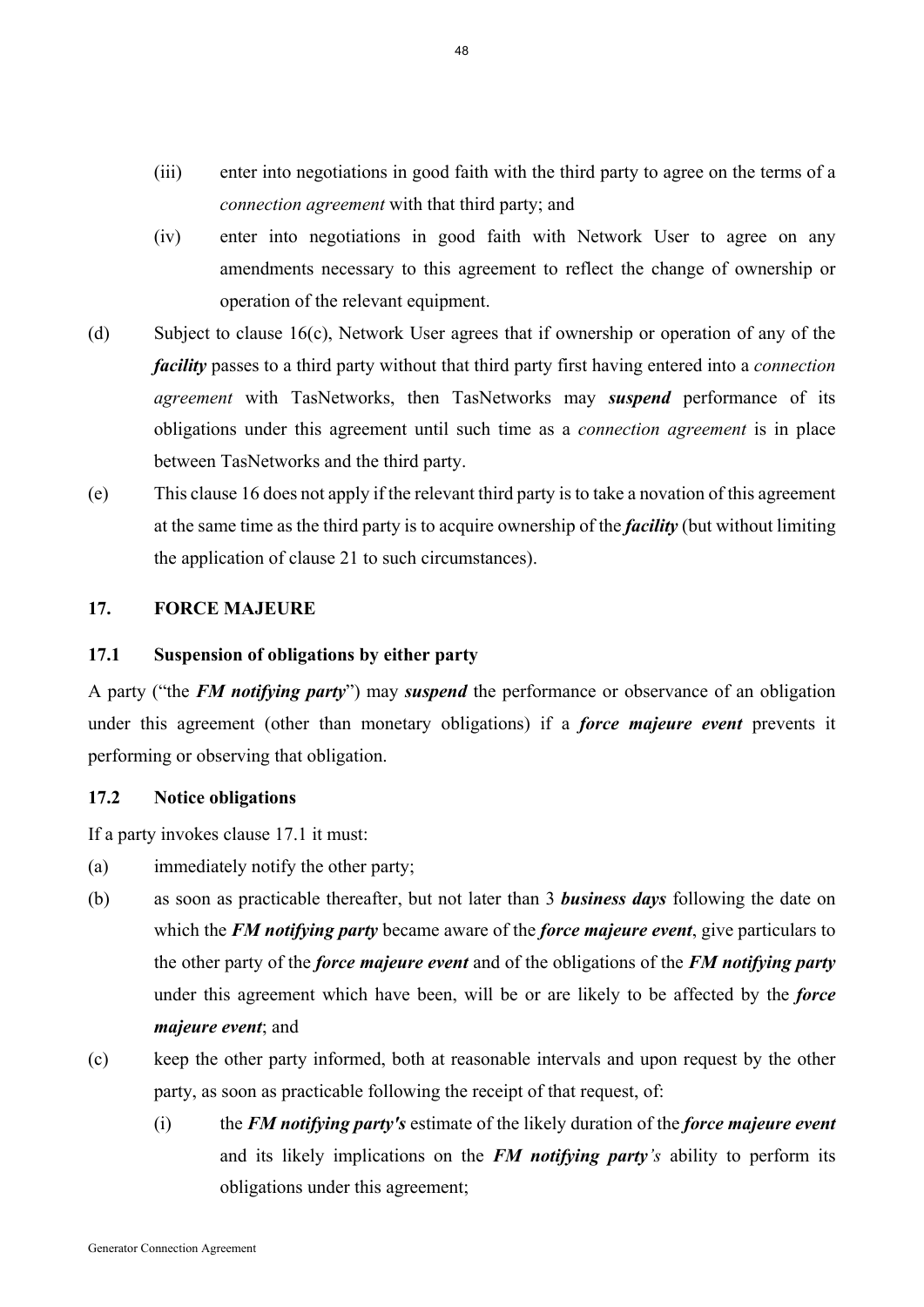(iii) enter into negotiations in good faith with the third party to agree on the terms of a *connection agreement* with that third party; and

(iv) enter into negotiations in good faith with Network User to agree on any amendments necessary to this agreement to reflect the change of ownership or operation of the relevant equipment.

(d) Subject to clause 16(c), Network User agrees that if ownership or operation of any of the ***facility*** passes to a third party without that third party first having entered into a *connection agreement* with TasNetworks, then TasNetworks may ***suspend*** performance of its obligations under this agreement until such time as a *connection agreement* is in place between TasNetworks and the third party.

(e) This clause 16 does not apply if the relevant third party is to take a novation of this agreement at the same time as the third party is to acquire ownership of the ***facility*** (but without limiting the application of clause 21 to such circumstances).

## 17. FORCE MAJEURE

### 17.1 Suspension of obligations by either party

A party ("the ***FM notifying party***") may ***suspend*** the performance or observance of an obligation under this agreement (other than monetary obligations) if a ***force majeure event*** prevents it performing or observing that obligation.

### 17.2 Notice obligations

If a party invokes clause 17.1 it must:

(a) immediately notify the other party;

(b) as soon as practicable thereafter, but not later than 3 ***business days*** following the date on which the ***FM notifying party*** became aware of the ***force majeure event***, give particulars to the other party of the ***force majeure event*** and of the obligations of the ***FM notifying party*** under this agreement which have been, will be or are likely to be affected by the ***force majeure event***; and

(c) keep the other party informed, both at reasonable intervals and upon request by the other party, as soon as practicable following the receipt of that request, of:

(i) the ***FM notifying party's*** estimate of the likely duration of the ***force majeure event*** and its likely implications on the ***FM notifying party's*** ability to perform its obligations under this agreement;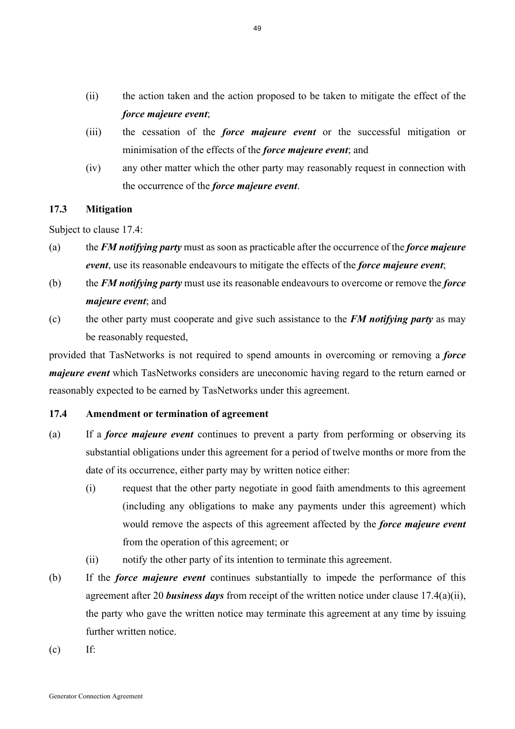(ii) the action taken and the action proposed to be taken to mitigate the effect of the ***force majeure event***;

(iii) the cessation of the ***force majeure event*** or the successful mitigation or minimisation of the effects of the ***force majeure event***; and

(iv) any other matter which the other party may reasonably request in connection with the occurrence of the ***force majeure event***.

### 17.3 Mitigation

Subject to clause 17.4:

(a) the ***FM notifying party*** must as soon as practicable after the occurrence of the ***force majeure event***, use its reasonable endeavours to mitigate the effects of the ***force majeure event***;

(b) the ***FM notifying party*** must use its reasonable endeavours to overcome or remove the ***force majeure event***; and

(c) the other party must cooperate and give such assistance to the ***FM notifying party*** as may be reasonably requested,

provided that TasNetworks is not required to spend amounts in overcoming or removing a ***force majeure event*** which TasNetworks considers are uneconomic having regard to the return earned or reasonably expected to be earned by TasNetworks under this agreement.

### 17.4 Amendment or termination of agreement

(a) If a ***force majeure event*** continues to prevent a party from performing or observing its substantial obligations under this agreement for a period of twelve months or more from the date of its occurrence, either party may by written notice either:

  (i) request that the other party negotiate in good faith amendments to this agreement (including any obligations to make any payments under this agreement) which would remove the aspects of this agreement affected by the ***force majeure event*** from the operation of this agreement; or

  (ii) notify the other party of its intention to terminate this agreement.

(b) If the ***force majeure event*** continues substantially to impede the performance of this agreement after 20 ***business days*** from receipt of the written notice under clause 17.4(a)(ii), the party who gave the written notice may terminate this agreement at any time by issuing further written notice.

(c) If: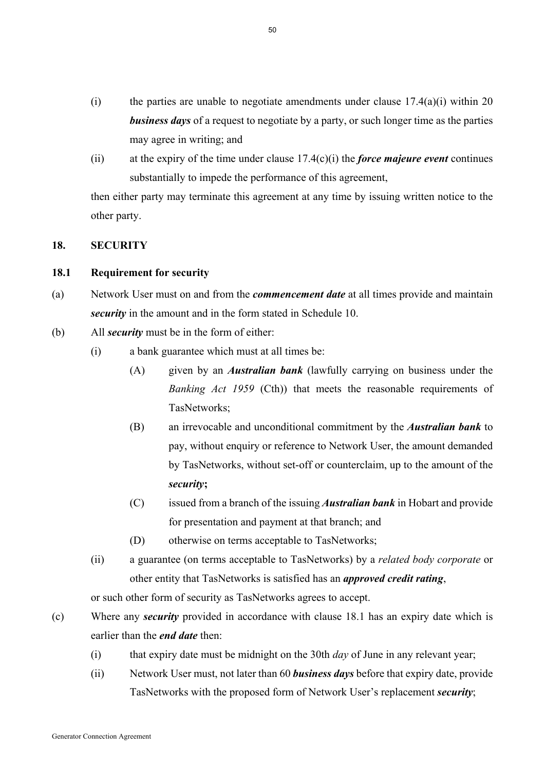(i) the parties are unable to negotiate amendments under clause 17.4(a)(i) within 20 ***business days*** of a request to negotiate by a party, or such longer time as the parties may agree in writing; and

(ii) at the expiry of the time under clause 17.4(c)(i) the ***force majeure event*** continues substantially to impede the performance of this agreement,

then either party may terminate this agreement at any time by issuing written notice to the other party.

## 18. SECURITY

### 18.1 Requirement for security

(a) Network User must on and from the ***commencement date*** at all times provide and maintain ***security*** in the amount and in the form stated in Schedule 10.

(b) All ***security*** must be in the form of either:

(i) a bank guarantee which must at all times be:

(A) given by an ***Australian bank*** (lawfully carrying on business under the *Banking Act 1959* (Cth)) that meets the reasonable requirements of TasNetworks;

(B) an irrevocable and unconditional commitment by the ***Australian bank*** to pay, without enquiry or reference to Network User, the amount demanded by TasNetworks, without set-off or counterclaim, up to the amount of the ***security*;**

(C) issued from a branch of the issuing ***Australian bank*** in Hobart and provide for presentation and payment at that branch; and

(D) otherwise on terms acceptable to TasNetworks;

(ii) a guarantee (on terms acceptable to TasNetworks) by a *related body corporate* or other entity that TasNetworks is satisfied has an ***approved credit rating***,

or such other form of security as TasNetworks agrees to accept.

(c) Where any ***security*** provided in accordance with clause 18.1 has an expiry date which is earlier than the ***end date*** then:

(i) that expiry date must be midnight on the 30th *day* of June in any relevant year;

(ii) Network User must, not later than 60 ***business days*** before that expiry date, provide TasNetworks with the proposed form of Network User's replacement ***security***;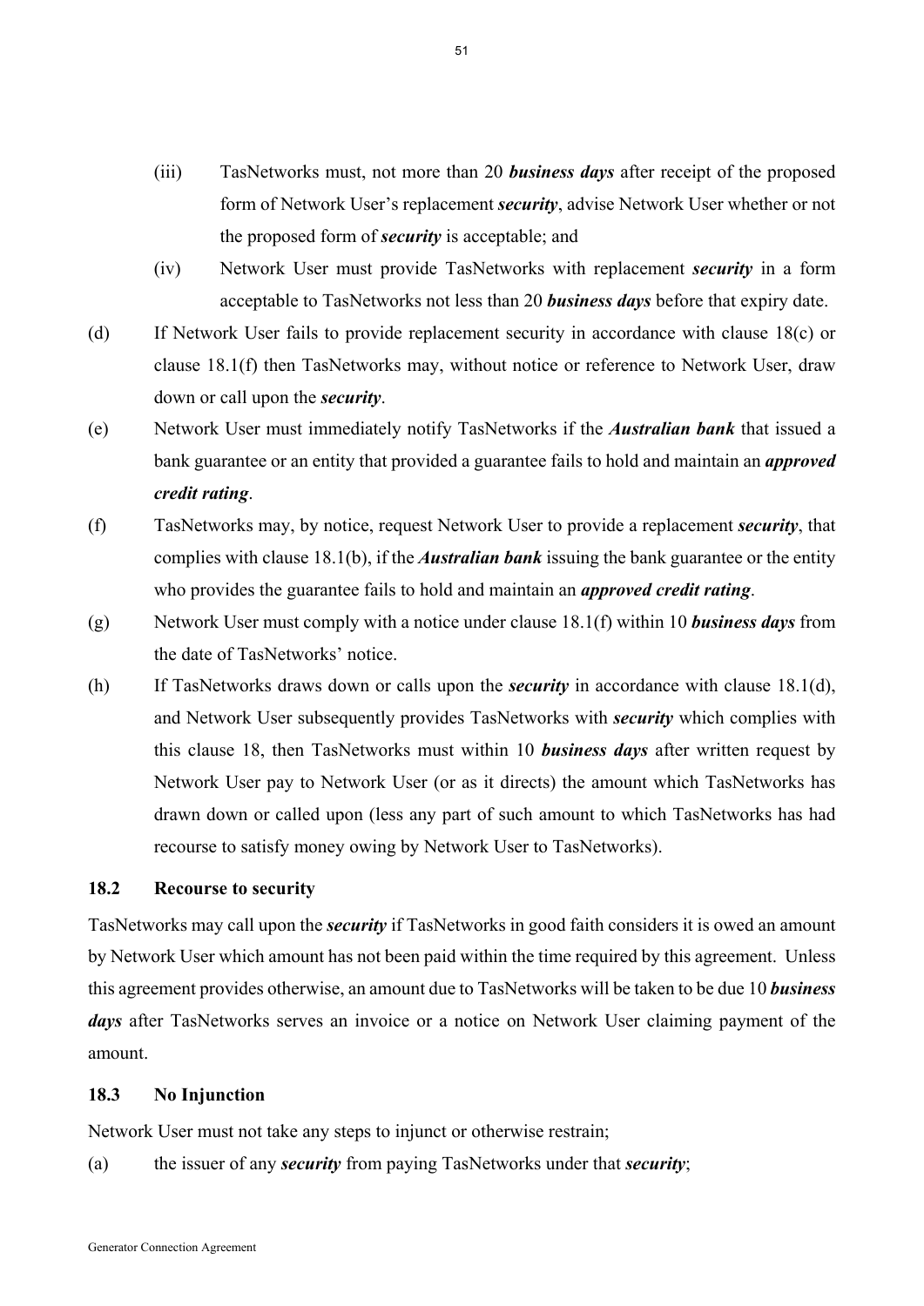(iii) TasNetworks must, not more than 20 ***business days*** after receipt of the proposed form of Network User's replacement ***security***, advise Network User whether or not the proposed form of ***security*** is acceptable; and

(iv) Network User must provide TasNetworks with replacement ***security*** in a form acceptable to TasNetworks not less than 20 ***business days*** before that expiry date.

(d) If Network User fails to provide replacement security in accordance with clause 18(c) or clause 18.1(f) then TasNetworks may, without notice or reference to Network User, draw down or call upon the ***security***.

(e) Network User must immediately notify TasNetworks if the ***Australian bank*** that issued a bank guarantee or an entity that provided a guarantee fails to hold and maintain an ***approved credit rating***.

(f) TasNetworks may, by notice, request Network User to provide a replacement ***security***, that complies with clause 18.1(b), if the ***Australian bank*** issuing the bank guarantee or the entity who provides the guarantee fails to hold and maintain an ***approved credit rating***.

(g) Network User must comply with a notice under clause 18.1(f) within 10 ***business days*** from the date of TasNetworks' notice.

(h) If TasNetworks draws down or calls upon the ***security*** in accordance with clause 18.1(d), and Network User subsequently provides TasNetworks with ***security*** which complies with this clause 18, then TasNetworks must within 10 ***business days*** after written request by Network User pay to Network User (or as it directs) the amount which TasNetworks has drawn down or called upon (less any part of such amount to which TasNetworks has had recourse to satisfy money owing by Network User to TasNetworks).

### 18.2 Recourse to security

TasNetworks may call upon the ***security*** if TasNetworks in good faith considers it is owed an amount by Network User which amount has not been paid within the time required by this agreement. Unless this agreement provides otherwise, an amount due to TasNetworks will be taken to be due 10 ***business days*** after TasNetworks serves an invoice or a notice on Network User claiming payment of the amount.

### 18.3 No Injunction

Network User must not take any steps to injunct or otherwise restrain;

(a) the issuer of any ***security*** from paying TasNetworks under that ***security***;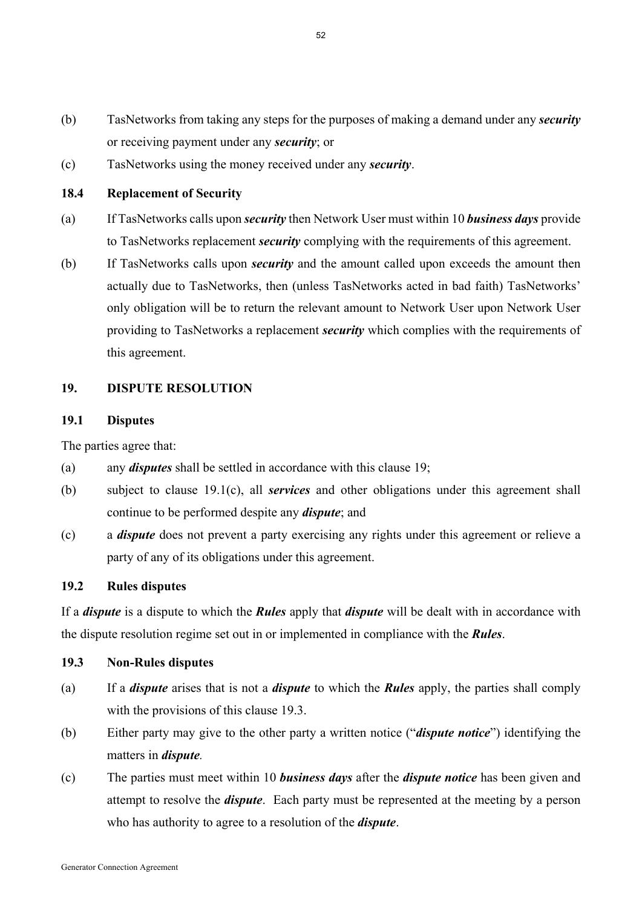(b) TasNetworks from taking any steps for the purposes of making a demand under any ***security*** or receiving payment under any ***security***; or

(c) TasNetworks using the money received under any ***security***.

### 18.4 Replacement of Security

(a) If TasNetworks calls upon ***security*** then Network User must within 10 ***business days*** provide to TasNetworks replacement ***security*** complying with the requirements of this agreement.

(b) If TasNetworks calls upon ***security*** and the amount called upon exceeds the amount then actually due to TasNetworks, then (unless TasNetworks acted in bad faith) TasNetworks' only obligation will be to return the relevant amount to Network User upon Network User providing to TasNetworks a replacement ***security*** which complies with the requirements of this agreement.

## 19. DISPUTE RESOLUTION

### 19.1 Disputes

The parties agree that:

(a) any ***disputes*** shall be settled in accordance with this clause 19;

(b) subject to clause 19.1(c), all ***services*** and other obligations under this agreement shall continue to be performed despite any ***dispute***; and

(c) a ***dispute*** does not prevent a party exercising any rights under this agreement or relieve a party of any of its obligations under this agreement.

### 19.2 Rules disputes

If a ***dispute*** is a dispute to which the ***Rules*** apply that ***dispute*** will be dealt with in accordance with the dispute resolution regime set out in or implemented in compliance with the ***Rules***.

### 19.3 Non-Rules disputes

(a) If a ***dispute*** arises that is not a ***dispute*** to which the ***Rules*** apply, the parties shall comply with the provisions of this clause 19.3.

(b) Either party may give to the other party a written notice ("***dispute notice***") identifying the matters in ***dispute***.

(c) The parties must meet within 10 ***business days*** after the ***dispute notice*** has been given and attempt to resolve the ***dispute***. Each party must be represented at the meeting by a person who has authority to agree to a resolution of the ***dispute***.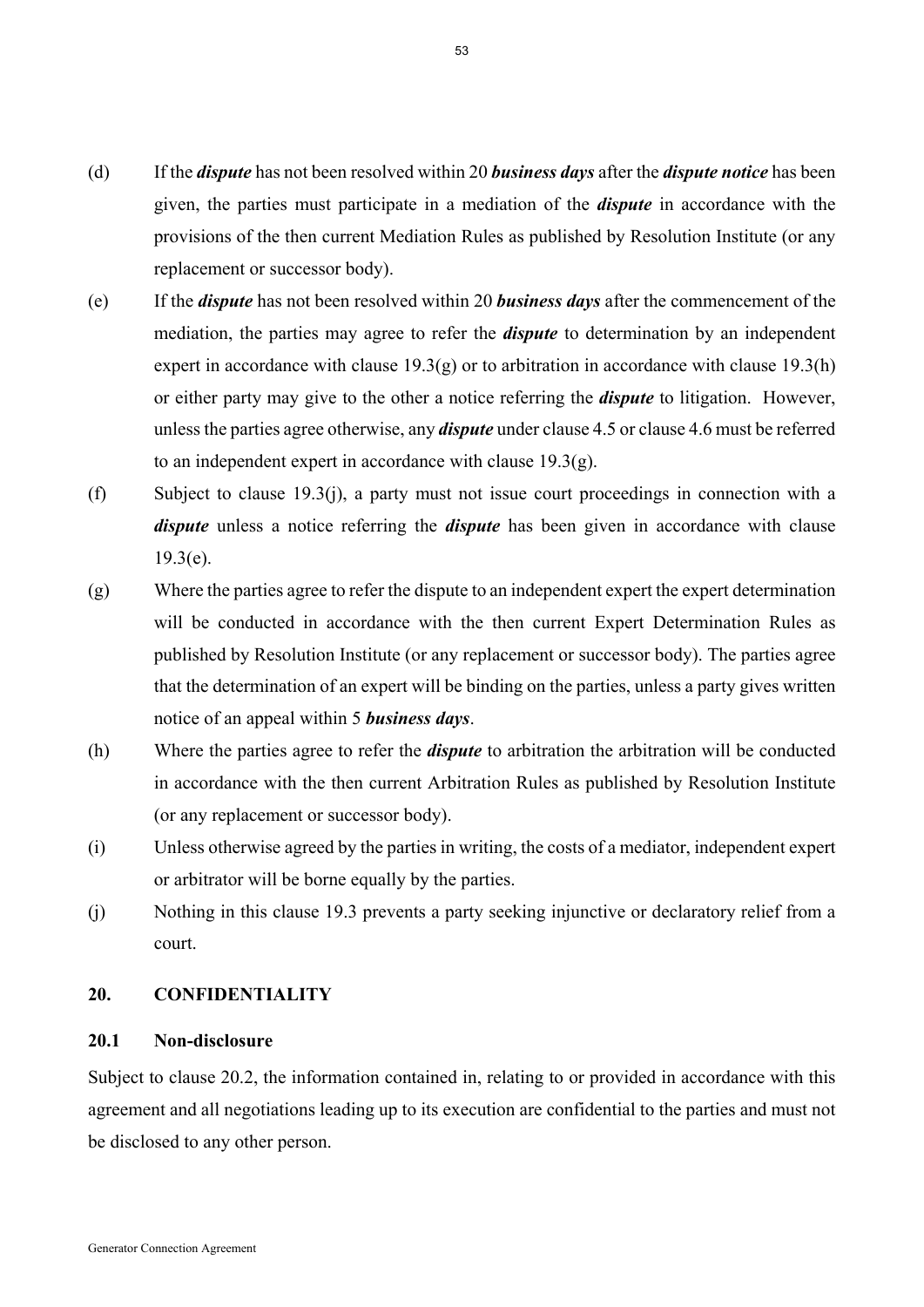(d) If the ***dispute*** has not been resolved within 20 ***business days*** after the ***dispute notice*** has been given, the parties must participate in a mediation of the ***dispute*** in accordance with the provisions of the then current Mediation Rules as published by Resolution Institute (or any replacement or successor body).

(e) If the ***dispute*** has not been resolved within 20 ***business days*** after the commencement of the mediation, the parties may agree to refer the ***dispute*** to determination by an independent expert in accordance with clause 19.3(g) or to arbitration in accordance with clause 19.3(h) or either party may give to the other a notice referring the ***dispute*** to litigation. However, unless the parties agree otherwise, any ***dispute*** under clause 4.5 or clause 4.6 must be referred to an independent expert in accordance with clause 19.3(g).

(f) Subject to clause 19.3(j), a party must not issue court proceedings in connection with a ***dispute*** unless a notice referring the ***dispute*** has been given in accordance with clause 19.3(e).

(g) Where the parties agree to refer the dispute to an independent expert the expert determination will be conducted in accordance with the then current Expert Determination Rules as published by Resolution Institute (or any replacement or successor body). The parties agree that the determination of an expert will be binding on the parties, unless a party gives written notice of an appeal within 5 ***business days***.

(h) Where the parties agree to refer the ***dispute*** to arbitration the arbitration will be conducted in accordance with the then current Arbitration Rules as published by Resolution Institute (or any replacement or successor body).

(i) Unless otherwise agreed by the parties in writing, the costs of a mediator, independent expert or arbitrator will be borne equally by the parties.

(j) Nothing in this clause 19.3 prevents a party seeking injunctive or declaratory relief from a court.

## 20. CONFIDENTIALITY

### 20.1 Non-disclosure

Subject to clause 20.2, the information contained in, relating to or provided in accordance with this agreement and all negotiations leading up to its execution are confidential to the parties and must not be disclosed to any other person.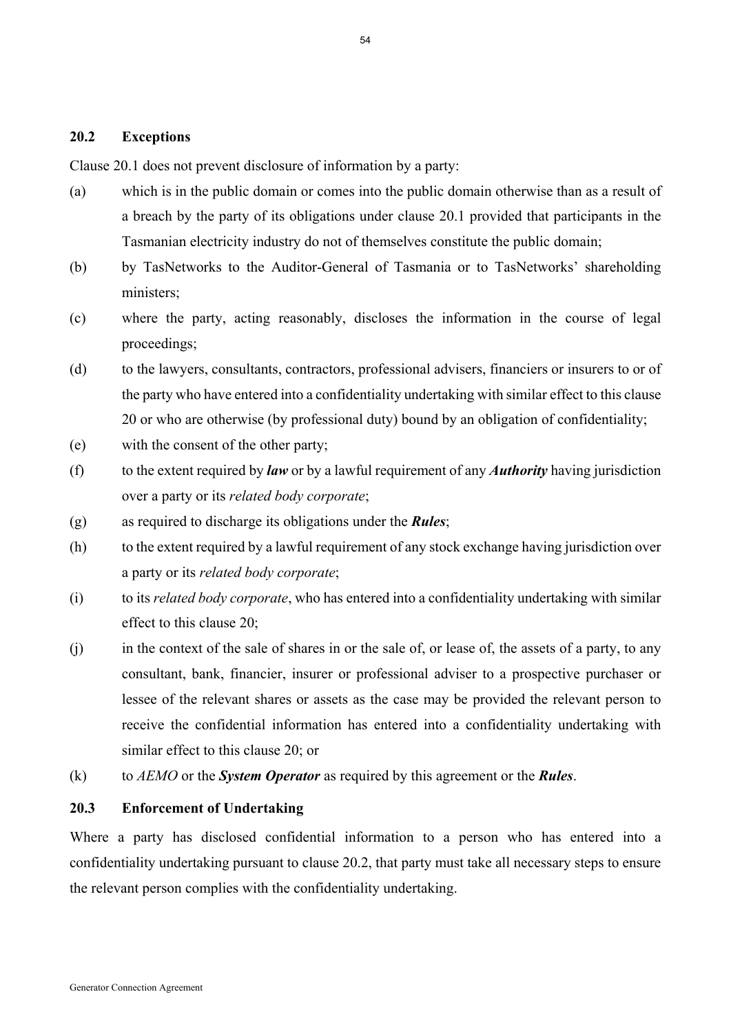### 20.2 Exceptions

Clause 20.1 does not prevent disclosure of information by a party:

(a) which is in the public domain or comes into the public domain otherwise than as a result of a breach by the party of its obligations under clause 20.1 provided that participants in the Tasmanian electricity industry do not of themselves constitute the public domain;

(b) by TasNetworks to the Auditor-General of Tasmania or to TasNetworks' shareholding ministers;

(c) where the party, acting reasonably, discloses the information in the course of legal proceedings;

(d) to the lawyers, consultants, contractors, professional advisers, financiers or insurers to or of the party who have entered into a confidentiality undertaking with similar effect to this clause 20 or who are otherwise (by professional duty) bound by an obligation of confidentiality;

(e) with the consent of the other party;

(f) to the extent required by ***law*** or by a lawful requirement of any ***Authority*** having jurisdiction over a party or its *related body corporate*;

(g) as required to discharge its obligations under the ***Rules***;

(h) to the extent required by a lawful requirement of any stock exchange having jurisdiction over a party or its *related body corporate*;

(i) to its *related body corporate*, who has entered into a confidentiality undertaking with similar effect to this clause 20;

(j) in the context of the sale of shares in or the sale of, or lease of, the assets of a party, to any consultant, bank, financier, insurer or professional adviser to a prospective purchaser or lessee of the relevant shares or assets as the case may be provided the relevant person to receive the confidential information has entered into a confidentiality undertaking with similar effect to this clause 20; or

(k) to *AEMO* or the ***System Operator*** as required by this agreement or the ***Rules***.

### 20.3 Enforcement of Undertaking

Where a party has disclosed confidential information to a person who has entered into a confidentiality undertaking pursuant to clause 20.2, that party must take all necessary steps to ensure the relevant person complies with the confidentiality undertaking.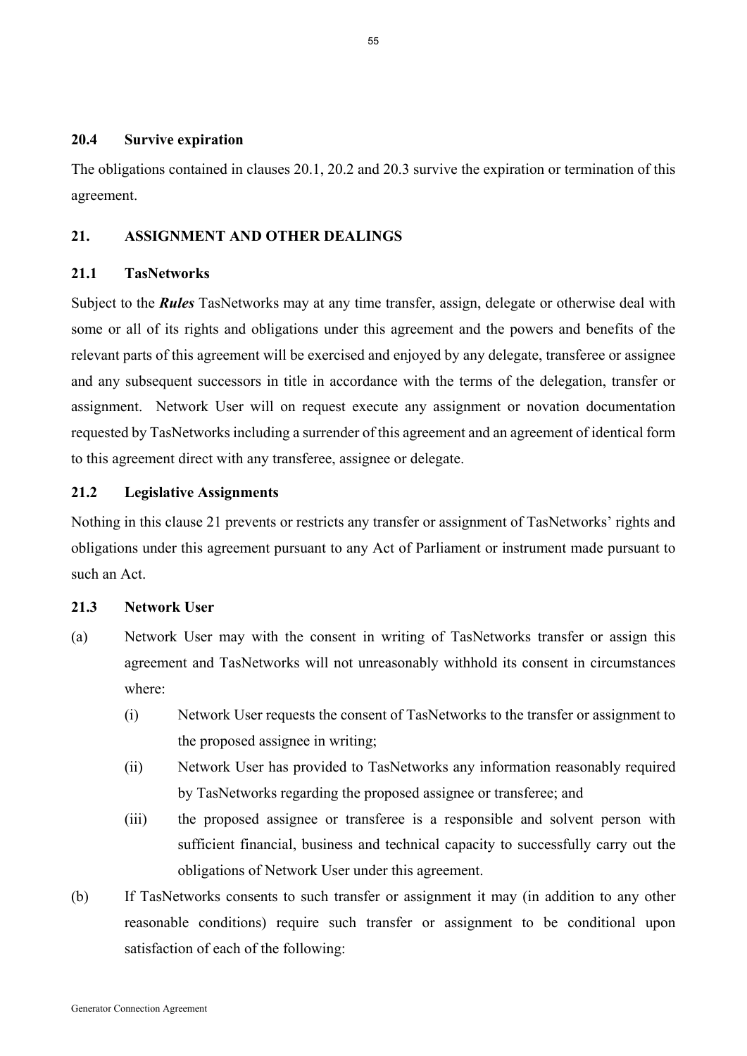### 20.4 Survive expiration

The obligations contained in clauses 20.1, 20.2 and 20.3 survive the expiration or termination of this agreement.

## 21. ASSIGNMENT AND OTHER DEALINGS

### 21.1 TasNetworks

Subject to the ***Rules*** TasNetworks may at any time transfer, assign, delegate or otherwise deal with some or all of its rights and obligations under this agreement and the powers and benefits of the relevant parts of this agreement will be exercised and enjoyed by any delegate, transferee or assignee and any subsequent successors in title in accordance with the terms of the delegation, transfer or assignment. Network User will on request execute any assignment or novation documentation requested by TasNetworks including a surrender of this agreement and an agreement of identical form to this agreement direct with any transferee, assignee or delegate.

### 21.2 Legislative Assignments

Nothing in this clause 21 prevents or restricts any transfer or assignment of TasNetworks' rights and obligations under this agreement pursuant to any Act of Parliament or instrument made pursuant to such an Act.

### 21.3 Network User

(a) Network User may with the consent in writing of TasNetworks transfer or assign this agreement and TasNetworks will not unreasonably withhold its consent in circumstances where:

   (i) Network User requests the consent of TasNetworks to the transfer or assignment to the proposed assignee in writing;

   (ii) Network User has provided to TasNetworks any information reasonably required by TasNetworks regarding the proposed assignee or transferee; and

   (iii) the proposed assignee or transferee is a responsible and solvent person with sufficient financial, business and technical capacity to successfully carry out the obligations of Network User under this agreement.

(b) If TasNetworks consents to such transfer or assignment it may (in addition to any other reasonable conditions) require such transfer or assignment to be conditional upon satisfaction of each of the following: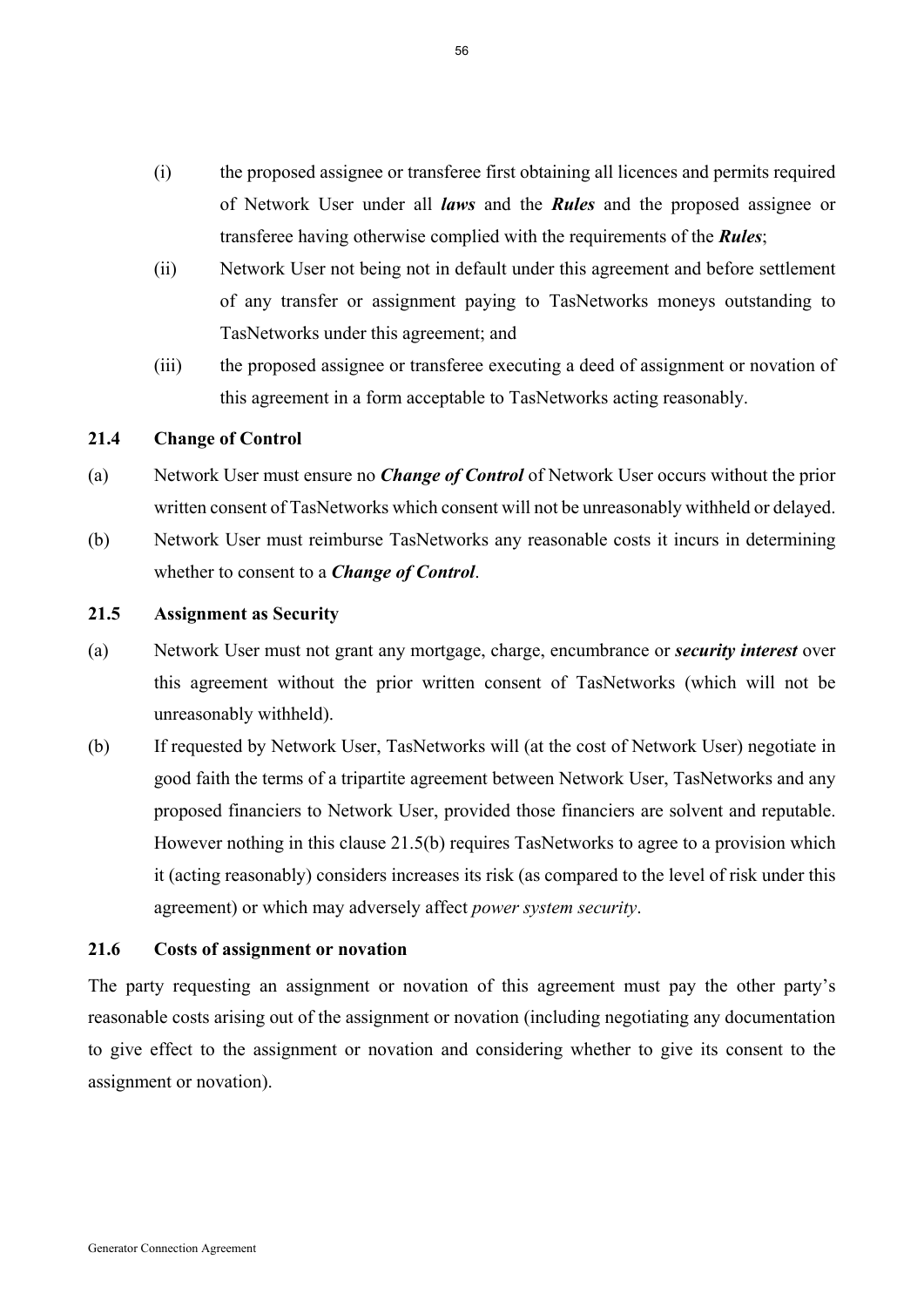(i) the proposed assignee or transferee first obtaining all licences and permits required of Network User under all ***laws*** and the ***Rules*** and the proposed assignee or transferee having otherwise complied with the requirements of the ***Rules***;

(ii) Network User not being not in default under this agreement and before settlement of any transfer or assignment paying to TasNetworks moneys outstanding to TasNetworks under this agreement; and

(iii) the proposed assignee or transferee executing a deed of assignment or novation of this agreement in a form acceptable to TasNetworks acting reasonably.

### 21.4 Change of Control

(a) Network User must ensure no ***Change of Control*** of Network User occurs without the prior written consent of TasNetworks which consent will not be unreasonably withheld or delayed.

(b) Network User must reimburse TasNetworks any reasonable costs it incurs in determining whether to consent to a ***Change of Control***.

### 21.5 Assignment as Security

(a) Network User must not grant any mortgage, charge, encumbrance or ***security interest*** over this agreement without the prior written consent of TasNetworks (which will not be unreasonably withheld).

(b) If requested by Network User, TasNetworks will (at the cost of Network User) negotiate in good faith the terms of a tripartite agreement between Network User, TasNetworks and any proposed financiers to Network User, provided those financiers are solvent and reputable. However nothing in this clause 21.5(b) requires TasNetworks to agree to a provision which it (acting reasonably) considers increases its risk (as compared to the level of risk under this agreement) or which may adversely affect *power system security*.

### 21.6 Costs of assignment or novation

The party requesting an assignment or novation of this agreement must pay the other party's reasonable costs arising out of the assignment or novation (including negotiating any documentation to give effect to the assignment or novation and considering whether to give its consent to the assignment or novation).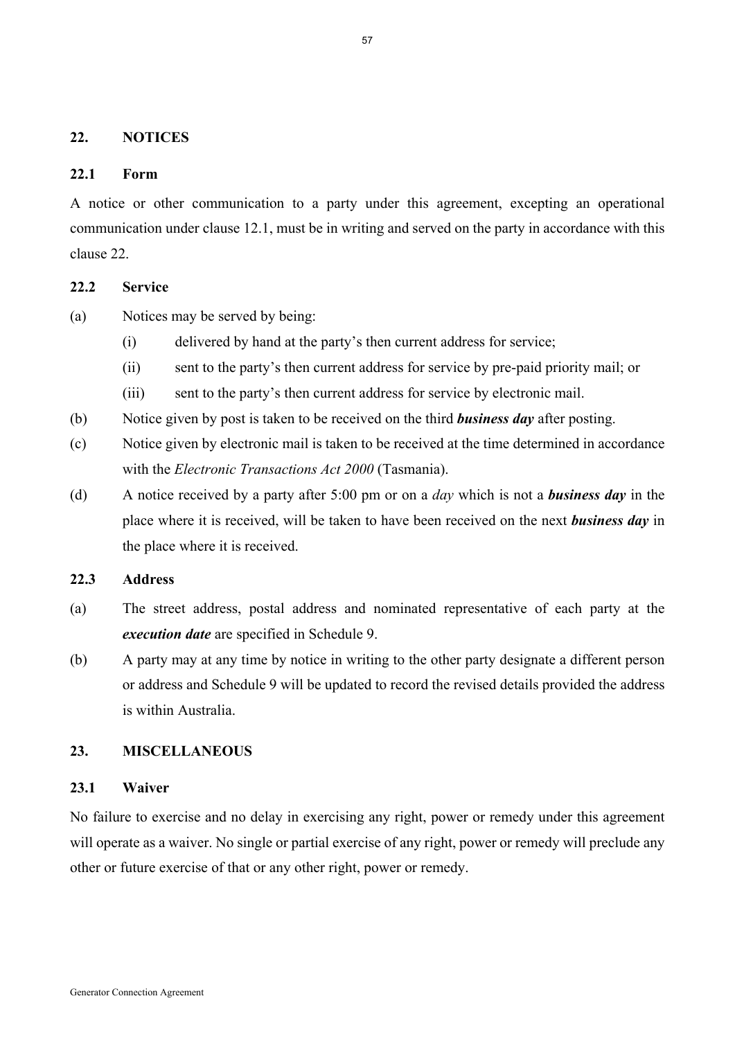## 22. NOTICES

### 22.1 Form

A notice or other communication to a party under this agreement, excepting an operational communication under clause 12.1, must be in writing and served on the party in accordance with this clause 22.

### 22.2 Service

(a) Notices may be served by being:

  (i) delivered by hand at the party's then current address for service;

  (ii) sent to the party's then current address for service by pre-paid priority mail; or

  (iii) sent to the party's then current address for service by electronic mail.

(b) Notice given by post is taken to be received on the third ***business day*** after posting.

(c) Notice given by electronic mail is taken to be received at the time determined in accordance with the *Electronic Transactions Act 2000* (Tasmania).

(d) A notice received by a party after 5:00 pm or on a *day* which is not a ***business day*** in the place where it is received, will be taken to have been received on the next ***business day*** in the place where it is received.

### 22.3 Address

(a) The street address, postal address and nominated representative of each party at the ***execution date*** are specified in Schedule 9.

(b) A party may at any time by notice in writing to the other party designate a different person or address and Schedule 9 will be updated to record the revised details provided the address is within Australia.

## 23. MISCELLANEOUS

### 23.1 Waiver

No failure to exercise and no delay in exercising any right, power or remedy under this agreement will operate as a waiver. No single or partial exercise of any right, power or remedy will preclude any other or future exercise of that or any other right, power or remedy.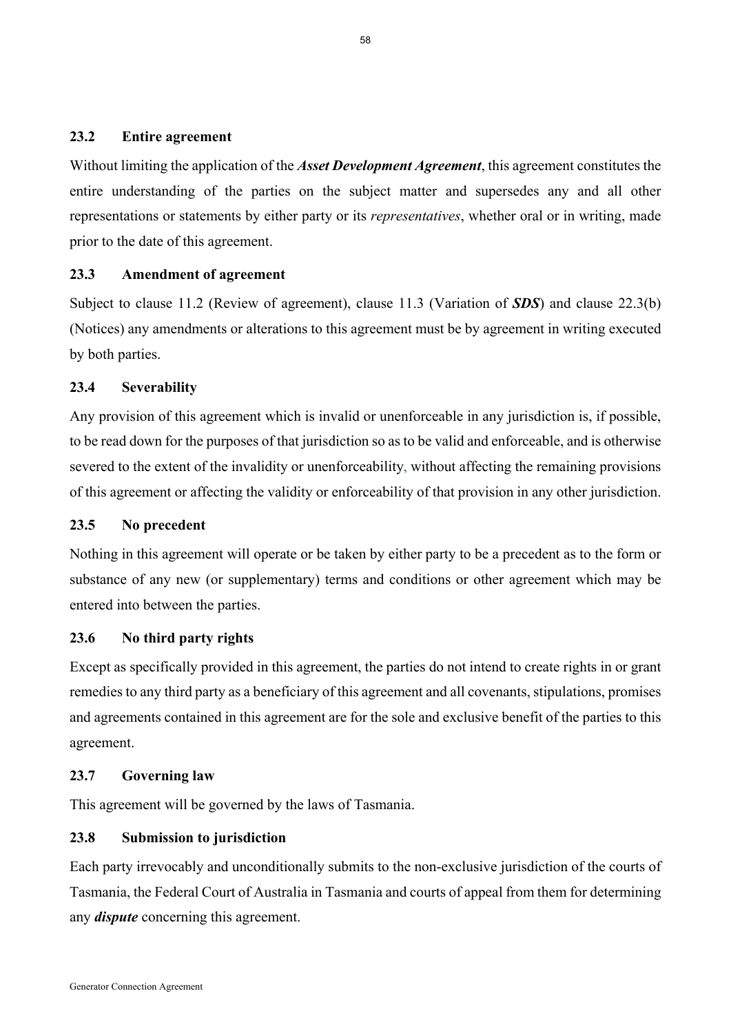### 23.2 Entire agreement

Without limiting the application of the ***Asset Development Agreement***, this agreement constitutes the entire understanding of the parties on the subject matter and supersedes any and all other representations or statements by either party or its *representatives*, whether oral or in writing, made prior to the date of this agreement.

### 23.3 Amendment of agreement

Subject to clause 11.2 (Review of agreement), clause 11.3 (Variation of ***SDS***) and clause 22.3(b) (Notices) any amendments or alterations to this agreement must be by agreement in writing executed by both parties.

### 23.4 Severability

Any provision of this agreement which is invalid or unenforceable in any jurisdiction is, if possible, to be read down for the purposes of that jurisdiction so as to be valid and enforceable, and is otherwise severed to the extent of the invalidity or unenforceability, without affecting the remaining provisions of this agreement or affecting the validity or enforceability of that provision in any other jurisdiction.

### 23.5 No precedent

Nothing in this agreement will operate or be taken by either party to be a precedent as to the form or substance of any new (or supplementary) terms and conditions or other agreement which may be entered into between the parties.

### 23.6 No third party rights

Except as specifically provided in this agreement, the parties do not intend to create rights in or grant remedies to any third party as a beneficiary of this agreement and all covenants, stipulations, promises and agreements contained in this agreement are for the sole and exclusive benefit of the parties to this agreement.

### 23.7 Governing law

This agreement will be governed by the laws of Tasmania.

### 23.8 Submission to jurisdiction

Each party irrevocably and unconditionally submits to the non-exclusive jurisdiction of the courts of Tasmania, the Federal Court of Australia in Tasmania and courts of appeal from them for determining any ***dispute*** concerning this agreement.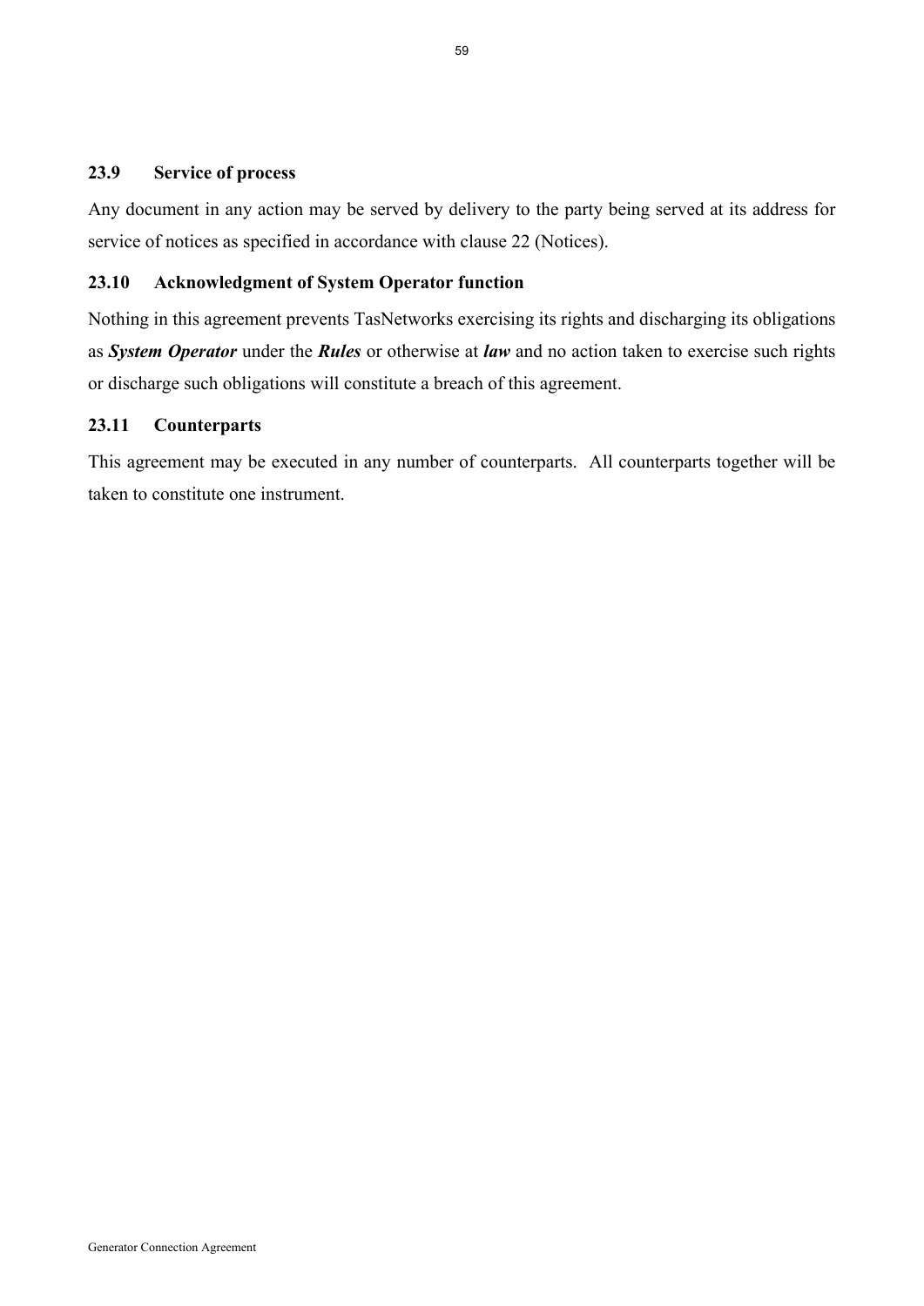### 23.9 Service of process

Any document in any action may be served by delivery to the party being served at its address for service of notices as specified in accordance with clause 22 (Notices).

### 23.10 Acknowledgment of System Operator function

Nothing in this agreement prevents TasNetworks exercising its rights and discharging its obligations as ***System Operator*** under the ***Rules*** or otherwise at ***law*** and no action taken to exercise such rights or discharge such obligations will constitute a breach of this agreement.

### 23.11 Counterparts

This agreement may be executed in any number of counterparts. All counterparts together will be taken to constitute one instrument.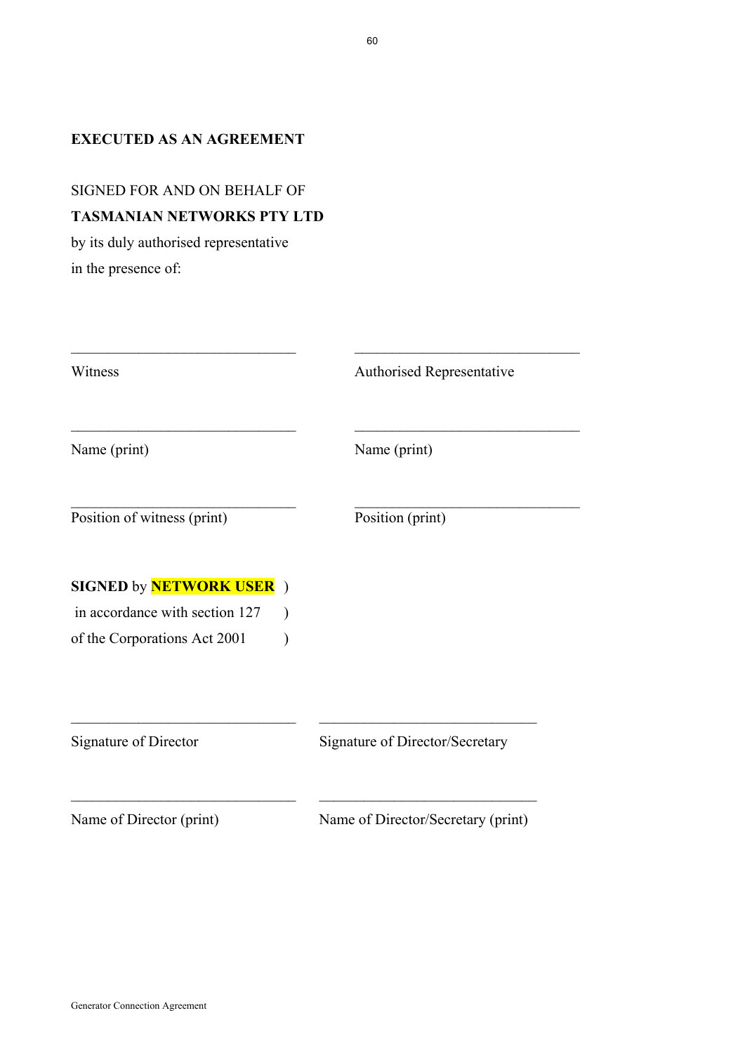**EXECUTED AS AN AGREEMENT**

SIGNED FOR AND ON BEHALF OF
**TASMANIAN NETWORKS PTY LTD**
by its duly authorised representative
in the presence of:

| | |
|---|---|
| \_\_\_\_\_\_\_\_\_\_\_\_\_\_\_\_\_\_\_\_\_\_\_\_\_\_\_\_\_\_ | \_\_\_\_\_\_\_\_\_\_\_\_\_\_\_\_\_\_\_\_\_\_\_\_\_\_\_\_\_\_ |
| Witness | Authorised Representative |
| \_\_\_\_\_\_\_\_\_\_\_\_\_\_\_\_\_\_\_\_\_\_\_\_\_\_\_\_\_\_ | \_\_\_\_\_\_\_\_\_\_\_\_\_\_\_\_\_\_\_\_\_\_\_\_\_\_\_\_\_\_ |
| Name (print) | Name (print) |
| \_\_\_\_\_\_\_\_\_\_\_\_\_\_\_\_\_\_\_\_\_\_\_\_\_\_\_\_\_\_ | \_\_\_\_\_\_\_\_\_\_\_\_\_\_\_\_\_\_\_\_\_\_\_\_\_\_\_\_\_\_ |
| Position of witness (print) | Position (print) |

**SIGNED** by **NETWORK USER** )
in accordance with section 127 )
of the Corporations Act 2001 )

| | |
|---|---|
| \_\_\_\_\_\_\_\_\_\_\_\_\_\_\_\_\_\_\_\_\_\_\_\_\_\_\_\_\_\_ | \_\_\_\_\_\_\_\_\_\_\_\_\_\_\_\_\_\_\_\_\_\_\_\_\_\_\_\_\_\_ |
| Signature of Director | Signature of Director/Secretary |
| \_\_\_\_\_\_\_\_\_\_\_\_\_\_\_\_\_\_\_\_\_\_\_\_\_\_\_\_\_\_ | \_\_\_\_\_\_\_\_\_\_\_\_\_\_\_\_\_\_\_\_\_\_\_\_\_\_\_\_\_\_ |
| Name of Director (print) | Name of Director/Secretary (print) |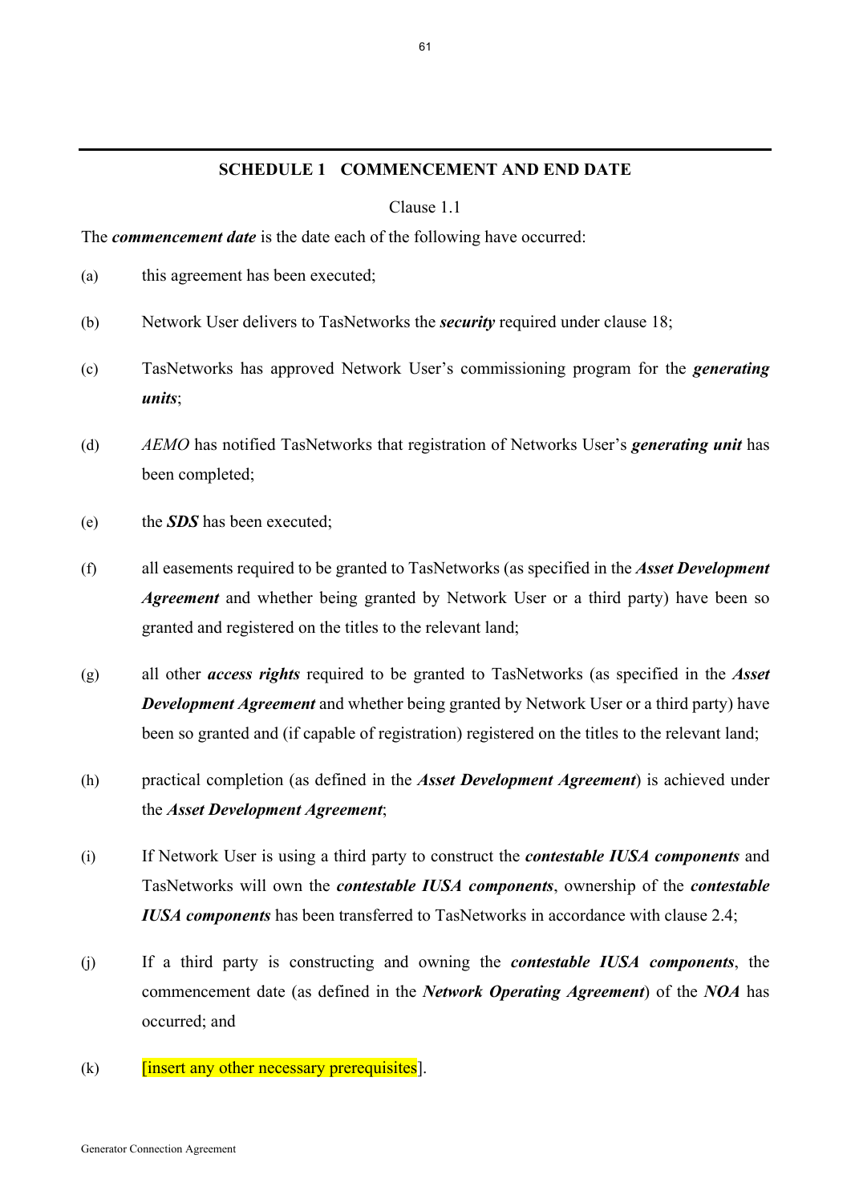## SCHEDULE 1 COMMENCEMENT AND END DATE

Clause 1.1

The ***commencement date*** is the date each of the following have occurred:

(a) this agreement has been executed;

(b) Network User delivers to TasNetworks the ***security*** required under clause 18;

(c) TasNetworks has approved Network User's commissioning program for the ***generating units***;

(d) *AEMO* has notified TasNetworks that registration of Networks User's ***generating unit*** has been completed;

(e) the ***SDS*** has been executed;

(f) all easements required to be granted to TasNetworks (as specified in the ***Asset Development Agreement*** and whether being granted by Network User or a third party) have been so granted and registered on the titles to the relevant land;

(g) all other ***access rights*** required to be granted to TasNetworks (as specified in the ***Asset Development Agreement*** and whether being granted by Network User or a third party) have been so granted and (if capable of registration) registered on the titles to the relevant land;

(h) practical completion (as defined in the ***Asset Development Agreement***) is achieved under the ***Asset Development Agreement***;

(i) If Network User is using a third party to construct the ***contestable IUSA components*** and TasNetworks will own the ***contestable IUSA components***, ownership of the ***contestable IUSA components*** has been transferred to TasNetworks in accordance with clause 2.4;

(j) If a third party is constructing and owning the ***contestable IUSA components***, the commencement date (as defined in the ***Network Operating Agreement***) of the ***NOA*** has occurred; and

(k) [insert any other necessary prerequisites].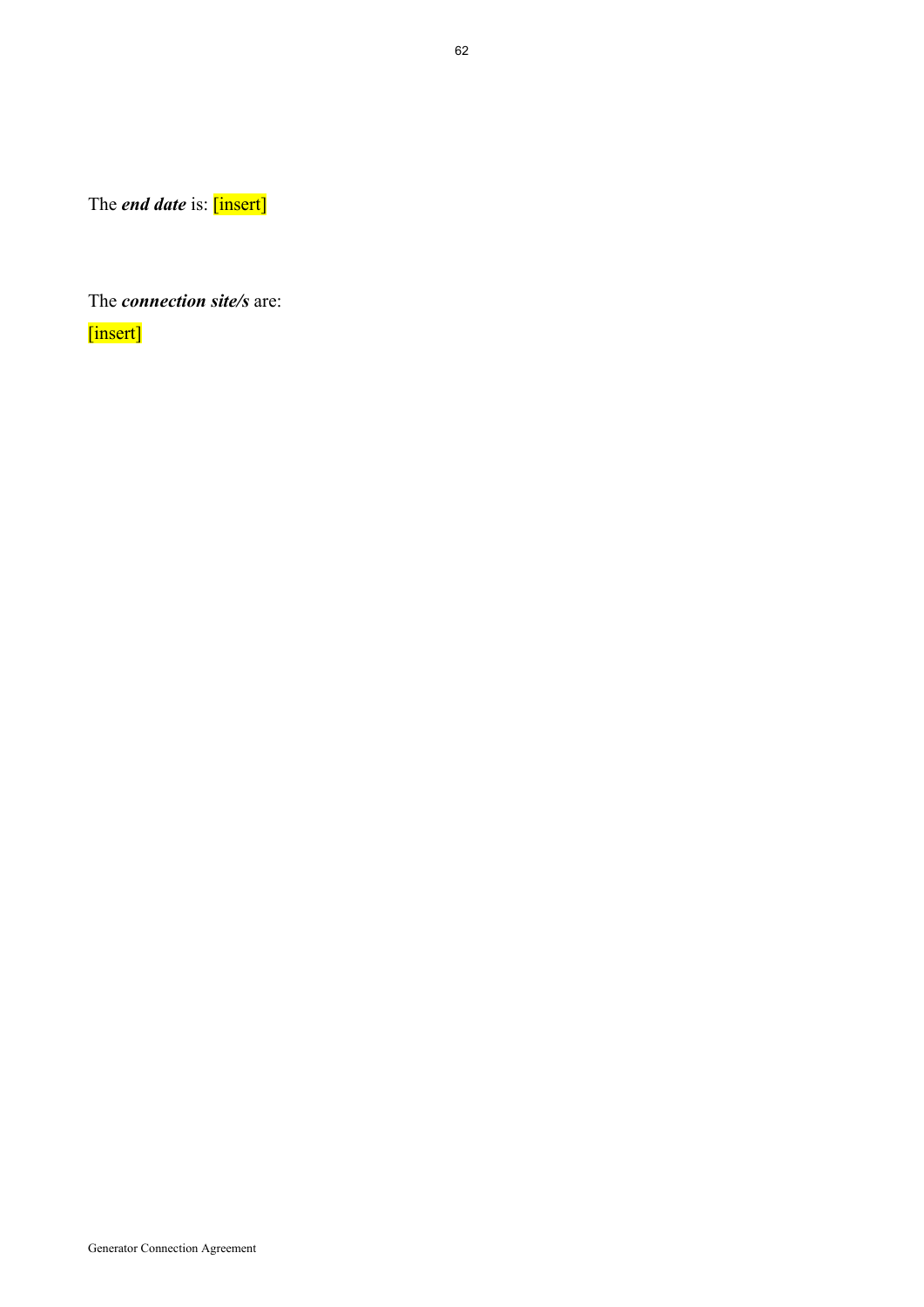The ***end date*** is: [insert]

The ***connection site/s*** are:

[insert]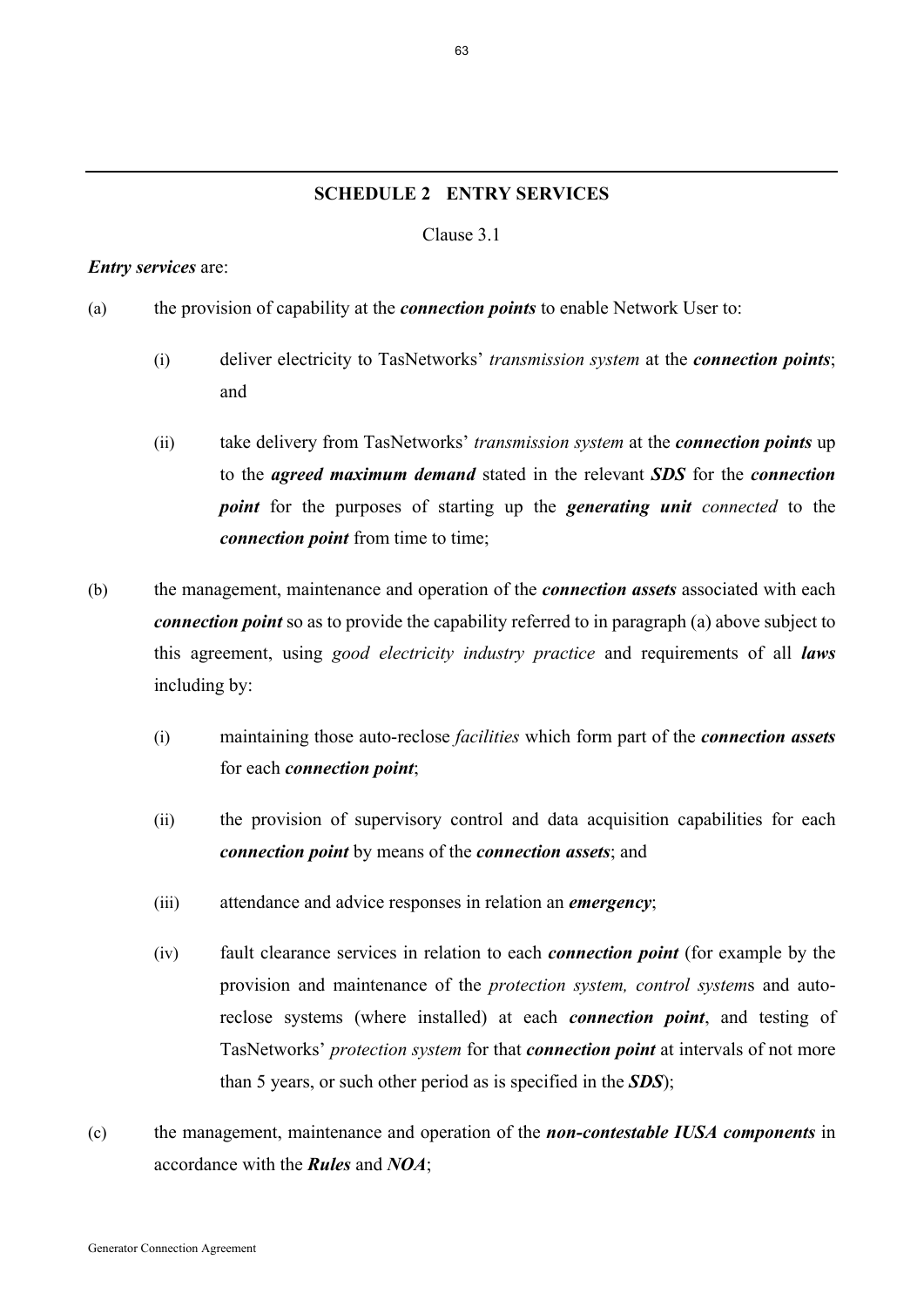## SCHEDULE 2 ENTRY SERVICES

Clause 3.1

***Entry services*** are:

(a) the provision of capability at the ***connection points*** to enable Network User to:

(i) deliver electricity to TasNetworks' *transmission system* at the ***connection points***; and

(ii) take delivery from TasNetworks' *transmission system* at the ***connection points*** up to the ***agreed maximum demand*** stated in the relevant ***SDS*** for the ***connection point*** for the purposes of starting up the ***generating unit*** *connected* to the ***connection point*** from time to time;

(b) the management, maintenance and operation of the ***connection assets*** associated with each ***connection point*** so as to provide the capability referred to in paragraph (a) above subject to this agreement, using *good electricity industry practice* and requirements of all ***laws*** including by:

(i) maintaining those auto-reclose *facilities* which form part of the ***connection assets*** for each ***connection point***;

(ii) the provision of supervisory control and data acquisition capabilities for each ***connection point*** by means of the ***connection assets***; and

(iii) attendance and advice responses in relation an ***emergency***;

(iv) fault clearance services in relation to each ***connection point*** (for example by the provision and maintenance of the *protection system, control system*s and auto-reclose systems (where installed) at each ***connection point***, and testing of TasNetworks' *protection system* for that ***connection point*** at intervals of not more than 5 years, or such other period as is specified in the ***SDS***);

(c) the management, maintenance and operation of the ***non-contestable IUSA components*** in accordance with the ***Rules*** and ***NOA***;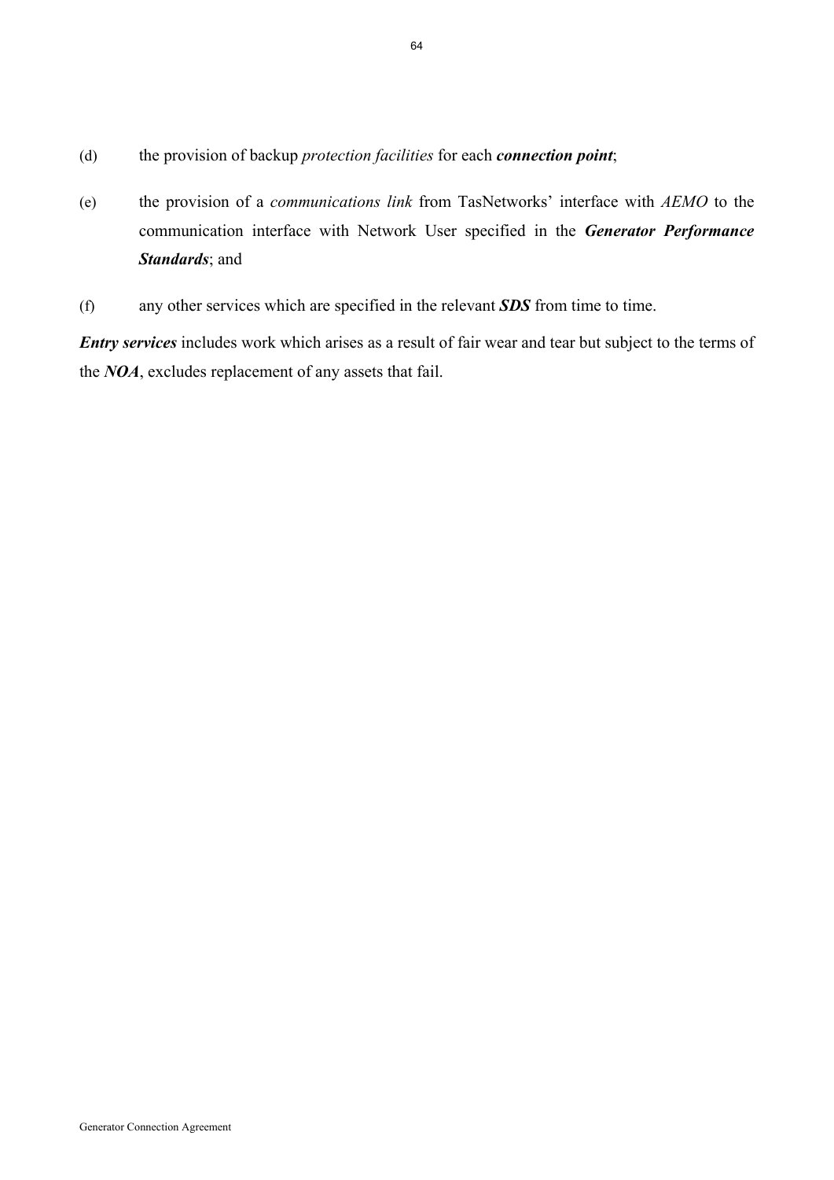(d) the provision of backup *protection facilities* for each ***connection point***;

(e) the provision of a *communications link* from TasNetworks' interface with *AEMO* to the communication interface with Network User specified in the ***Generator Performance Standards***; and

(f) any other services which are specified in the relevant ***SDS*** from time to time.

***Entry services*** includes work which arises as a result of fair wear and tear but subject to the terms of the ***NOA***, excludes replacement of any assets that fail.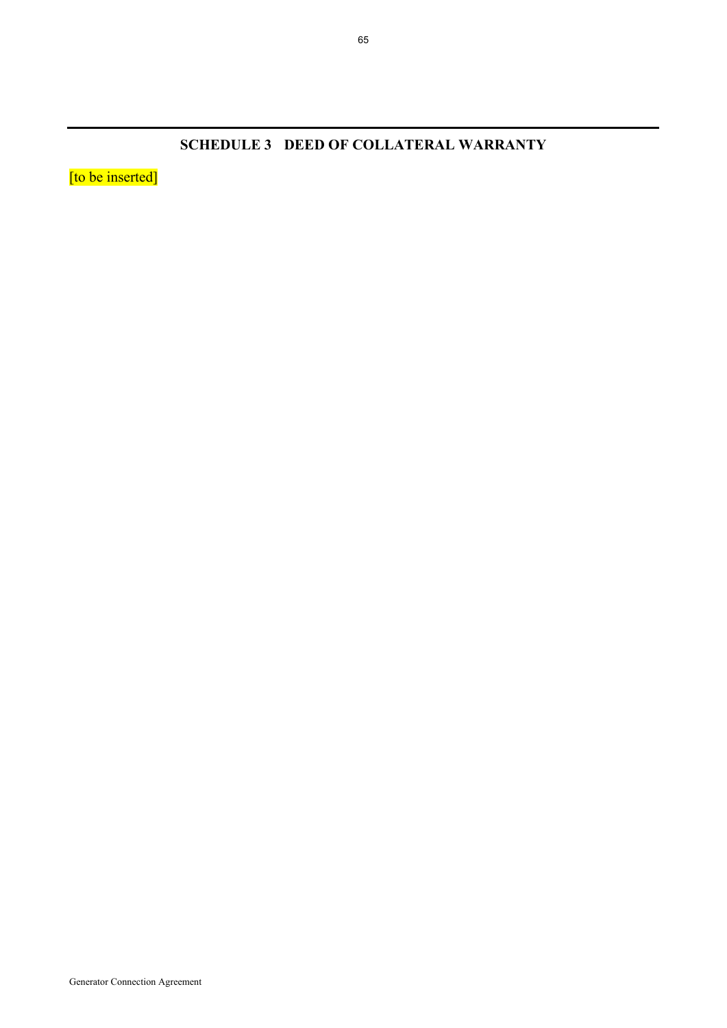## SCHEDULE 3 DEED OF COLLATERAL WARRANTY

[to be inserted]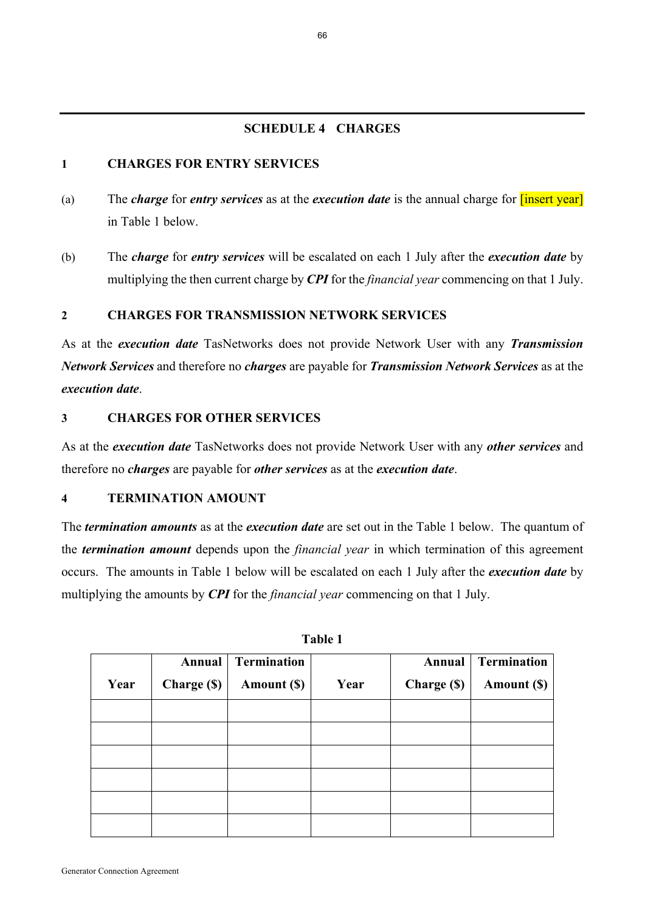## SCHEDULE 4 CHARGES

### 1 CHARGES FOR ENTRY SERVICES

(a) The ***charge*** for ***entry services*** as at the ***execution date*** is the annual charge for [insert year] in Table 1 below.

(b) The ***charge*** for ***entry services*** will be escalated on each 1 July after the ***execution date*** by multiplying the then current charge by ***CPI*** for the *financial year* commencing on that 1 July.

### 2 CHARGES FOR TRANSMISSION NETWORK SERVICES

As at the ***execution date*** TasNetworks does not provide Network User with any ***Transmission Network Services*** and therefore no ***charges*** are payable for ***Transmission Network Services*** as at the ***execution date***.

### 3 CHARGES FOR OTHER SERVICES

As at the ***execution date*** TasNetworks does not provide Network User with any ***other services*** and therefore no ***charges*** are payable for ***other services*** as at the ***execution date***.

### 4 TERMINATION AMOUNT

The ***termination amounts*** as at the ***execution date*** are set out in the Table 1 below. The quantum of the ***termination amount*** depends upon the *financial year* in which termination of this agreement occurs. The amounts in Table 1 below will be escalated on each 1 July after the ***execution date*** by multiplying the amounts by ***CPI*** for the *financial year* commencing on that 1 July.

**Table 1**

| Year | Annual Charge ($) | Termination Amount ($) | Year | Annual Charge ($) | Termination Amount ($) |
|---|---|---|---|---|---|
| | | | | | |
| | | | | | |
| | | | | | |
| | | | | | |
| | | | | | |
| | | | | | |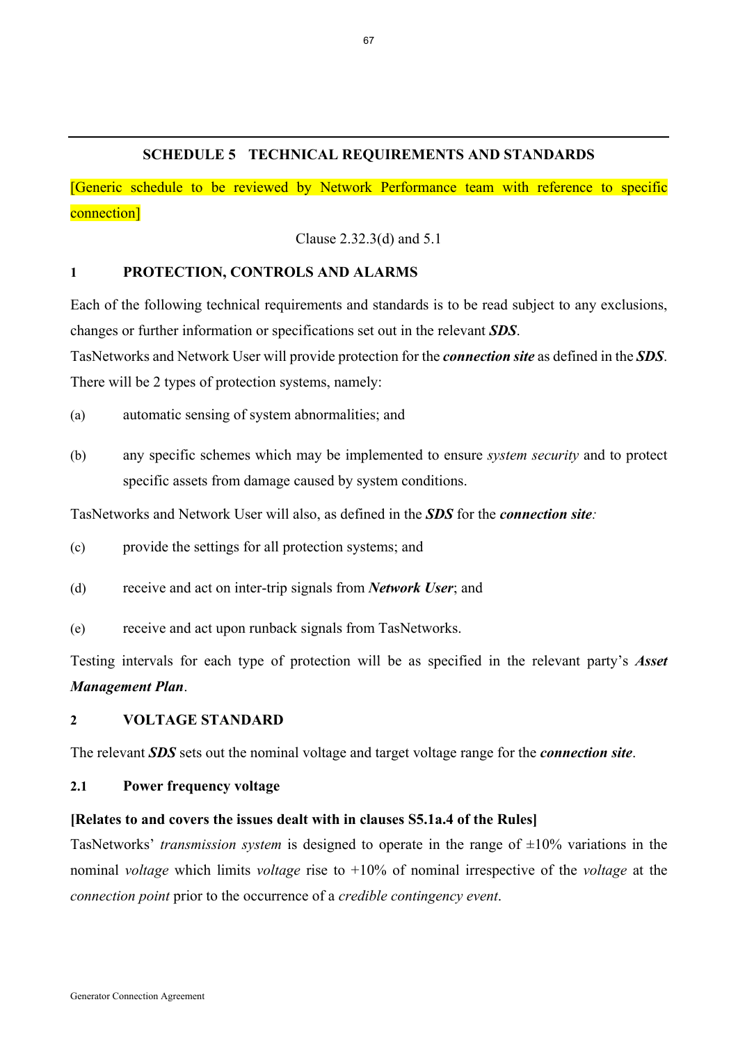## SCHEDULE 5 TECHNICAL REQUIREMENTS AND STANDARDS

[Generic schedule to be reviewed by Network Performance team with reference to specific connection]

Clause 2.32.3(d) and 5.1

### 1 PROTECTION, CONTROLS AND ALARMS

Each of the following technical requirements and standards is to be read subject to any exclusions, changes or further information or specifications set out in the relevant ***SDS***.

TasNetworks and Network User will provide protection for the ***connection site*** as defined in the ***SDS***.

There will be 2 types of protection systems, namely:

(a) automatic sensing of system abnormalities; and

(b) any specific schemes which may be implemented to ensure *system security* and to protect specific assets from damage caused by system conditions.

TasNetworks and Network User will also, as defined in the ***SDS*** for the ***connection site****:*

(c) provide the settings for all protection systems; and

(d) receive and act on inter-trip signals from ***Network User***; and

(e) receive and act upon runback signals from TasNetworks.

Testing intervals for each type of protection will be as specified in the relevant party's ***Asset Management Plan***.

### 2 VOLTAGE STANDARD

The relevant ***SDS*** sets out the nominal voltage and target voltage range for the ***connection site***.

#### 2.1 Power frequency voltage

**[Relates to and covers the issues dealt with in clauses S5.1a.4 of the Rules]**

TasNetworks' *transmission system* is designed to operate in the range of ±10% variations in the nominal *voltage* which limits *voltage* rise to +10% of nominal irrespective of the *voltage* at the *connection point* prior to the occurrence of a *credible contingency event*.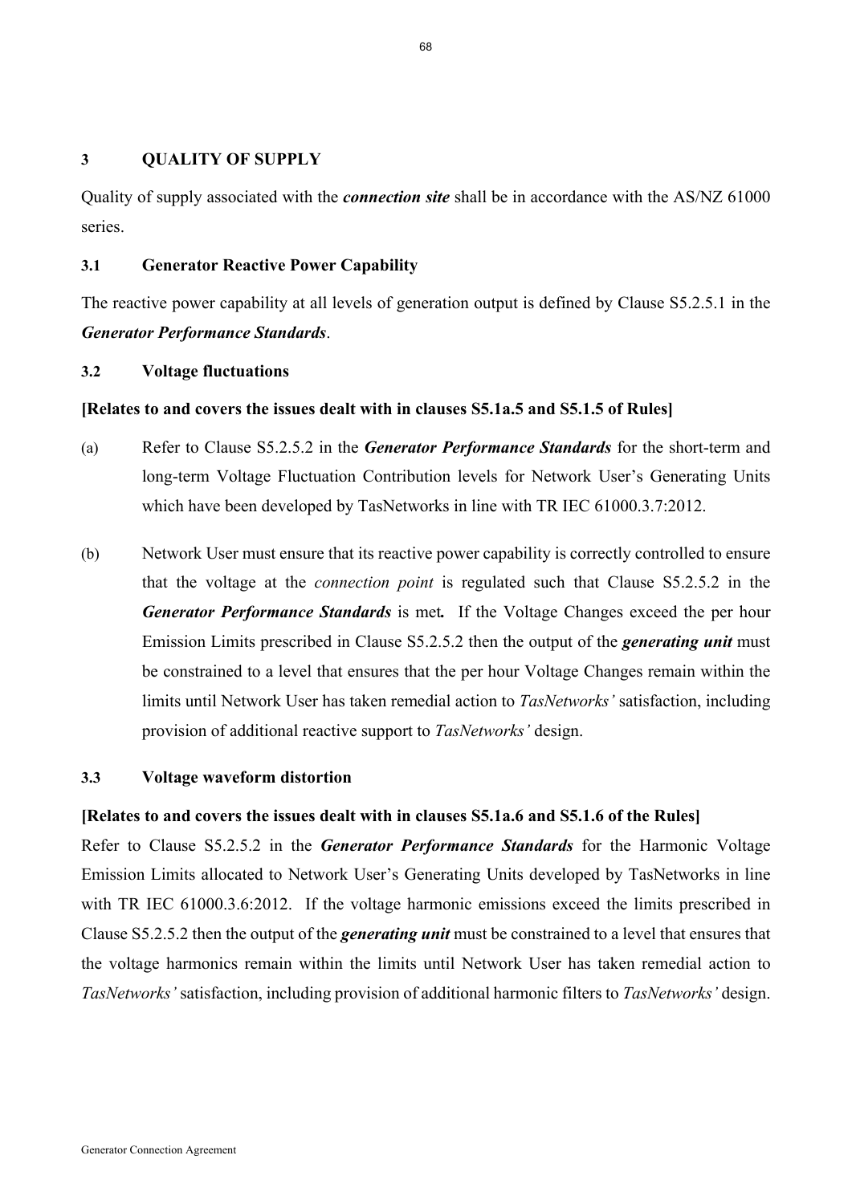## 3 QUALITY OF SUPPLY

Quality of supply associated with the ***connection site*** shall be in accordance with the AS/NZ 61000 series.

### 3.1 Generator Reactive Power Capability

The reactive power capability at all levels of generation output is defined by Clause S5.2.5.1 in the ***Generator Performance Standards***.

### 3.2 Voltage fluctuations

**[Relates to and covers the issues dealt with in clauses S5.1a.5 and S5.1.5 of Rules]**

(a) Refer to Clause S5.2.5.2 in the ***Generator Performance Standards*** for the short-term and long-term Voltage Fluctuation Contribution levels for Network User's Generating Units which have been developed by TasNetworks in line with TR IEC 61000.3.7:2012.

(b) Network User must ensure that its reactive power capability is correctly controlled to ensure that the voltage at the *connection point* is regulated such that Clause S5.2.5.2 in the ***Generator Performance Standards*** is met***.*** If the Voltage Changes exceed the per hour Emission Limits prescribed in Clause S5.2.5.2 then the output of the ***generating unit*** must be constrained to a level that ensures that the per hour Voltage Changes remain within the limits until Network User has taken remedial action to *TasNetworks'* satisfaction, including provision of additional reactive support to *TasNetworks'* design.

### 3.3 Voltage waveform distortion

**[Relates to and covers the issues dealt with in clauses S5.1a.6 and S5.1.6 of the Rules]**

Refer to Clause S5.2.5.2 in the ***Generator Performance Standards*** for the Harmonic Voltage Emission Limits allocated to Network User's Generating Units developed by TasNetworks in line with TR IEC 61000.3.6:2012. If the voltage harmonic emissions exceed the limits prescribed in Clause S5.2.5.2 then the output of the ***generating unit*** must be constrained to a level that ensures that the voltage harmonics remain within the limits until Network User has taken remedial action to *TasNetworks'* satisfaction, including provision of additional harmonic filters to *TasNetworks'* design.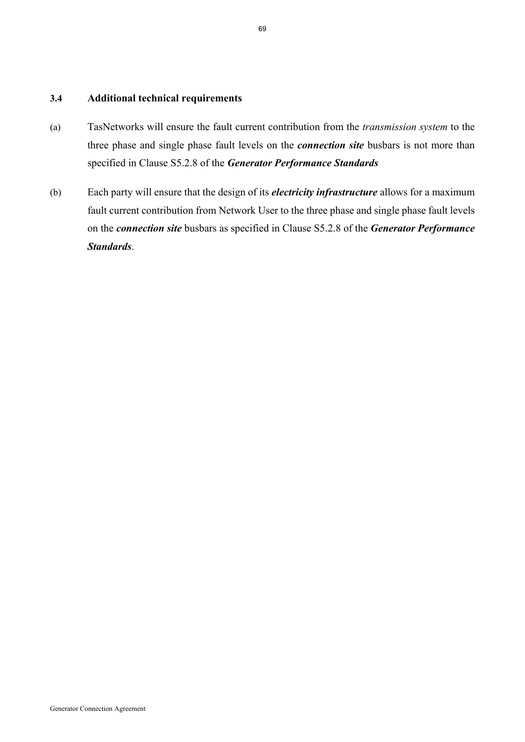### 3.4 Additional technical requirements

(a) TasNetworks will ensure the fault current contribution from the *transmission system* to the three phase and single phase fault levels on the ***connection site*** busbars is not more than specified in Clause S5.2.8 of the ***Generator Performance Standards***

(b) Each party will ensure that the design of its ***electricity infrastructure*** allows for a maximum fault current contribution from Network User to the three phase and single phase fault levels on the ***connection site*** busbars as specified in Clause S5.2.8 of the ***Generator Performance Standards***.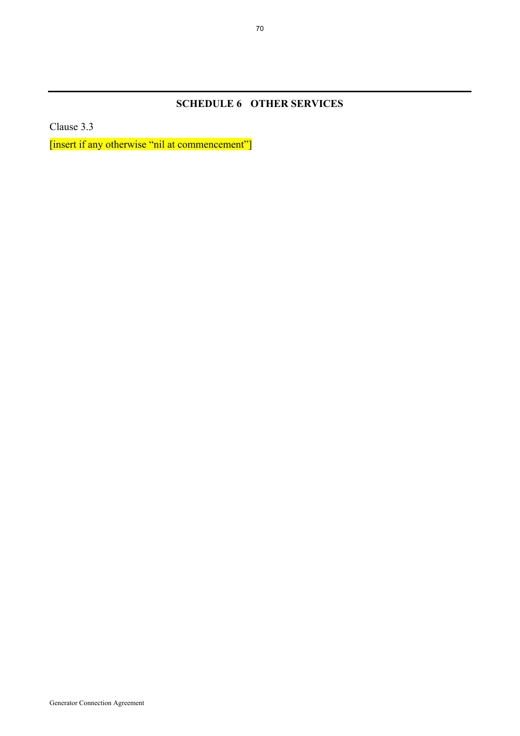## SCHEDULE 6 OTHER SERVICES

Clause 3.3

[insert if any otherwise “nil at commencement”]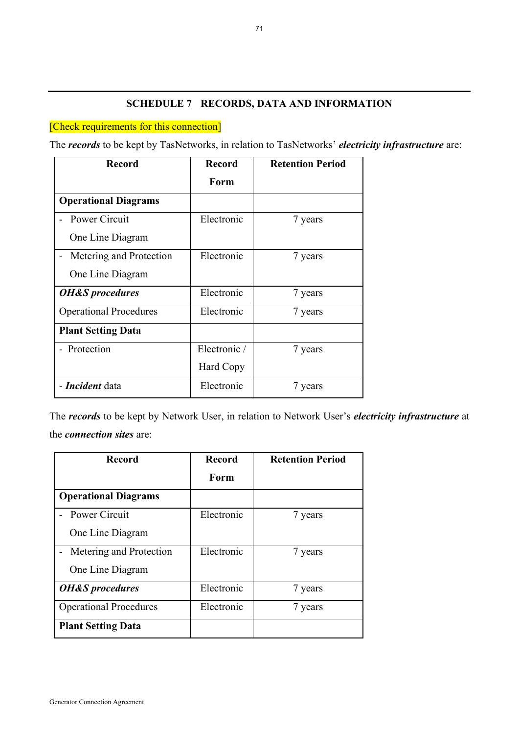## SCHEDULE 7 RECORDS, DATA AND INFORMATION

[Check requirements for this connection]

The ***records*** to be kept by TasNetworks, in relation to TasNetworks' ***electricity infrastructure*** are:

| Record | Record Form | Retention Period |
|---|---|---|
| **Operational Diagrams** | | |
| - Power Circuit One Line Diagram | Electronic | 7 years |
| - Metering and Protection One Line Diagram | Electronic | 7 years |
| ***OH&S procedures*** | Electronic | 7 years |
| Operational Procedures | Electronic | 7 years |
| **Plant Setting Data** | | |
| - Protection | Electronic / Hard Copy | 7 years |
| - ***Incident*** data | Electronic | 7 years |

The ***records*** to be kept by Network User, in relation to Network User's ***electricity infrastructure*** at the ***connection sites*** are:

| Record | Record Form | Retention Period |
|---|---|---|
| **Operational Diagrams** | | |
| - Power Circuit One Line Diagram | Electronic | 7 years |
| - Metering and Protection One Line Diagram | Electronic | 7 years |
| ***OH&S procedures*** | Electronic | 7 years |
| Operational Procedures | Electronic | 7 years |
| **Plant Setting Data** | | |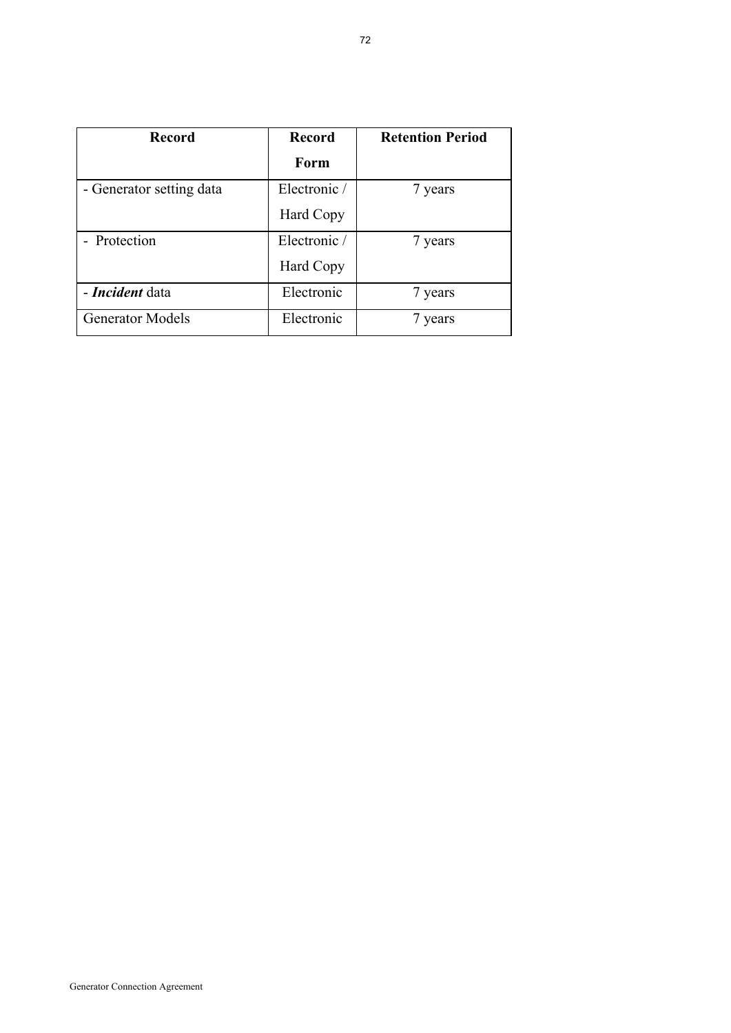| Record | Record Form | Retention Period |
|---|---|---|
| - Generator setting data | Electronic / Hard Copy | 7 years |
| - Protection | Electronic / Hard Copy | 7 years |
| - ***Incident*** data | Electronic | 7 years |
| Generator Models | Electronic | 7 years |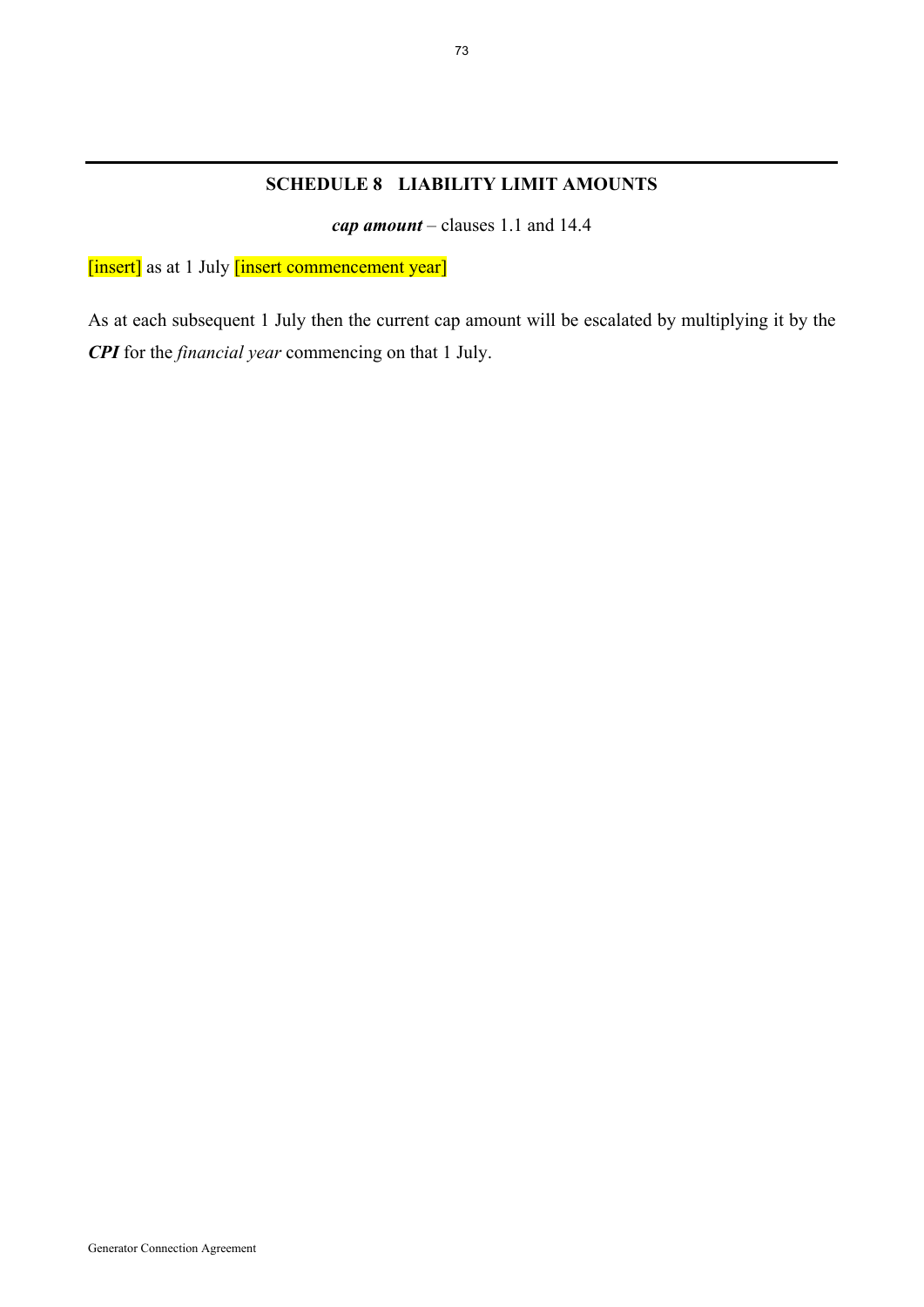## SCHEDULE 8   LIABILITY LIMIT AMOUNTS

***cap amount*** – clauses 1.1 and 14.4

[insert] as at 1 July [insert commencement year]

As at each subsequent 1 July then the current cap amount will be escalated by multiplying it by the ***CPI*** for the *financial year* commencing on that 1 July.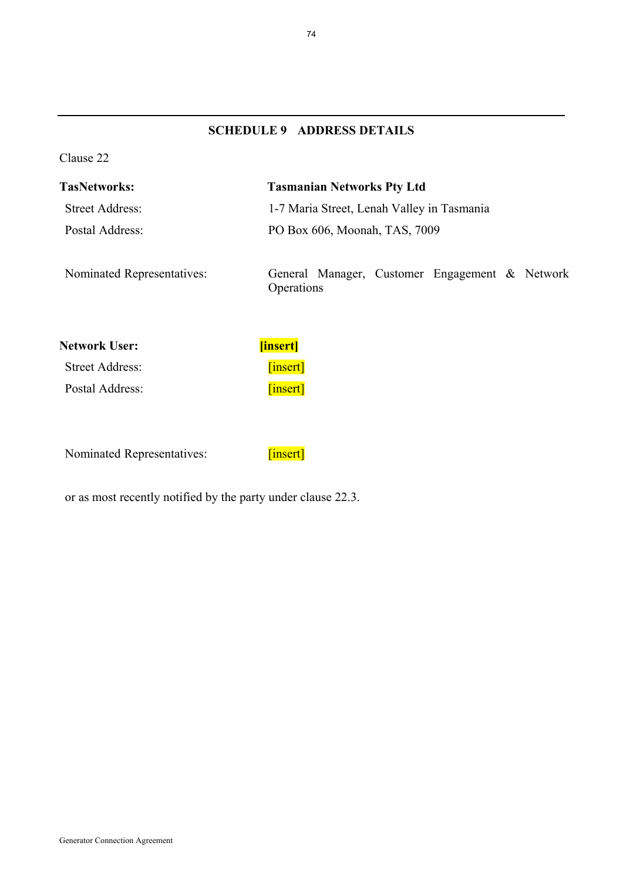## SCHEDULE 9 ADDRESS DETAILS

Clause 22

| | |
|---|---|
| **TasNetworks:** | **Tasmanian Networks Pty Ltd** |
| Street Address: | 1-7 Maria Street, Lenah Valley in Tasmania |
| Postal Address: | PO Box 606, Moonah, TAS, 7009 |
| Nominated Representatives: | General Manager, Customer Engagement & Network Operations |

| | |
|---|---|
| **Network User:** | **[insert]** |
| Street Address: | [insert] |
| Postal Address: | [insert] |
| Nominated Representatives: | [insert] |

or as most recently notified by the party under clause 22.3.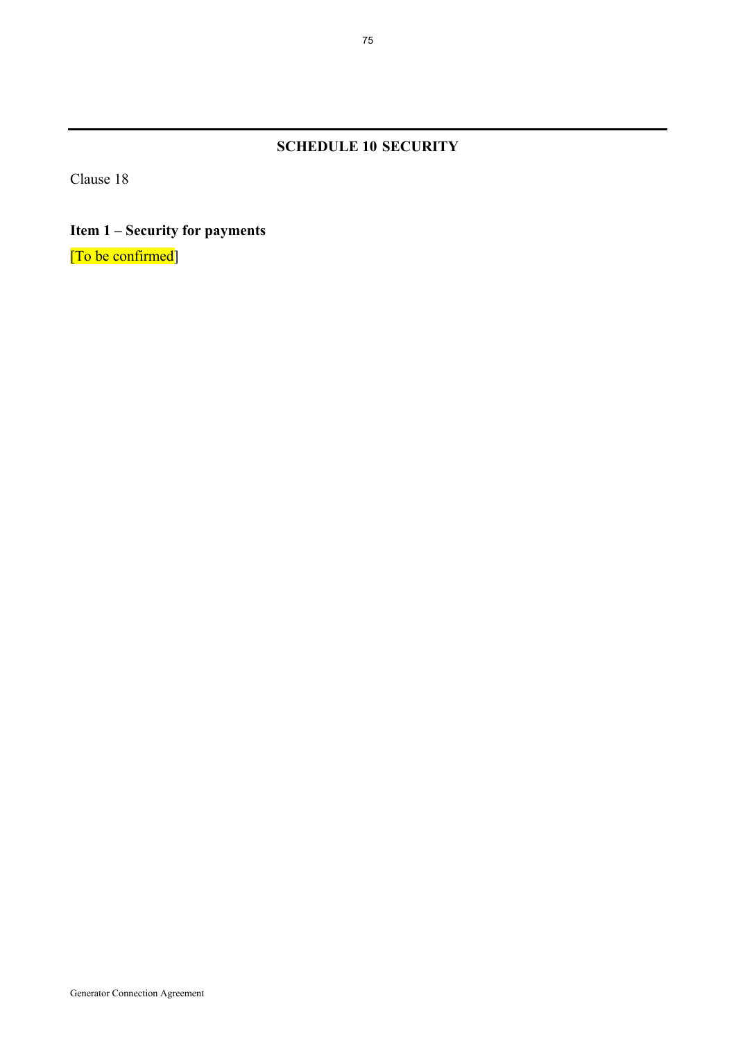## SCHEDULE 10 SECURITY

Clause 18

**Item 1 – Security for payments**

[To be confirmed]